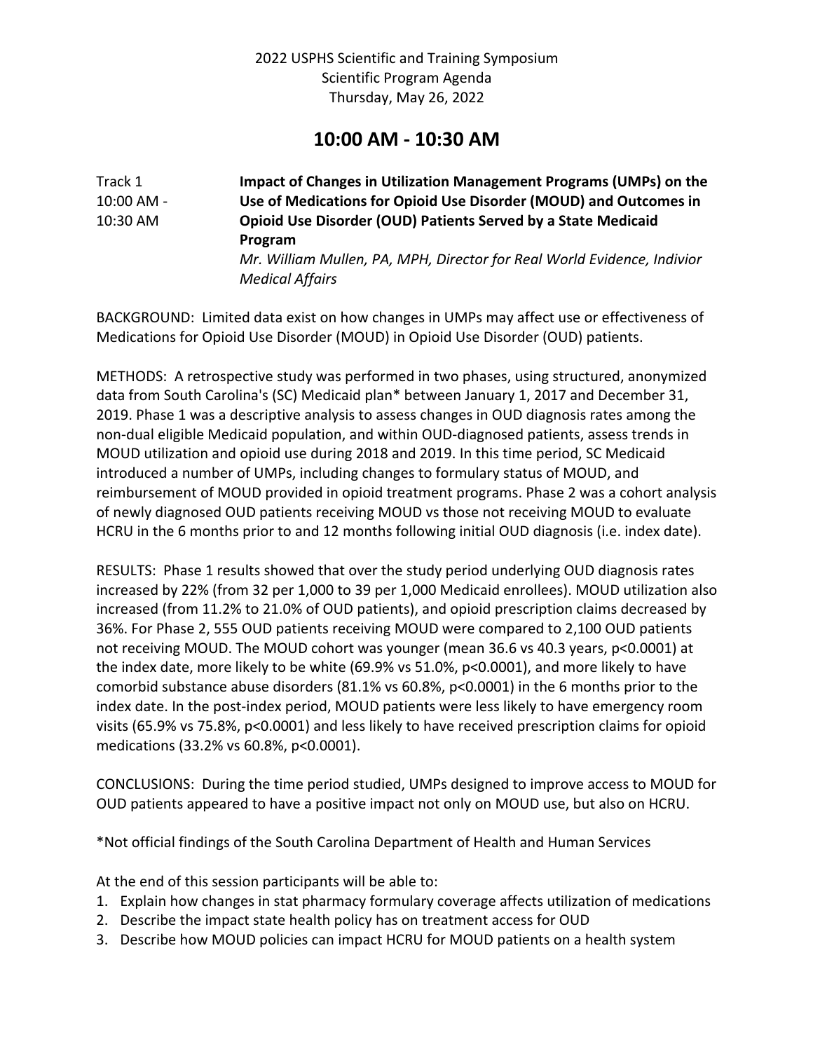2022 USPHS Scientific and Training Symposium
Scientific Program Agenda
Thursday, May 26, 2022

## 10:00 AM - 10:30 AM

Track 1
10:00 AM - 10:30 AM

**Impact of Changes in Utilization Management Programs (UMPs) on the Use of Medications for Opioid Use Disorder (MOUD) and Outcomes in Opioid Use Disorder (OUD) Patients Served by a State Medicaid Program**

*Mr. William Mullen, PA, MPH, Director for Real World Evidence, Indivior Medical Affairs*

BACKGROUND: Limited data exist on how changes in UMPs may affect use or effectiveness of Medications for Opioid Use Disorder (MOUD) in Opioid Use Disorder (OUD) patients.

METHODS: A retrospective study was performed in two phases, using structured, anonymized data from South Carolina's (SC) Medicaid plan* between January 1, 2017 and December 31, 2019. Phase 1 was a descriptive analysis to assess changes in OUD diagnosis rates among the non-dual eligible Medicaid population, and within OUD-diagnosed patients, assess trends in MOUD utilization and opioid use during 2018 and 2019. In this time period, SC Medicaid introduced a number of UMPs, including changes to formulary status of MOUD, and reimbursement of MOUD provided in opioid treatment programs. Phase 2 was a cohort analysis of newly diagnosed OUD patients receiving MOUD vs those not receiving MOUD to evaluate HCRU in the 6 months prior to and 12 months following initial OUD diagnosis (i.e. index date).

RESULTS: Phase 1 results showed that over the study period underlying OUD diagnosis rates increased by 22% (from 32 per 1,000 to 39 per 1,000 Medicaid enrollees). MOUD utilization also increased (from 11.2% to 21.0% of OUD patients), and opioid prescription claims decreased by 36%. For Phase 2, 555 OUD patients receiving MOUD were compared to 2,100 OUD patients not receiving MOUD. The MOUD cohort was younger (mean 36.6 vs 40.3 years, $p<0.0001$) at the index date, more likely to be white (69.9% vs 51.0%, $p<0.0001$), and more likely to have comorbid substance abuse disorders (81.1% vs 60.8%, $p<0.0001$) in the 6 months prior to the index date. In the post-index period, MOUD patients were less likely to have emergency room visits (65.9% vs 75.8%, $p<0.0001$) and less likely to have received prescription claims for opioid medications (33.2% vs 60.8%, $p<0.0001$).

CONCLUSIONS: During the time period studied, UMPs designed to improve access to MOUD for OUD patients appeared to have a positive impact not only on MOUD use, but also on HCRU.

*Not official findings of the South Carolina Department of Health and Human Services

At the end of this session participants will be able to:

1. Explain how changes in stat pharmacy formulary coverage affects utilization of medications
2. Describe the impact state health policy has on treatment access for OUD
3. Describe how MOUD policies can impact HCRU for MOUD patients on a health system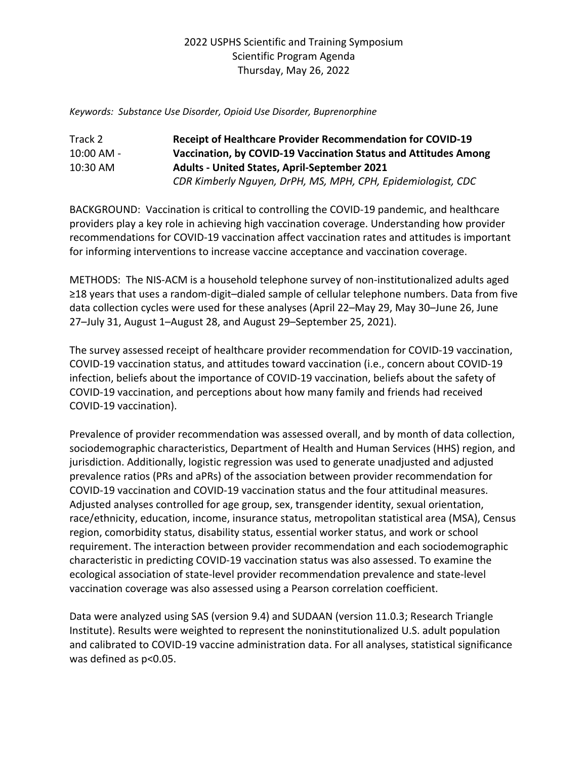2022 USPHS Scientific and Training Symposium
Scientific Program Agenda
Thursday, May 26, 2022

*Keywords: Substance Use Disorder, Opioid Use Disorder, Buprenorphine*

Track 2
10:00 AM - 10:30 AM

**Receipt of Healthcare Provider Recommendation for COVID-19 Vaccination, by COVID-19 Vaccination Status and Attitudes Among Adults - United States, April-September 2021**
*CDR Kimberly Nguyen, DrPH, MS, MPH, CPH, Epidemiologist, CDC*

BACKGROUND: Vaccination is critical to controlling the COVID-19 pandemic, and healthcare providers play a key role in achieving high vaccination coverage. Understanding how provider recommendations for COVID-19 vaccination affect vaccination rates and attitudes is important for informing interventions to increase vaccine acceptance and vaccination coverage.

METHODS: The NIS-ACM is a household telephone survey of non-institutionalized adults aged ≥18 years that uses a random-digit–dialed sample of cellular telephone numbers. Data from five data collection cycles were used for these analyses (April 22–May 29, May 30–June 26, June 27–July 31, August 1–August 28, and August 29–September 25, 2021).

The survey assessed receipt of healthcare provider recommendation for COVID-19 vaccination, COVID-19 vaccination status, and attitudes toward vaccination (i.e., concern about COVID-19 infection, beliefs about the importance of COVID-19 vaccination, beliefs about the safety of COVID-19 vaccination, and perceptions about how many family and friends had received COVID-19 vaccination).

Prevalence of provider recommendation was assessed overall, and by month of data collection, sociodemographic characteristics, Department of Health and Human Services (HHS) region, and jurisdiction. Additionally, logistic regression was used to generate unadjusted and adjusted prevalence ratios (PRs and aPRs) of the association between provider recommendation for COVID-19 vaccination and COVID-19 vaccination status and the four attitudinal measures. Adjusted analyses controlled for age group, sex, transgender identity, sexual orientation, race/ethnicity, education, income, insurance status, metropolitan statistical area (MSA), Census region, comorbidity status, disability status, essential worker status, and work or school requirement. The interaction between provider recommendation and each sociodemographic characteristic in predicting COVID-19 vaccination status was also assessed. To examine the ecological association of state-level provider recommendation prevalence and state-level vaccination coverage was also assessed using a Pearson correlation coefficient.

Data were analyzed using SAS (version 9.4) and SUDAAN (version 11.0.3; Research Triangle Institute). Results were weighted to represent the noninstitutionalized U.S. adult population and calibrated to COVID-19 vaccine administration data. For all analyses, statistical significance was defined as $p<0.05$.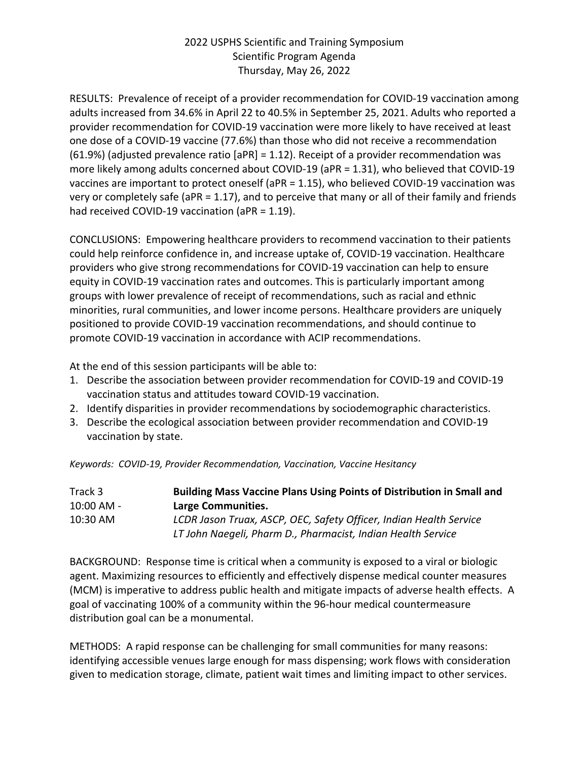RESULTS: Prevalence of receipt of a provider recommendation for COVID-19 vaccination among adults increased from 34.6% in April 22 to 40.5% in September 25, 2021. Adults who reported a provider recommendation for COVID-19 vaccination were more likely to have received at least one dose of a COVID-19 vaccine (77.6%) than those who did not receive a recommendation (61.9%) (adjusted prevalence ratio [aPR] = 1.12). Receipt of a provider recommendation was more likely among adults concerned about COVID-19 (aPR = 1.31), who believed that COVID-19 vaccines are important to protect oneself (aPR = 1.15), who believed COVID-19 vaccination was very or completely safe (aPR = 1.17), and to perceive that many or all of their family and friends had received COVID-19 vaccination (aPR = 1.19).

CONCLUSIONS: Empowering healthcare providers to recommend vaccination to their patients could help reinforce confidence in, and increase uptake of, COVID-19 vaccination. Healthcare providers who give strong recommendations for COVID-19 vaccination can help to ensure equity in COVID-19 vaccination rates and outcomes. This is particularly important among groups with lower prevalence of receipt of recommendations, such as racial and ethnic minorities, rural communities, and lower income persons. Healthcare providers are uniquely positioned to provide COVID-19 vaccination recommendations, and should continue to promote COVID-19 vaccination in accordance with ACIP recommendations.

At the end of this session participants will be able to:

1. Describe the association between provider recommendation for COVID-19 and COVID-19 vaccination status and attitudes toward COVID-19 vaccination.
2. Identify disparities in provider recommendations by sociodemographic characteristics.
3. Describe the ecological association between provider recommendation and COVID-19 vaccination by state.

*Keywords: COVID-19, Provider Recommendation, Vaccination, Vaccine Hesitancy*

Track 3
10:00 AM - 10:30 AM

**Building Mass Vaccine Plans Using Points of Distribution in Small and Large Communities.**

*LCDR Jason Truax, ASCP, OEC, Safety Officer, Indian Health Service*
*LT John Naegeli, Pharm D., Pharmacist, Indian Health Service*

BACKGROUND: Response time is critical when a community is exposed to a viral or biologic agent. Maximizing resources to efficiently and effectively dispense medical counter measures (MCM) is imperative to address public health and mitigate impacts of adverse health effects. A goal of vaccinating 100% of a community within the 96-hour medical countermeasure distribution goal can be a monumental.

METHODS: A rapid response can be challenging for small communities for many reasons: identifying accessible venues large enough for mass dispensing; work flows with consideration given to medication storage, climate, patient wait times and limiting impact to other services.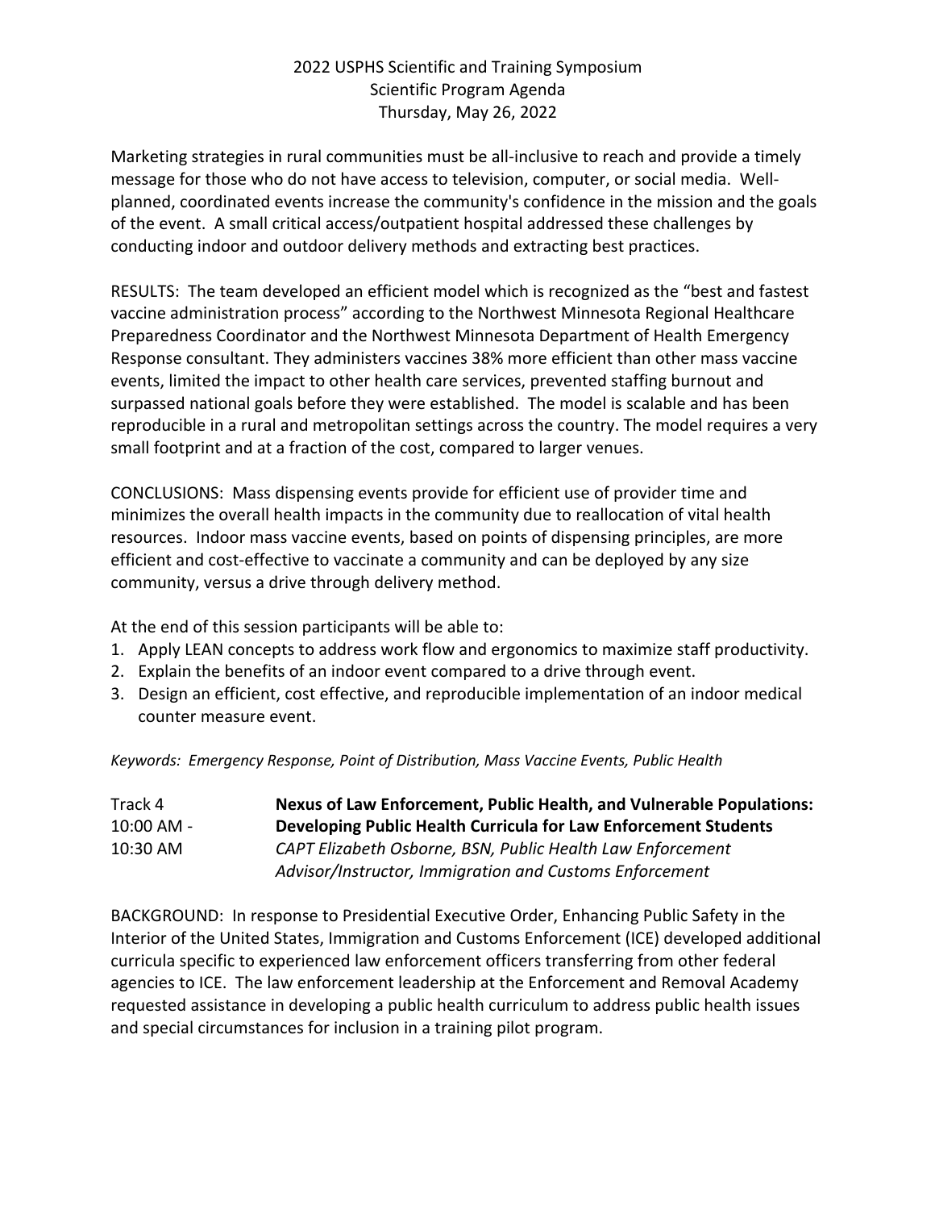Marketing strategies in rural communities must be all-inclusive to reach and provide a timely message for those who do not have access to television, computer, or social media. Well-planned, coordinated events increase the community's confidence in the mission and the goals of the event. A small critical access/outpatient hospital addressed these challenges by conducting indoor and outdoor delivery methods and extracting best practices.

RESULTS: The team developed an efficient model which is recognized as the "best and fastest vaccine administration process" according to the Northwest Minnesota Regional Healthcare Preparedness Coordinator and the Northwest Minnesota Department of Health Emergency Response consultant. They administers vaccines 38% more efficient than other mass vaccine events, limited the impact to other health care services, prevented staffing burnout and surpassed national goals before they were established. The model is scalable and has been reproducible in a rural and metropolitan settings across the country. The model requires a very small footprint and at a fraction of the cost, compared to larger venues.

CONCLUSIONS: Mass dispensing events provide for efficient use of provider time and minimizes the overall health impacts in the community due to reallocation of vital health resources. Indoor mass vaccine events, based on points of dispensing principles, are more efficient and cost-effective to vaccinate a community and can be deployed by any size community, versus a drive through delivery method.

At the end of this session participants will be able to:

1. Apply LEAN concepts to address work flow and ergonomics to maximize staff productivity.
2. Explain the benefits of an indoor event compared to a drive through event.
3. Design an efficient, cost effective, and reproducible implementation of an indoor medical counter measure event.

*Keywords: Emergency Response, Point of Distribution, Mass Vaccine Events, Public Health*

Track 4
10:00 AM - 10:30 AM

**Nexus of Law Enforcement, Public Health, and Vulnerable Populations: Developing Public Health Curricula for Law Enforcement Students**
*CAPT Elizabeth Osborne, BSN, Public Health Law Enforcement Advisor/Instructor, Immigration and Customs Enforcement*

BACKGROUND: In response to Presidential Executive Order, Enhancing Public Safety in the Interior of the United States, Immigration and Customs Enforcement (ICE) developed additional curricula specific to experienced law enforcement officers transferring from other federal agencies to ICE. The law enforcement leadership at the Enforcement and Removal Academy requested assistance in developing a public health curriculum to address public health issues and special circumstances for inclusion in a training pilot program.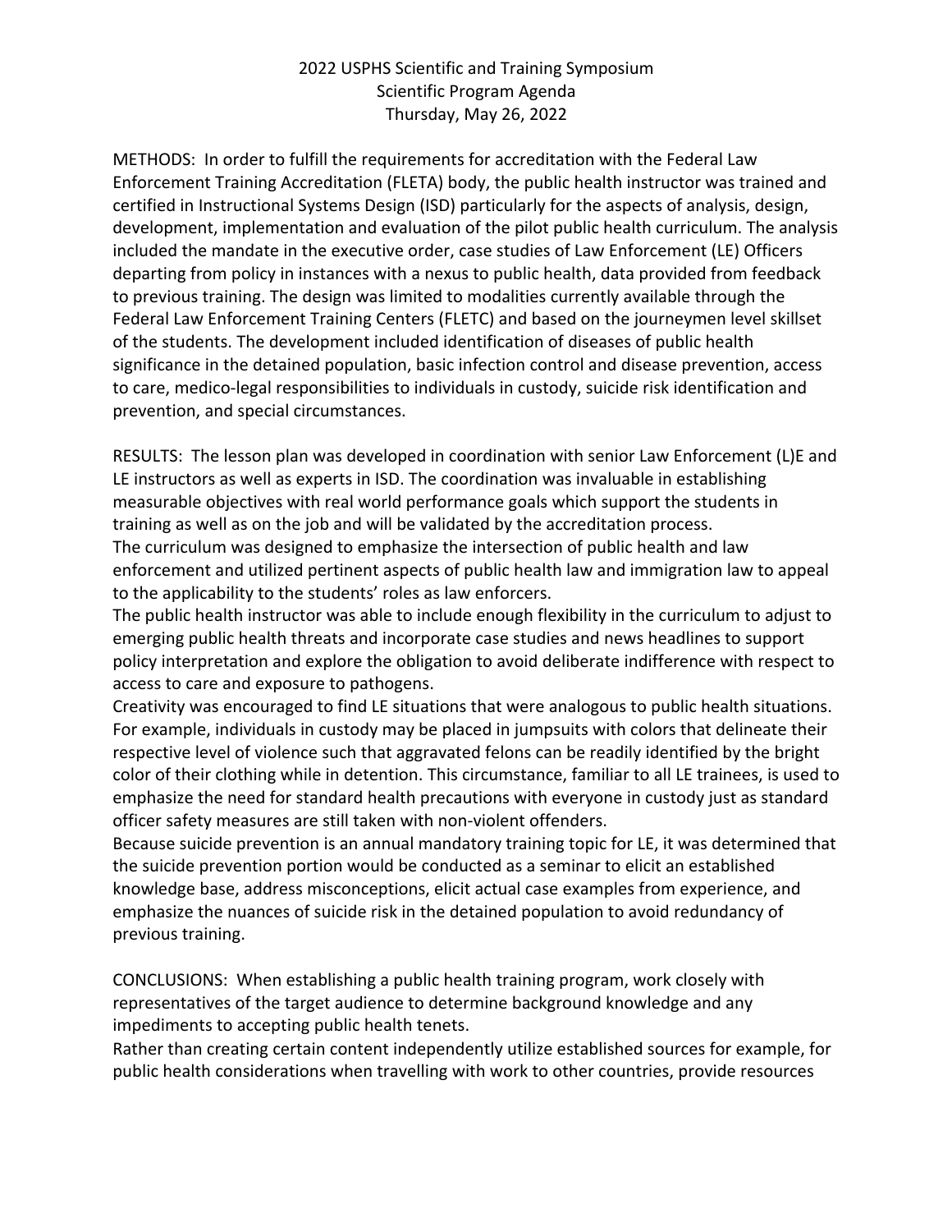METHODS: In order to fulfill the requirements for accreditation with the Federal Law Enforcement Training Accreditation (FLETA) body, the public health instructor was trained and certified in Instructional Systems Design (ISD) particularly for the aspects of analysis, design, development, implementation and evaluation of the pilot public health curriculum. The analysis included the mandate in the executive order, case studies of Law Enforcement (LE) Officers departing from policy in instances with a nexus to public health, data provided from feedback to previous training. The design was limited to modalities currently available through the Federal Law Enforcement Training Centers (FLETC) and based on the journeymen level skillset of the students. The development included identification of diseases of public health significance in the detained population, basic infection control and disease prevention, access to care, medico-legal responsibilities to individuals in custody, suicide risk identification and prevention, and special circumstances.

RESULTS: The lesson plan was developed in coordination with senior Law Enforcement (L)E and LE instructors as well as experts in ISD. The coordination was invaluable in establishing measurable objectives with real world performance goals which support the students in training as well as on the job and will be validated by the accreditation process.
The curriculum was designed to emphasize the intersection of public health and law enforcement and utilized pertinent aspects of public health law and immigration law to appeal to the applicability to the students' roles as law enforcers.
The public health instructor was able to include enough flexibility in the curriculum to adjust to emerging public health threats and incorporate case studies and news headlines to support policy interpretation and explore the obligation to avoid deliberate indifference with respect to access to care and exposure to pathogens.
Creativity was encouraged to find LE situations that were analogous to public health situations. For example, individuals in custody may be placed in jumpsuits with colors that delineate their respective level of violence such that aggravated felons can be readily identified by the bright color of their clothing while in detention. This circumstance, familiar to all LE trainees, is used to emphasize the need for standard health precautions with everyone in custody just as standard officer safety measures are still taken with non-violent offenders.
Because suicide prevention is an annual mandatory training topic for LE, it was determined that the suicide prevention portion would be conducted as a seminar to elicit an established knowledge base, address misconceptions, elicit actual case examples from experience, and emphasize the nuances of suicide risk in the detained population to avoid redundancy of previous training.

CONCLUSIONS: When establishing a public health training program, work closely with representatives of the target audience to determine background knowledge and any impediments to accepting public health tenets.
Rather than creating certain content independently utilize established sources for example, for public health considerations when travelling with work to other countries, provide resources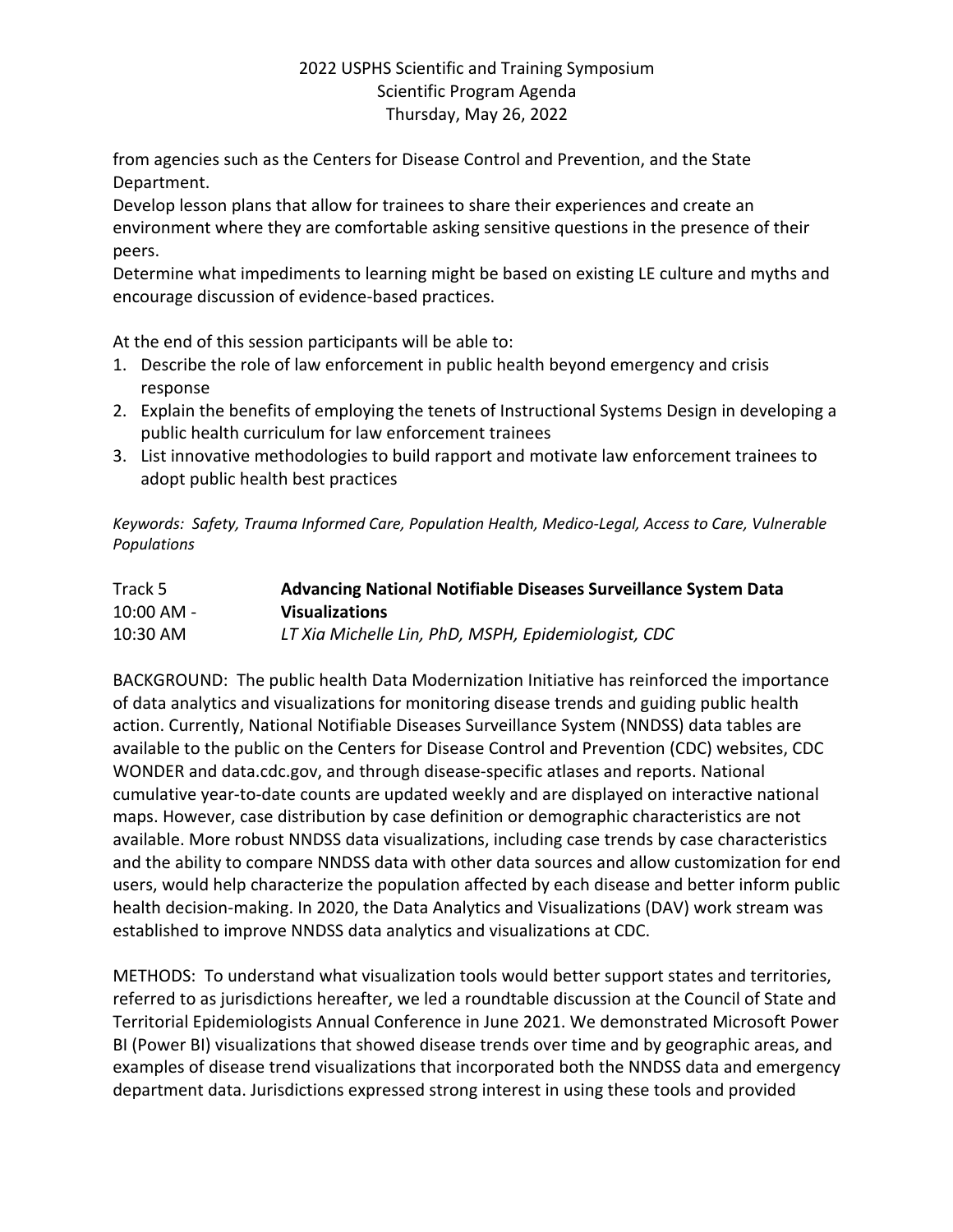from agencies such as the Centers for Disease Control and Prevention, and the State Department.
Develop lesson plans that allow for trainees to share their experiences and create an environment where they are comfortable asking sensitive questions in the presence of their peers.
Determine what impediments to learning might be based on existing LE culture and myths and encourage discussion of evidence-based practices.

At the end of this session participants will be able to:

1. Describe the role of law enforcement in public health beyond emergency and crisis response
2. Explain the benefits of employing the tenets of Instructional Systems Design in developing a public health curriculum for law enforcement trainees
3. List innovative methodologies to build rapport and motivate law enforcement trainees to adopt public health best practices

*Keywords: Safety, Trauma Informed Care, Population Health, Medico-Legal, Access to Care, Vulnerable Populations*

Track 5
10:00 AM - 10:30 AM

**Advancing National Notifiable Diseases Surveillance System Data Visualizations**
*LT Xia Michelle Lin, PhD, MSPH, Epidemiologist, CDC*

BACKGROUND: The public health Data Modernization Initiative has reinforced the importance of data analytics and visualizations for monitoring disease trends and guiding public health action. Currently, National Notifiable Diseases Surveillance System (NNDSS) data tables are available to the public on the Centers for Disease Control and Prevention (CDC) websites, CDC WONDER and data.cdc.gov, and through disease-specific atlases and reports. National cumulative year-to-date counts are updated weekly and are displayed on interactive national maps. However, case distribution by case definition or demographic characteristics are not available. More robust NNDSS data visualizations, including case trends by case characteristics and the ability to compare NNDSS data with other data sources and allow customization for end users, would help characterize the population affected by each disease and better inform public health decision-making. In 2020, the Data Analytics and Visualizations (DAV) work stream was established to improve NNDSS data analytics and visualizations at CDC.

METHODS: To understand what visualization tools would better support states and territories, referred to as jurisdictions hereafter, we led a roundtable discussion at the Council of State and Territorial Epidemiologists Annual Conference in June 2021. We demonstrated Microsoft Power BI (Power BI) visualizations that showed disease trends over time and by geographic areas, and examples of disease trend visualizations that incorporated both the NNDSS data and emergency department data. Jurisdictions expressed strong interest in using these tools and provided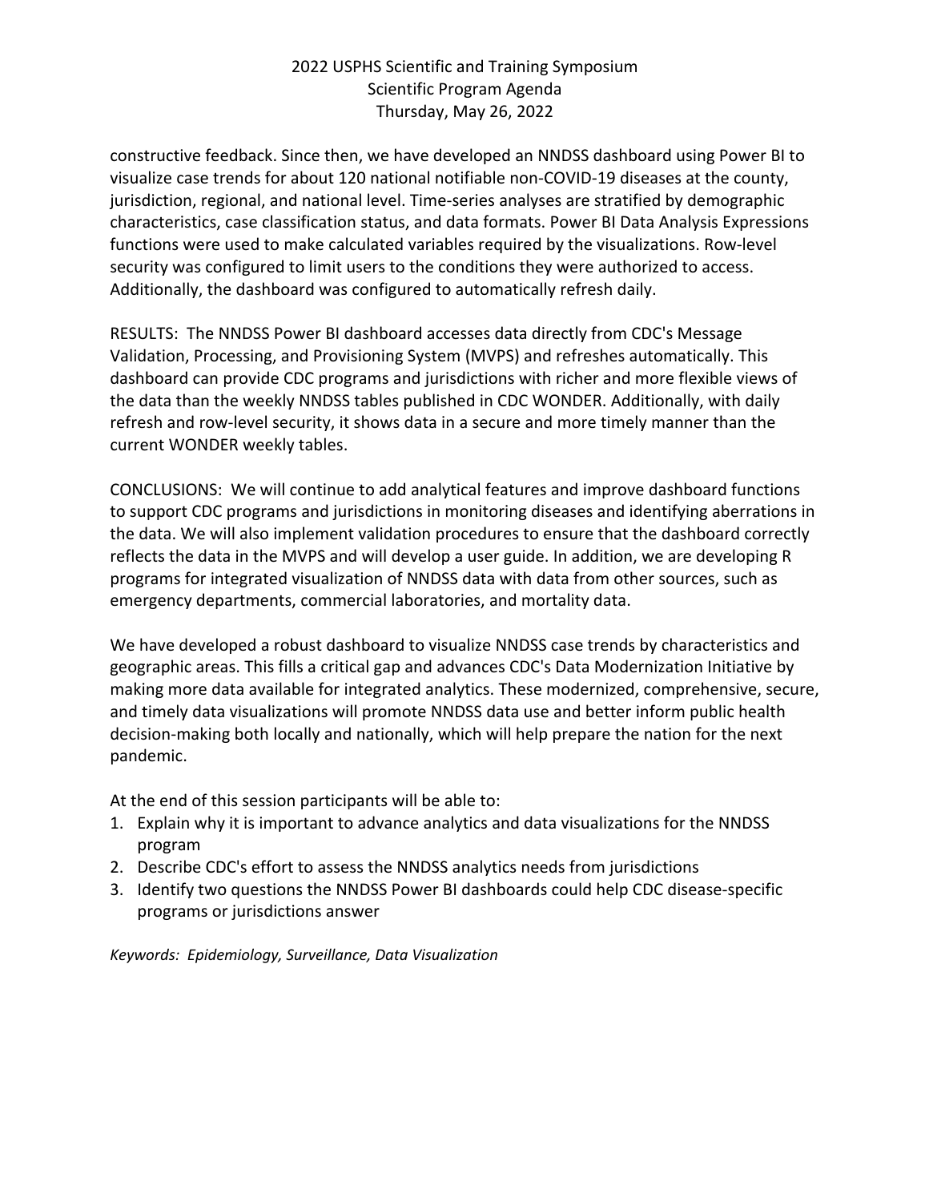constructive feedback. Since then, we have developed an NNDSS dashboard using Power BI to visualize case trends for about 120 national notifiable non-COVID-19 diseases at the county, jurisdiction, regional, and national level. Time-series analyses are stratified by demographic characteristics, case classification status, and data formats. Power BI Data Analysis Expressions functions were used to make calculated variables required by the visualizations. Row-level security was configured to limit users to the conditions they were authorized to access. Additionally, the dashboard was configured to automatically refresh daily.

RESULTS: The NNDSS Power BI dashboard accesses data directly from CDC's Message Validation, Processing, and Provisioning System (MVPS) and refreshes automatically. This dashboard can provide CDC programs and jurisdictions with richer and more flexible views of the data than the weekly NNDSS tables published in CDC WONDER. Additionally, with daily refresh and row-level security, it shows data in a secure and more timely manner than the current WONDER weekly tables.

CONCLUSIONS: We will continue to add analytical features and improve dashboard functions to support CDC programs and jurisdictions in monitoring diseases and identifying aberrations in the data. We will also implement validation procedures to ensure that the dashboard correctly reflects the data in the MVPS and will develop a user guide. In addition, we are developing R programs for integrated visualization of NNDSS data with data from other sources, such as emergency departments, commercial laboratories, and mortality data.

We have developed a robust dashboard to visualize NNDSS case trends by characteristics and geographic areas. This fills a critical gap and advances CDC's Data Modernization Initiative by making more data available for integrated analytics. These modernized, comprehensive, secure, and timely data visualizations will promote NNDSS data use and better inform public health decision-making both locally and nationally, which will help prepare the nation for the next pandemic.

At the end of this session participants will be able to:

1. Explain why it is important to advance analytics and data visualizations for the NNDSS program
2. Describe CDC's effort to assess the NNDSS analytics needs from jurisdictions
3. Identify two questions the NNDSS Power BI dashboards could help CDC disease-specific programs or jurisdictions answer

*Keywords: Epidemiology, Surveillance, Data Visualization*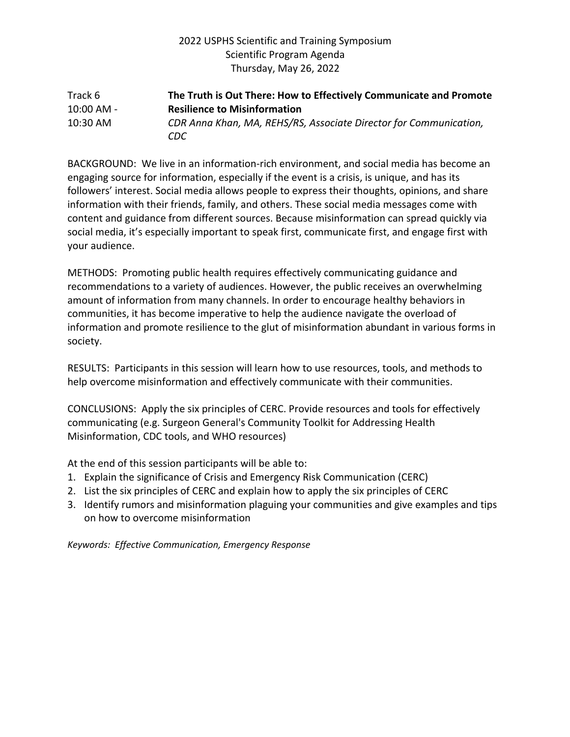2022 USPHS Scientific and Training Symposium
Scientific Program Agenda
Thursday, May 26, 2022

Track 6
10:00 AM - 10:30 AM

**The Truth is Out There: How to Effectively Communicate and Promote Resilience to Misinformation**

*CDR Anna Khan, MA, REHS/RS, Associate Director for Communication, CDC*

BACKGROUND: We live in an information-rich environment, and social media has become an engaging source for information, especially if the event is a crisis, is unique, and has its followers' interest. Social media allows people to express their thoughts, opinions, and share information with their friends, family, and others. These social media messages come with content and guidance from different sources. Because misinformation can spread quickly via social media, it's especially important to speak first, communicate first, and engage first with your audience.

METHODS: Promoting public health requires effectively communicating guidance and recommendations to a variety of audiences. However, the public receives an overwhelming amount of information from many channels. In order to encourage healthy behaviors in communities, it has become imperative to help the audience navigate the overload of information and promote resilience to the glut of misinformation abundant in various forms in society.

RESULTS: Participants in this session will learn how to use resources, tools, and methods to help overcome misinformation and effectively communicate with their communities.

CONCLUSIONS: Apply the six principles of CERC. Provide resources and tools for effectively communicating (e.g. Surgeon General's Community Toolkit for Addressing Health Misinformation, CDC tools, and WHO resources)

At the end of this session participants will be able to:

1. Explain the significance of Crisis and Emergency Risk Communication (CERC)
2. List the six principles of CERC and explain how to apply the six principles of CERC
3. Identify rumors and misinformation plaguing your communities and give examples and tips on how to overcome misinformation

*Keywords: Effective Communication, Emergency Response*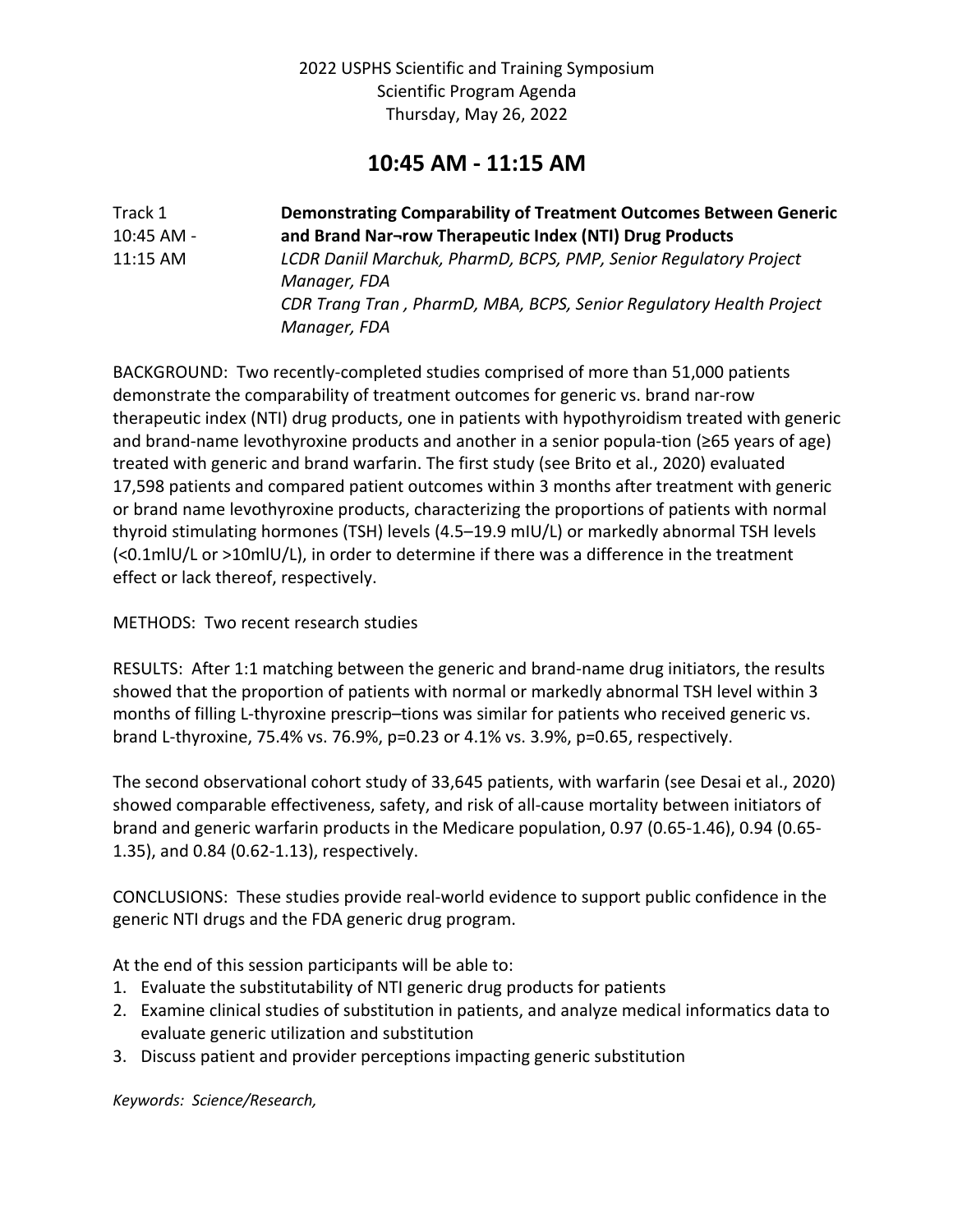2022 USPHS Scientific and Training Symposium
Scientific Program Agenda
Thursday, May 26, 2022

# 10:45 AM - 11:15 AM

Track 1
10:45 AM - 11:15 AM

**Demonstrating Comparability of Treatment Outcomes Between Generic and Brand Nar¬row Therapeutic Index (NTI) Drug Products**

*LCDR Daniil Marchuk, PharmD, BCPS, PMP, Senior Regulatory Project Manager, FDA*
*CDR Trang Tran , PharmD, MBA, BCPS, Senior Regulatory Health Project Manager, FDA*

BACKGROUND: Two recently-completed studies comprised of more than 51,000 patients demonstrate the comparability of treatment outcomes for generic vs. brand nar-row therapeutic index (NTI) drug products, one in patients with hypothyroidism treated with generic and brand-name levothyroxine products and another in a senior popula-tion (≥65 years of age) treated with generic and brand warfarin. The first study (see Brito et al., 2020) evaluated 17,598 patients and compared patient outcomes within 3 months after treatment with generic or brand name levothyroxine products, characterizing the proportions of patients with normal thyroid stimulating hormones (TSH) levels (4.5–19.9 mIU/L) or markedly abnormal TSH levels (<0.1mlU/L or >10mlU/L), in order to determine if there was a difference in the treatment effect or lack thereof, respectively.

METHODS: Two recent research studies

RESULTS: After 1:1 matching between the generic and brand-name drug initiators, the results showed that the proportion of patients with normal or markedly abnormal TSH level within 3 months of filling L-thyroxine prescrip–tions was similar for patients who received generic vs. brand L-thyroxine, 75.4% vs. 76.9%, p=0.23 or 4.1% vs. 3.9%, p=0.65, respectively.

The second observational cohort study of 33,645 patients, with warfarin (see Desai et al., 2020) showed comparable effectiveness, safety, and risk of all-cause mortality between initiators of brand and generic warfarin products in the Medicare population, 0.97 (0.65-1.46), 0.94 (0.65-1.35), and 0.84 (0.62-1.13), respectively.

CONCLUSIONS: These studies provide real-world evidence to support public confidence in the generic NTI drugs and the FDA generic drug program.

At the end of this session participants will be able to:

1. Evaluate the substitutability of NTI generic drug products for patients
2. Examine clinical studies of substitution in patients, and analyze medical informatics data to evaluate generic utilization and substitution
3. Discuss patient and provider perceptions impacting generic substitution

*Keywords: Science/Research,*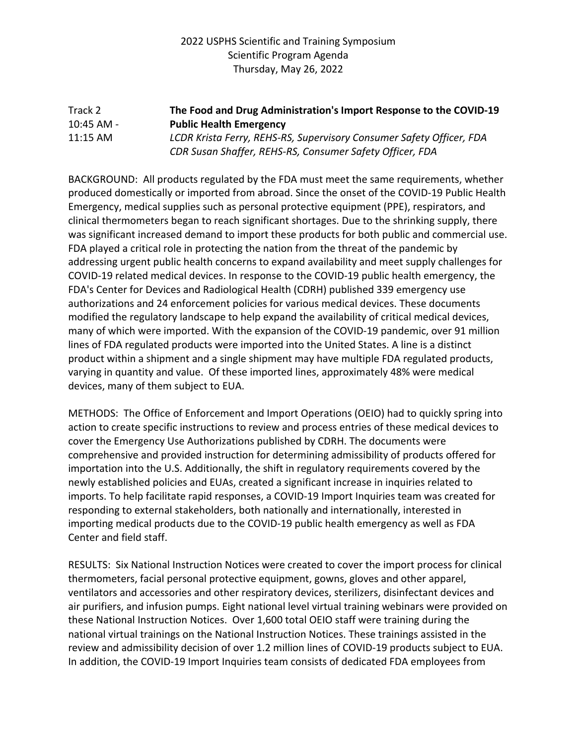2022 USPHS Scientific and Training Symposium
Scientific Program Agenda
Thursday, May 26, 2022

Track 2
10:45 AM - 11:15 AM

**The Food and Drug Administration's Import Response to the COVID-19 Public Health Emergency**

*LCDR Krista Ferry, REHS-RS, Supervisory Consumer Safety Officer, FDA*
*CDR Susan Shaffer, REHS-RS, Consumer Safety Officer, FDA*

BACKGROUND: All products regulated by the FDA must meet the same requirements, whether produced domestically or imported from abroad. Since the onset of the COVID-19 Public Health Emergency, medical supplies such as personal protective equipment (PPE), respirators, and clinical thermometers began to reach significant shortages. Due to the shrinking supply, there was significant increased demand to import these products for both public and commercial use. FDA played a critical role in protecting the nation from the threat of the pandemic by addressing urgent public health concerns to expand availability and meet supply challenges for COVID-19 related medical devices. In response to the COVID-19 public health emergency, the FDA's Center for Devices and Radiological Health (CDRH) published 339 emergency use authorizations and 24 enforcement policies for various medical devices. These documents modified the regulatory landscape to help expand the availability of critical medical devices, many of which were imported. With the expansion of the COVID-19 pandemic, over 91 million lines of FDA regulated products were imported into the United States. A line is a distinct product within a shipment and a single shipment may have multiple FDA regulated products, varying in quantity and value. Of these imported lines, approximately 48% were medical devices, many of them subject to EUA.

METHODS: The Office of Enforcement and Import Operations (OEIO) had to quickly spring into action to create specific instructions to review and process entries of these medical devices to cover the Emergency Use Authorizations published by CDRH. The documents were comprehensive and provided instruction for determining admissibility of products offered for importation into the U.S. Additionally, the shift in regulatory requirements covered by the newly established policies and EUAs, created a significant increase in inquiries related to imports. To help facilitate rapid responses, a COVID-19 Import Inquiries team was created for responding to external stakeholders, both nationally and internationally, interested in importing medical products due to the COVID-19 public health emergency as well as FDA Center and field staff.

RESULTS: Six National Instruction Notices were created to cover the import process for clinical thermometers, facial personal protective equipment, gowns, gloves and other apparel, ventilators and accessories and other respiratory devices, sterilizers, disinfectant devices and air purifiers, and infusion pumps. Eight national level virtual training webinars were provided on these National Instruction Notices. Over 1,600 total OEIO staff were training during the national virtual trainings on the National Instruction Notices. These trainings assisted in the review and admissibility decision of over 1.2 million lines of COVID-19 products subject to EUA. In addition, the COVID-19 Import Inquiries team consists of dedicated FDA employees from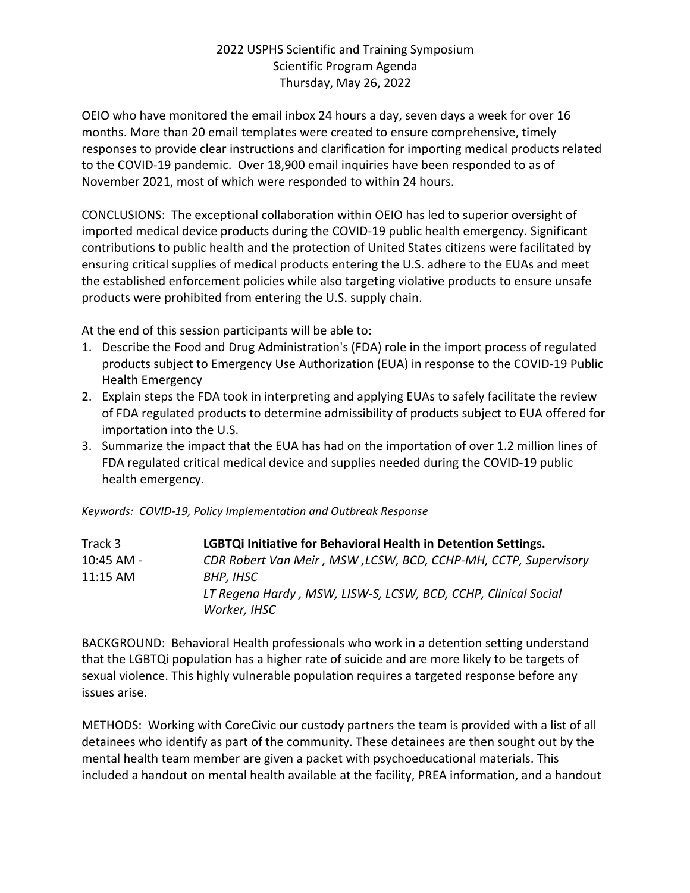OEIO who have monitored the email inbox 24 hours a day, seven days a week for over 16 months. More than 20 email templates were created to ensure comprehensive, timely responses to provide clear instructions and clarification for importing medical products related to the COVID-19 pandemic. Over 18,900 email inquiries have been responded to as of November 2021, most of which were responded to within 24 hours.

CONCLUSIONS: The exceptional collaboration within OEIO has led to superior oversight of imported medical device products during the COVID-19 public health emergency. Significant contributions to public health and the protection of United States citizens were facilitated by ensuring critical supplies of medical products entering the U.S. adhere to the EUAs and meet the established enforcement policies while also targeting violative products to ensure unsafe products were prohibited from entering the U.S. supply chain.

At the end of this session participants will be able to:

1. Describe the Food and Drug Administration's (FDA) role in the import process of regulated products subject to Emergency Use Authorization (EUA) in response to the COVID-19 Public Health Emergency
2. Explain steps the FDA took in interpreting and applying EUAs to safely facilitate the review of FDA regulated products to determine admissibility of products subject to EUA offered for importation into the U.S.
3. Summarize the impact that the EUA has had on the importation of over 1.2 million lines of FDA regulated critical medical device and supplies needed during the COVID-19 public health emergency.

*Keywords: COVID-19, Policy Implementation and Outbreak Response*

Track 3
10:45 AM - 11:15 AM

**LGBTQi Initiative for Behavioral Health in Detention Settings.**

*CDR Robert Van Meir , MSW ,LCSW, BCD, CCHP-MH, CCTP, Supervisory BHP, IHSC*
*LT Regena Hardy , MSW, LISW-S, LCSW, BCD, CCHP, Clinical Social Worker, IHSC*

BACKGROUND: Behavioral Health professionals who work in a detention setting understand that the LGBTQi population has a higher rate of suicide and are more likely to be targets of sexual violence. This highly vulnerable population requires a targeted response before any issues arise.

METHODS: Working with CoreCivic our custody partners the team is provided with a list of all detainees who identify as part of the community. These detainees are then sought out by the mental health team member are given a packet with psychoeducational materials. This included a handout on mental health available at the facility, PREA information, and a handout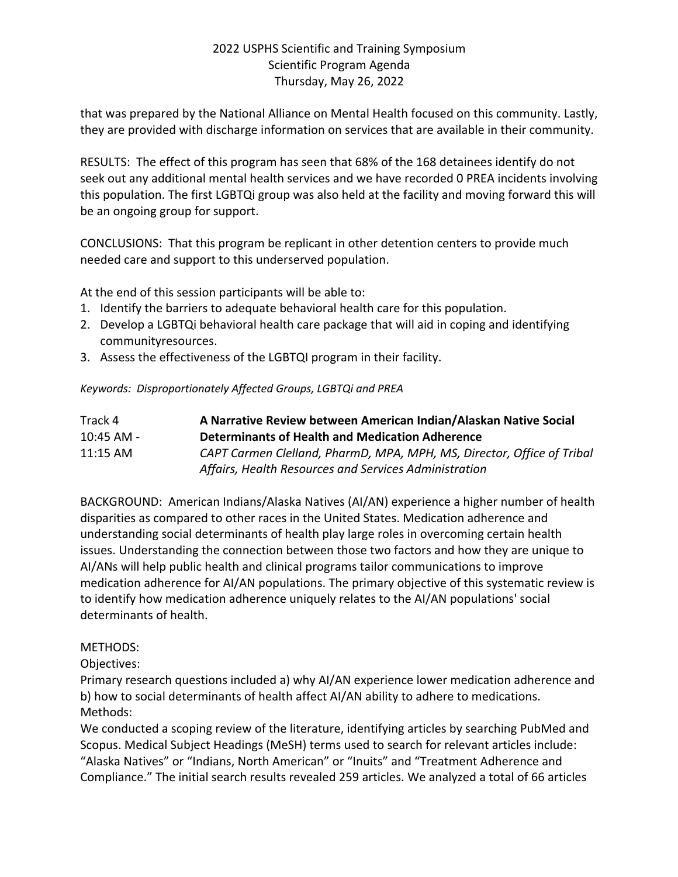that was prepared by the National Alliance on Mental Health focused on this community. Lastly, they are provided with discharge information on services that are available in their community.

RESULTS: The effect of this program has seen that 68% of the 168 detainees identify do not seek out any additional mental health services and we have recorded 0 PREA incidents involving this population. The first LGBTQi group was also held at the facility and moving forward this will be an ongoing group for support.

CONCLUSIONS: That this program be replicant in other detention centers to provide much needed care and support to this underserved population.

At the end of this session participants will be able to:

1. Identify the barriers to adequate behavioral health care for this population.
2. Develop a LGBTQi behavioral health care package that will aid in coping and identifying communityresources.
3. Assess the effectiveness of the LGBTQI program in their facility.

*Keywords: Disproportionately Affected Groups, LGBTQi and PREA*

Track 4
10:45 AM - 11:15 AM

**A Narrative Review between American Indian/Alaskan Native Social Determinants of Health and Medication Adherence**
*CAPT Carmen Clelland, PharmD, MPA, MPH, MS, Director, Office of Tribal Affairs, Health Resources and Services Administration*

BACKGROUND: American Indians/Alaska Natives (AI/AN) experience a higher number of health disparities as compared to other races in the United States. Medication adherence and understanding social determinants of health play large roles in overcoming certain health issues. Understanding the connection between those two factors and how they are unique to AI/ANs will help public health and clinical programs tailor communications to improve medication adherence for AI/AN populations. The primary objective of this systematic review is to identify how medication adherence uniquely relates to the AI/AN populations' social determinants of health.

METHODS:
Objectives:
Primary research questions included a) why AI/AN experience lower medication adherence and b) how to social determinants of health affect AI/AN ability to adhere to medications.
Methods:
We conducted a scoping review of the literature, identifying articles by searching PubMed and Scopus. Medical Subject Headings (MeSH) terms used to search for relevant articles include: "Alaska Natives" or "Indians, North American" or "Inuits" and "Treatment Adherence and Compliance." The initial search results revealed 259 articles. We analyzed a total of 66 articles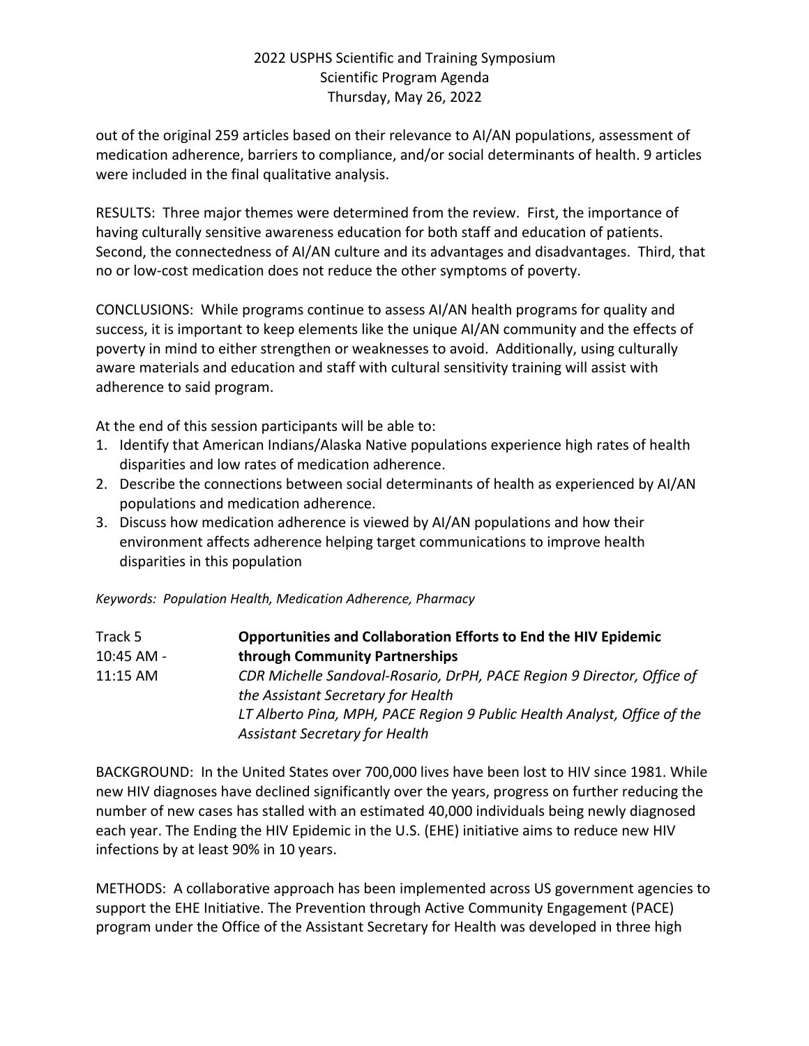out of the original 259 articles based on their relevance to AI/AN populations, assessment of medication adherence, barriers to compliance, and/or social determinants of health. 9 articles were included in the final qualitative analysis.

RESULTS: Three major themes were determined from the review. First, the importance of having culturally sensitive awareness education for both staff and education of patients. Second, the connectedness of AI/AN culture and its advantages and disadvantages. Third, that no or low-cost medication does not reduce the other symptoms of poverty.

CONCLUSIONS: While programs continue to assess AI/AN health programs for quality and success, it is important to keep elements like the unique AI/AN community and the effects of poverty in mind to either strengthen or weaknesses to avoid. Additionally, using culturally aware materials and education and staff with cultural sensitivity training will assist with adherence to said program.

At the end of this session participants will be able to:

1. Identify that American Indians/Alaska Native populations experience high rates of health disparities and low rates of medication adherence.
2. Describe the connections between social determinants of health as experienced by AI/AN populations and medication adherence.
3. Discuss how medication adherence is viewed by AI/AN populations and how their environment affects adherence helping target communications to improve health disparities in this population

*Keywords: Population Health, Medication Adherence, Pharmacy*

Track 5
10:45 AM - 11:15 AM

**Opportunities and Collaboration Efforts to End the HIV Epidemic through Community Partnerships**

*CDR Michelle Sandoval-Rosario, DrPH, PACE Region 9 Director, Office of the Assistant Secretary for Health*
*LT Alberto Pina, MPH, PACE Region 9 Public Health Analyst, Office of the Assistant Secretary for Health*

BACKGROUND: In the United States over 700,000 lives have been lost to HIV since 1981. While new HIV diagnoses have declined significantly over the years, progress on further reducing the number of new cases has stalled with an estimated 40,000 individuals being newly diagnosed each year. The Ending the HIV Epidemic in the U.S. (EHE) initiative aims to reduce new HIV infections by at least 90% in 10 years.

METHODS: A collaborative approach has been implemented across US government agencies to support the EHE Initiative. The Prevention through Active Community Engagement (PACE) program under the Office of the Assistant Secretary for Health was developed in three high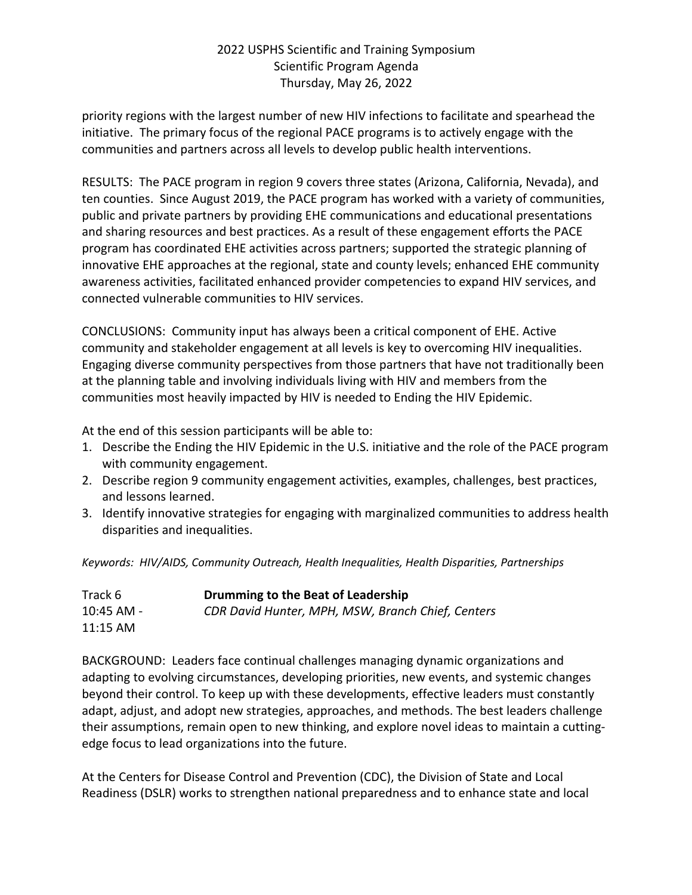priority regions with the largest number of new HIV infections to facilitate and spearhead the initiative. The primary focus of the regional PACE programs is to actively engage with the communities and partners across all levels to develop public health interventions.

RESULTS: The PACE program in region 9 covers three states (Arizona, California, Nevada), and ten counties. Since August 2019, the PACE program has worked with a variety of communities, public and private partners by providing EHE communications and educational presentations and sharing resources and best practices. As a result of these engagement efforts the PACE program has coordinated EHE activities across partners; supported the strategic planning of innovative EHE approaches at the regional, state and county levels; enhanced EHE community awareness activities, facilitated enhanced provider competencies to expand HIV services, and connected vulnerable communities to HIV services.

CONCLUSIONS: Community input has always been a critical component of EHE. Active community and stakeholder engagement at all levels is key to overcoming HIV inequalities. Engaging diverse community perspectives from those partners that have not traditionally been at the planning table and involving individuals living with HIV and members from the communities most heavily impacted by HIV is needed to Ending the HIV Epidemic.

At the end of this session participants will be able to:

1. Describe the Ending the HIV Epidemic in the U.S. initiative and the role of the PACE program with community engagement.
2. Describe region 9 community engagement activities, examples, challenges, best practices, and lessons learned.
3. Identify innovative strategies for engaging with marginalized communities to address health disparities and inequalities.

*Keywords: HIV/AIDS, Community Outreach, Health Inequalities, Health Disparities, Partnerships*

Track 6 **Drumming to the Beat of Leadership**
10:45 AM - 11:15 AM *CDR David Hunter, MPH, MSW, Branch Chief, Centers*

BACKGROUND: Leaders face continual challenges managing dynamic organizations and adapting to evolving circumstances, developing priorities, new events, and systemic changes beyond their control. To keep up with these developments, effective leaders must constantly adapt, adjust, and adopt new strategies, approaches, and methods. The best leaders challenge their assumptions, remain open to new thinking, and explore novel ideas to maintain a cutting-edge focus to lead organizations into the future.

At the Centers for Disease Control and Prevention (CDC), the Division of State and Local Readiness (DSLR) works to strengthen national preparedness and to enhance state and local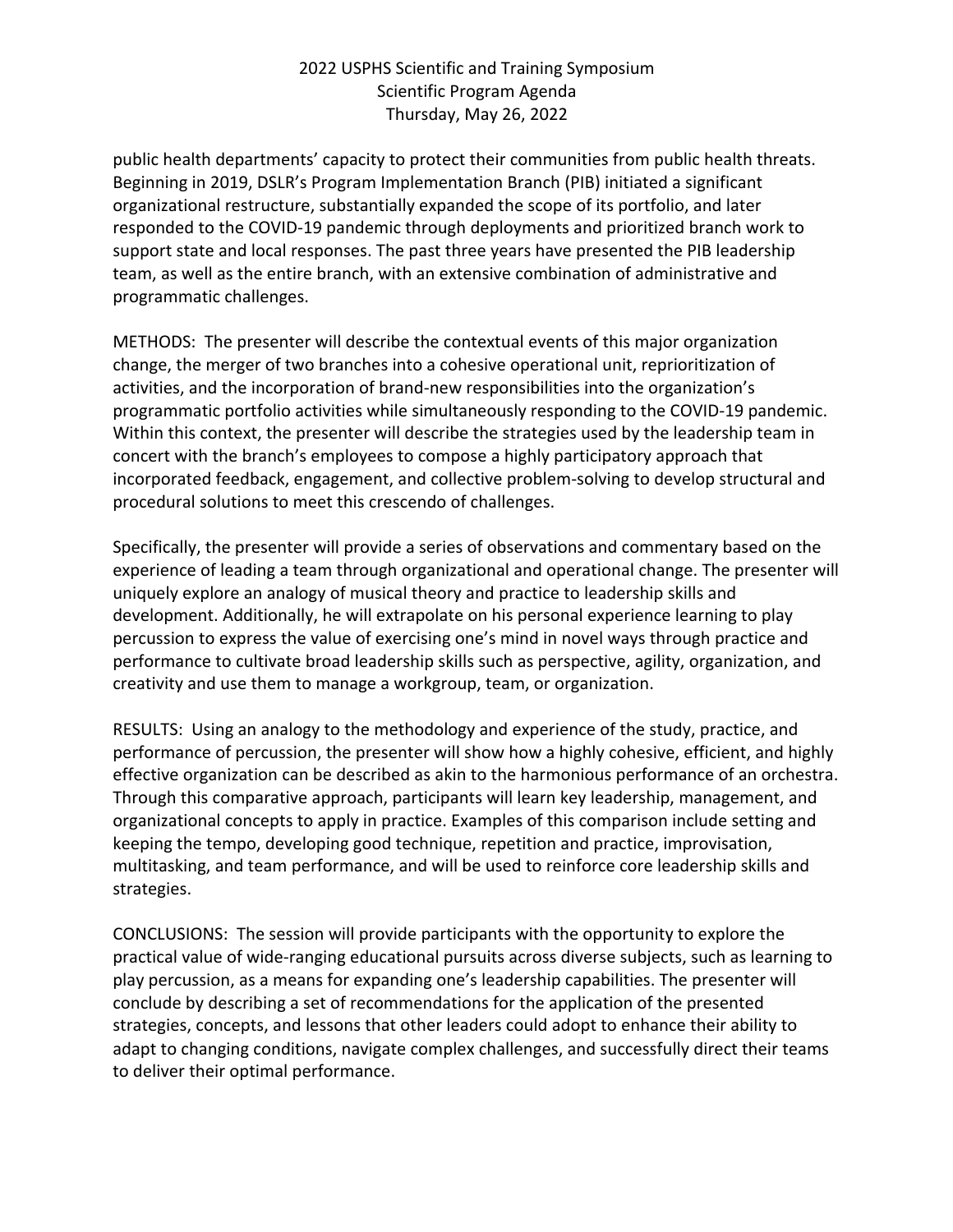public health departments' capacity to protect their communities from public health threats. Beginning in 2019, DSLR's Program Implementation Branch (PIB) initiated a significant organizational restructure, substantially expanded the scope of its portfolio, and later responded to the COVID-19 pandemic through deployments and prioritized branch work to support state and local responses. The past three years have presented the PIB leadership team, as well as the entire branch, with an extensive combination of administrative and programmatic challenges.

METHODS: The presenter will describe the contextual events of this major organization change, the merger of two branches into a cohesive operational unit, reprioritization of activities, and the incorporation of brand-new responsibilities into the organization's programmatic portfolio activities while simultaneously responding to the COVID-19 pandemic. Within this context, the presenter will describe the strategies used by the leadership team in concert with the branch's employees to compose a highly participatory approach that incorporated feedback, engagement, and collective problem-solving to develop structural and procedural solutions to meet this crescendo of challenges.

Specifically, the presenter will provide a series of observations and commentary based on the experience of leading a team through organizational and operational change. The presenter will uniquely explore an analogy of musical theory and practice to leadership skills and development. Additionally, he will extrapolate on his personal experience learning to play percussion to express the value of exercising one's mind in novel ways through practice and performance to cultivate broad leadership skills such as perspective, agility, organization, and creativity and use them to manage a workgroup, team, or organization.

RESULTS: Using an analogy to the methodology and experience of the study, practice, and performance of percussion, the presenter will show how a highly cohesive, efficient, and highly effective organization can be described as akin to the harmonious performance of an orchestra. Through this comparative approach, participants will learn key leadership, management, and organizational concepts to apply in practice. Examples of this comparison include setting and keeping the tempo, developing good technique, repetition and practice, improvisation, multitasking, and team performance, and will be used to reinforce core leadership skills and strategies.

CONCLUSIONS: The session will provide participants with the opportunity to explore the practical value of wide-ranging educational pursuits across diverse subjects, such as learning to play percussion, as a means for expanding one's leadership capabilities. The presenter will conclude by describing a set of recommendations for the application of the presented strategies, concepts, and lessons that other leaders could adopt to enhance their ability to adapt to changing conditions, navigate complex challenges, and successfully direct their teams to deliver their optimal performance.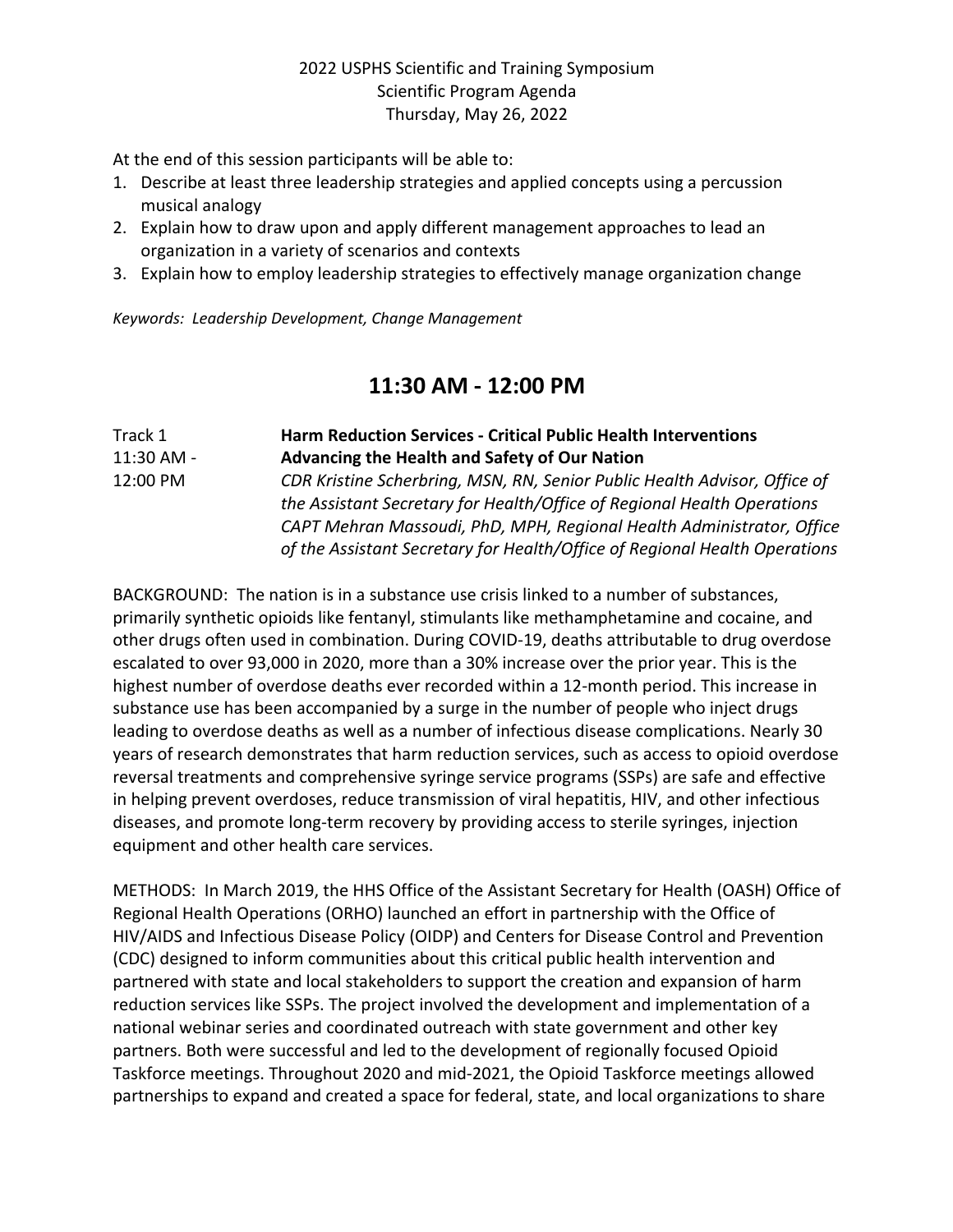At the end of this session participants will be able to:

1. Describe at least three leadership strategies and applied concepts using a percussion musical analogy
2. Explain how to draw upon and apply different management approaches to lead an organization in a variety of scenarios and contexts
3. Explain how to employ leadership strategies to effectively manage organization change

*Keywords: Leadership Development, Change Management*

## 11:30 AM - 12:00 PM

Track 1
11:30 AM - 12:00 PM

**Harm Reduction Services - Critical Public Health Interventions Advancing the Health and Safety of Our Nation**

*CDR Kristine Scherbring, MSN, RN, Senior Public Health Advisor, Office of the Assistant Secretary for Health/Office of Regional Health Operations*
*CAPT Mehran Massoudi, PhD, MPH, Regional Health Administrator, Office of the Assistant Secretary for Health/Office of Regional Health Operations*

BACKGROUND: The nation is in a substance use crisis linked to a number of substances, primarily synthetic opioids like fentanyl, stimulants like methamphetamine and cocaine, and other drugs often used in combination. During COVID-19, deaths attributable to drug overdose escalated to over 93,000 in 2020, more than a 30% increase over the prior year. This is the highest number of overdose deaths ever recorded within a 12-month period. This increase in substance use has been accompanied by a surge in the number of people who inject drugs leading to overdose deaths as well as a number of infectious disease complications. Nearly 30 years of research demonstrates that harm reduction services, such as access to opioid overdose reversal treatments and comprehensive syringe service programs (SSPs) are safe and effective in helping prevent overdoses, reduce transmission of viral hepatitis, HIV, and other infectious diseases, and promote long-term recovery by providing access to sterile syringes, injection equipment and other health care services.

METHODS: In March 2019, the HHS Office of the Assistant Secretary for Health (OASH) Office of Regional Health Operations (ORHO) launched an effort in partnership with the Office of HIV/AIDS and Infectious Disease Policy (OIDP) and Centers for Disease Control and Prevention (CDC) designed to inform communities about this critical public health intervention and partnered with state and local stakeholders to support the creation and expansion of harm reduction services like SSPs. The project involved the development and implementation of a national webinar series and coordinated outreach with state government and other key partners. Both were successful and led to the development of regionally focused Opioid Taskforce meetings. Throughout 2020 and mid-2021, the Opioid Taskforce meetings allowed partnerships to expand and created a space for federal, state, and local organizations to share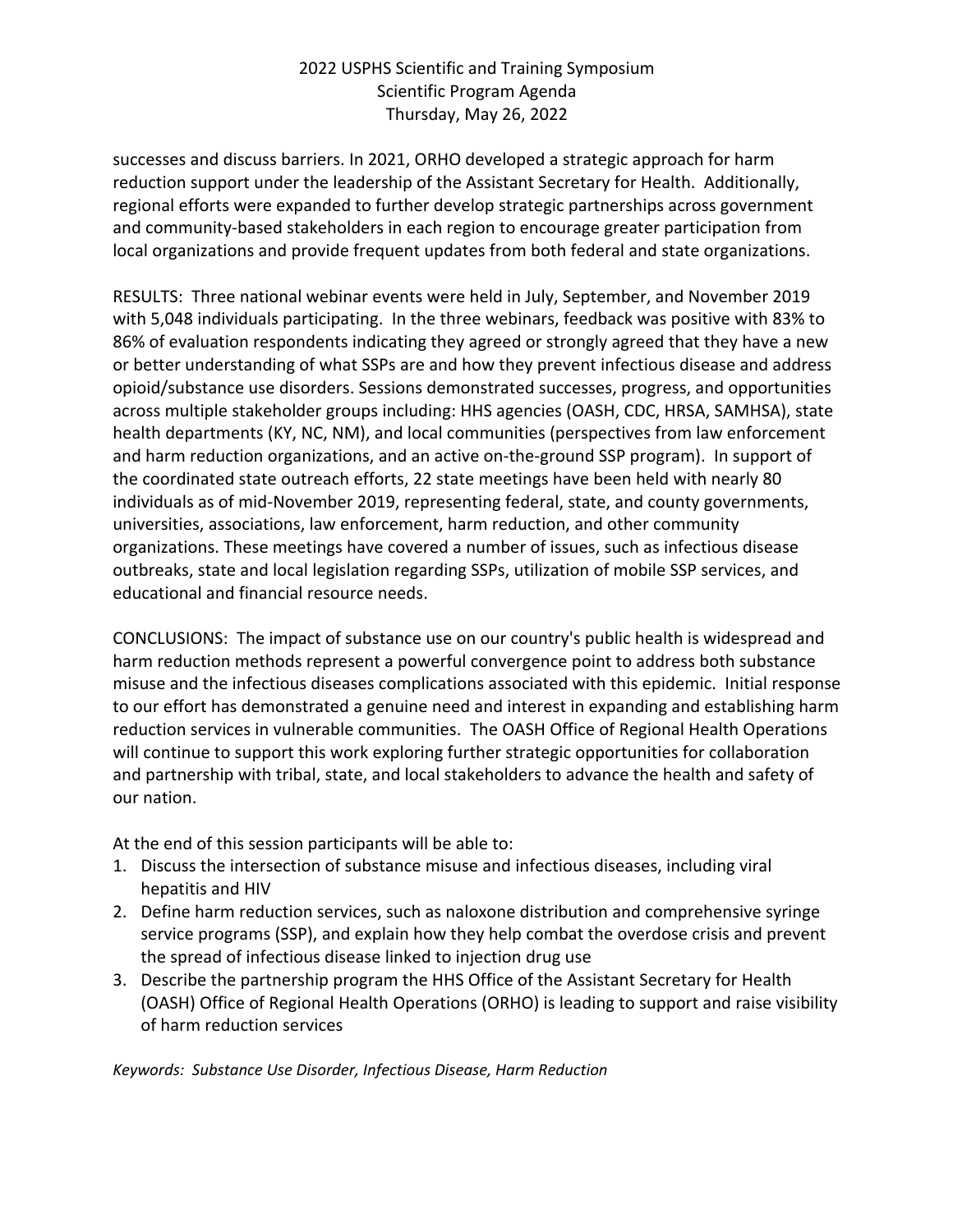successes and discuss barriers. In 2021, ORHO developed a strategic approach for harm reduction support under the leadership of the Assistant Secretary for Health. Additionally, regional efforts were expanded to further develop strategic partnerships across government and community-based stakeholders in each region to encourage greater participation from local organizations and provide frequent updates from both federal and state organizations.

RESULTS: Three national webinar events were held in July, September, and November 2019 with 5,048 individuals participating. In the three webinars, feedback was positive with 83% to 86% of evaluation respondents indicating they agreed or strongly agreed that they have a new or better understanding of what SSPs are and how they prevent infectious disease and address opioid/substance use disorders. Sessions demonstrated successes, progress, and opportunities across multiple stakeholder groups including: HHS agencies (OASH, CDC, HRSA, SAMHSA), state health departments (KY, NC, NM), and local communities (perspectives from law enforcement and harm reduction organizations, and an active on-the-ground SSP program). In support of the coordinated state outreach efforts, 22 state meetings have been held with nearly 80 individuals as of mid-November 2019, representing federal, state, and county governments, universities, associations, law enforcement, harm reduction, and other community organizations. These meetings have covered a number of issues, such as infectious disease outbreaks, state and local legislation regarding SSPs, utilization of mobile SSP services, and educational and financial resource needs.

CONCLUSIONS: The impact of substance use on our country's public health is widespread and harm reduction methods represent a powerful convergence point to address both substance misuse and the infectious diseases complications associated with this epidemic. Initial response to our effort has demonstrated a genuine need and interest in expanding and establishing harm reduction services in vulnerable communities. The OASH Office of Regional Health Operations will continue to support this work exploring further strategic opportunities for collaboration and partnership with tribal, state, and local stakeholders to advance the health and safety of our nation.

At the end of this session participants will be able to:

1. Discuss the intersection of substance misuse and infectious diseases, including viral hepatitis and HIV
2. Define harm reduction services, such as naloxone distribution and comprehensive syringe service programs (SSP), and explain how they help combat the overdose crisis and prevent the spread of infectious disease linked to injection drug use
3. Describe the partnership program the HHS Office of the Assistant Secretary for Health (OASH) Office of Regional Health Operations (ORHO) is leading to support and raise visibility of harm reduction services

*Keywords: Substance Use Disorder, Infectious Disease, Harm Reduction*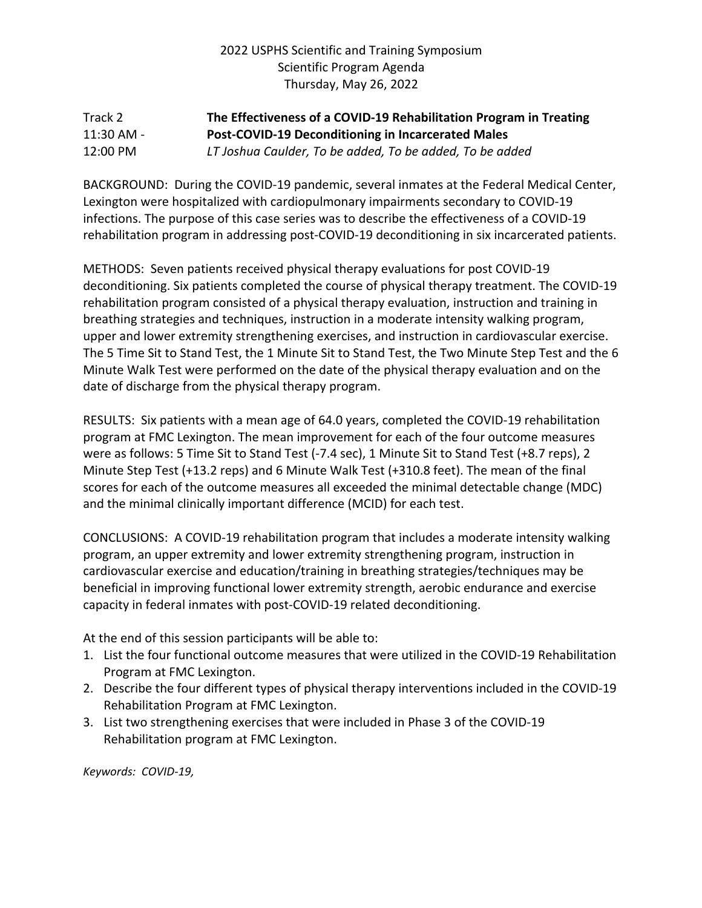2022 USPHS Scientific and Training Symposium
Scientific Program Agenda
Thursday, May 26, 2022

Track 2
11:30 AM - 12:00 PM

**The Effectiveness of a COVID-19 Rehabilitation Program in Treating Post-COVID-19 Deconditioning in Incarcerated Males**

*LT Joshua Caulder, To be added, To be added, To be added*

BACKGROUND: During the COVID-19 pandemic, several inmates at the Federal Medical Center, Lexington were hospitalized with cardiopulmonary impairments secondary to COVID-19 infections. The purpose of this case series was to describe the effectiveness of a COVID-19 rehabilitation program in addressing post-COVID-19 deconditioning in six incarcerated patients.

METHODS: Seven patients received physical therapy evaluations for post COVID-19 deconditioning. Six patients completed the course of physical therapy treatment. The COVID-19 rehabilitation program consisted of a physical therapy evaluation, instruction and training in breathing strategies and techniques, instruction in a moderate intensity walking program, upper and lower extremity strengthening exercises, and instruction in cardiovascular exercise. The 5 Time Sit to Stand Test, the 1 Minute Sit to Stand Test, the Two Minute Step Test and the 6 Minute Walk Test were performed on the date of the physical therapy evaluation and on the date of discharge from the physical therapy program.

RESULTS: Six patients with a mean age of 64.0 years, completed the COVID-19 rehabilitation program at FMC Lexington. The mean improvement for each of the four outcome measures were as follows: 5 Time Sit to Stand Test (-7.4 sec), 1 Minute Sit to Stand Test (+8.7 reps), 2 Minute Step Test (+13.2 reps) and 6 Minute Walk Test (+310.8 feet). The mean of the final scores for each of the outcome measures all exceeded the minimal detectable change (MDC) and the minimal clinically important difference (MCID) for each test.

CONCLUSIONS: A COVID-19 rehabilitation program that includes a moderate intensity walking program, an upper extremity and lower extremity strengthening program, instruction in cardiovascular exercise and education/training in breathing strategies/techniques may be beneficial in improving functional lower extremity strength, aerobic endurance and exercise capacity in federal inmates with post-COVID-19 related deconditioning.

At the end of this session participants will be able to:

1. List the four functional outcome measures that were utilized in the COVID-19 Rehabilitation Program at FMC Lexington.
2. Describe the four different types of physical therapy interventions included in the COVID-19 Rehabilitation Program at FMC Lexington.
3. List two strengthening exercises that were included in Phase 3 of the COVID-19 Rehabilitation program at FMC Lexington.

*Keywords: COVID-19,*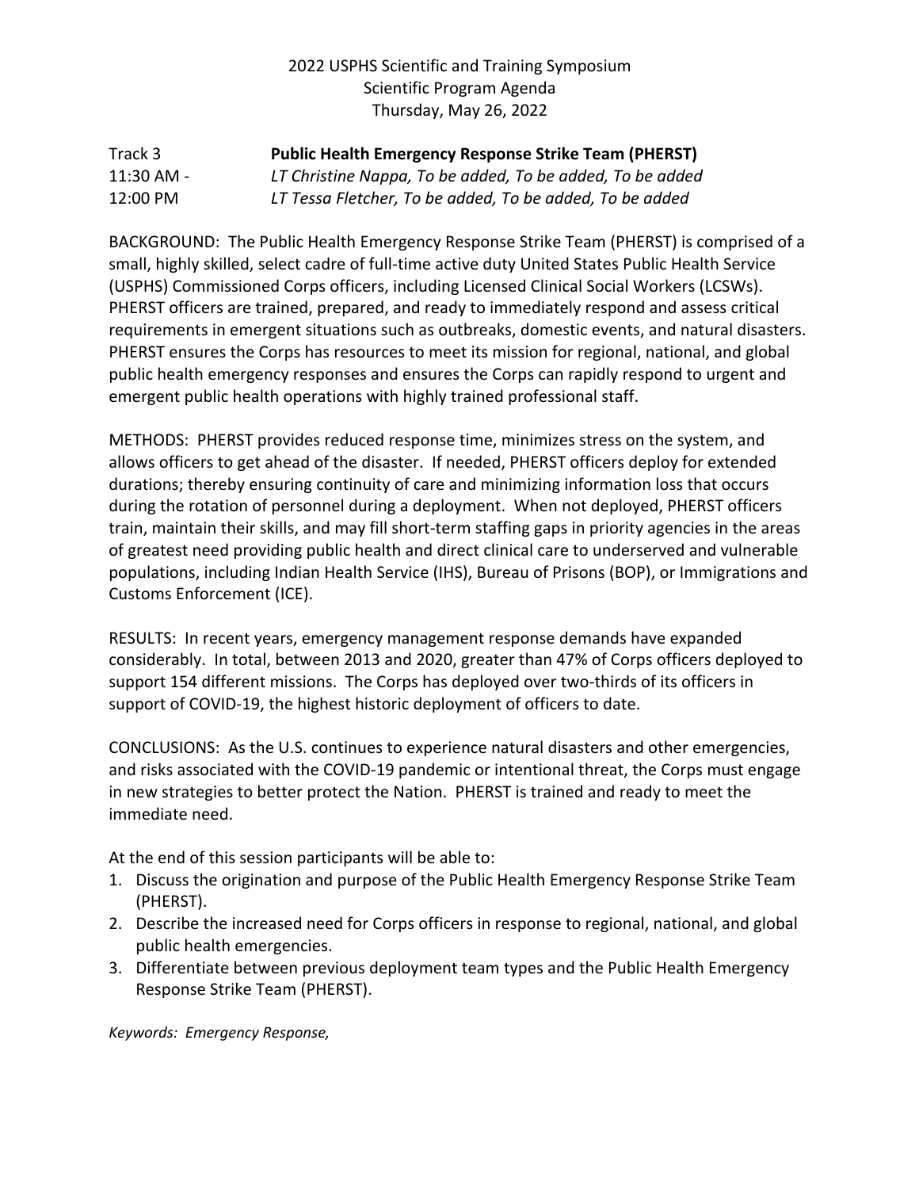2022 USPHS Scientific and Training Symposium
Scientific Program Agenda
Thursday, May 26, 2022

Track 3 **Public Health Emergency Response Strike Team (PHERST)**

11:30 AM - 12:00 PM

*LT Christine Nappa, To be added, To be added, To be added*

*LT Tessa Fletcher, To be added, To be added, To be added*

BACKGROUND: The Public Health Emergency Response Strike Team (PHERST) is comprised of a small, highly skilled, select cadre of full-time active duty United States Public Health Service (USPHS) Commissioned Corps officers, including Licensed Clinical Social Workers (LCSWs). PHERST officers are trained, prepared, and ready to immediately respond and assess critical requirements in emergent situations such as outbreaks, domestic events, and natural disasters. PHERST ensures the Corps has resources to meet its mission for regional, national, and global public health emergency responses and ensures the Corps can rapidly respond to urgent and emergent public health operations with highly trained professional staff.

METHODS: PHERST provides reduced response time, minimizes stress on the system, and allows officers to get ahead of the disaster. If needed, PHERST officers deploy for extended durations; thereby ensuring continuity of care and minimizing information loss that occurs during the rotation of personnel during a deployment. When not deployed, PHERST officers train, maintain their skills, and may fill short-term staffing gaps in priority agencies in the areas of greatest need providing public health and direct clinical care to underserved and vulnerable populations, including Indian Health Service (IHS), Bureau of Prisons (BOP), or Immigrations and Customs Enforcement (ICE).

RESULTS: In recent years, emergency management response demands have expanded considerably. In total, between 2013 and 2020, greater than 47% of Corps officers deployed to support 154 different missions. The Corps has deployed over two-thirds of its officers in support of COVID-19, the highest historic deployment of officers to date.

CONCLUSIONS: As the U.S. continues to experience natural disasters and other emergencies, and risks associated with the COVID-19 pandemic or intentional threat, the Corps must engage in new strategies to better protect the Nation. PHERST is trained and ready to meet the immediate need.

At the end of this session participants will be able to:

1. Discuss the origination and purpose of the Public Health Emergency Response Strike Team (PHERST).
2. Describe the increased need for Corps officers in response to regional, national, and global public health emergencies.
3. Differentiate between previous deployment team types and the Public Health Emergency Response Strike Team (PHERST).

*Keywords: Emergency Response,*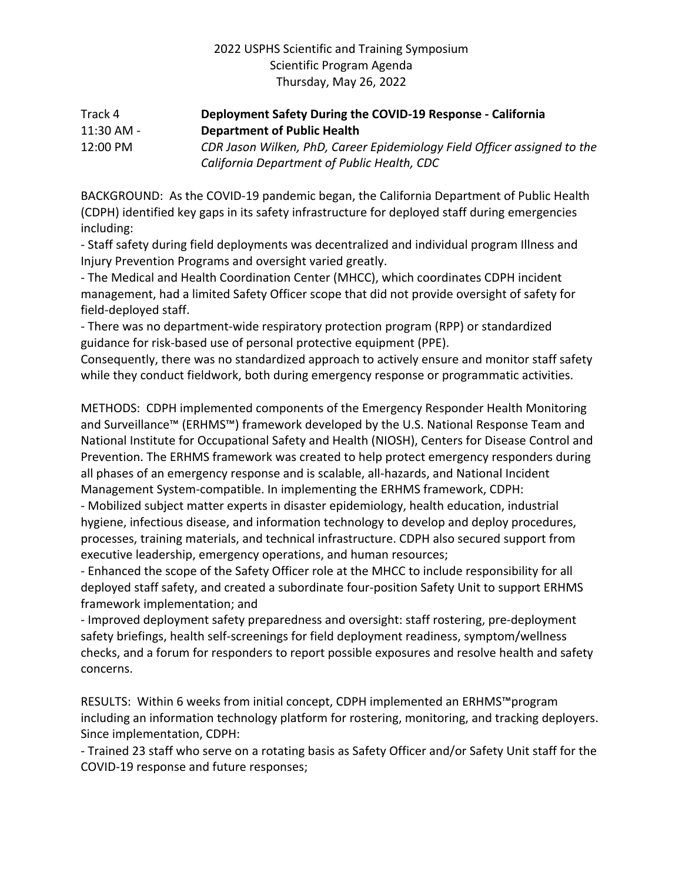2022 USPHS Scientific and Training Symposium
Scientific Program Agenda
Thursday, May 26, 2022

Track 4
11:30 AM - 12:00 PM

**Deployment Safety During the COVID-19 Response - California Department of Public Health**

*CDR Jason Wilken, PhD, Career Epidemiology Field Officer assigned to the California Department of Public Health, CDC*

BACKGROUND: As the COVID-19 pandemic began, the California Department of Public Health (CDPH) identified key gaps in its safety infrastructure for deployed staff during emergencies including:

- Staff safety during field deployments was decentralized and individual program Illness and Injury Prevention Programs and oversight varied greatly.
- The Medical and Health Coordination Center (MHCC), which coordinates CDPH incident management, had a limited Safety Officer scope that did not provide oversight of safety for field-deployed staff.
- There was no department-wide respiratory protection program (RPP) or standardized guidance for risk-based use of personal protective equipment (PPE).

Consequently, there was no standardized approach to actively ensure and monitor staff safety while they conduct fieldwork, both during emergency response or programmatic activities.

METHODS: CDPH implemented components of the Emergency Responder Health Monitoring and Surveillance™ (ERHMS™) framework developed by the U.S. National Response Team and National Institute for Occupational Safety and Health (NIOSH), Centers for Disease Control and Prevention. The ERHMS framework was created to help protect emergency responders during all phases of an emergency response and is scalable, all-hazards, and National Incident Management System-compatible. In implementing the ERHMS framework, CDPH:

- Mobilized subject matter experts in disaster epidemiology, health education, industrial hygiene, infectious disease, and information technology to develop and deploy procedures, processes, training materials, and technical infrastructure. CDPH also secured support from executive leadership, emergency operations, and human resources;
- Enhanced the scope of the Safety Officer role at the MHCC to include responsibility for all deployed staff safety, and created a subordinate four-position Safety Unit to support ERHMS framework implementation; and
- Improved deployment safety preparedness and oversight: staff rostering, pre-deployment safety briefings, health self-screenings for field deployment readiness, symptom/wellness checks, and a forum for responders to report possible exposures and resolve health and safety concerns.

RESULTS: Within 6 weeks from initial concept, CDPH implemented an ERHMS™program including an information technology platform for rostering, monitoring, and tracking deployers. Since implementation, CDPH:

- Trained 23 staff who serve on a rotating basis as Safety Officer and/or Safety Unit staff for the COVID-19 response and future responses;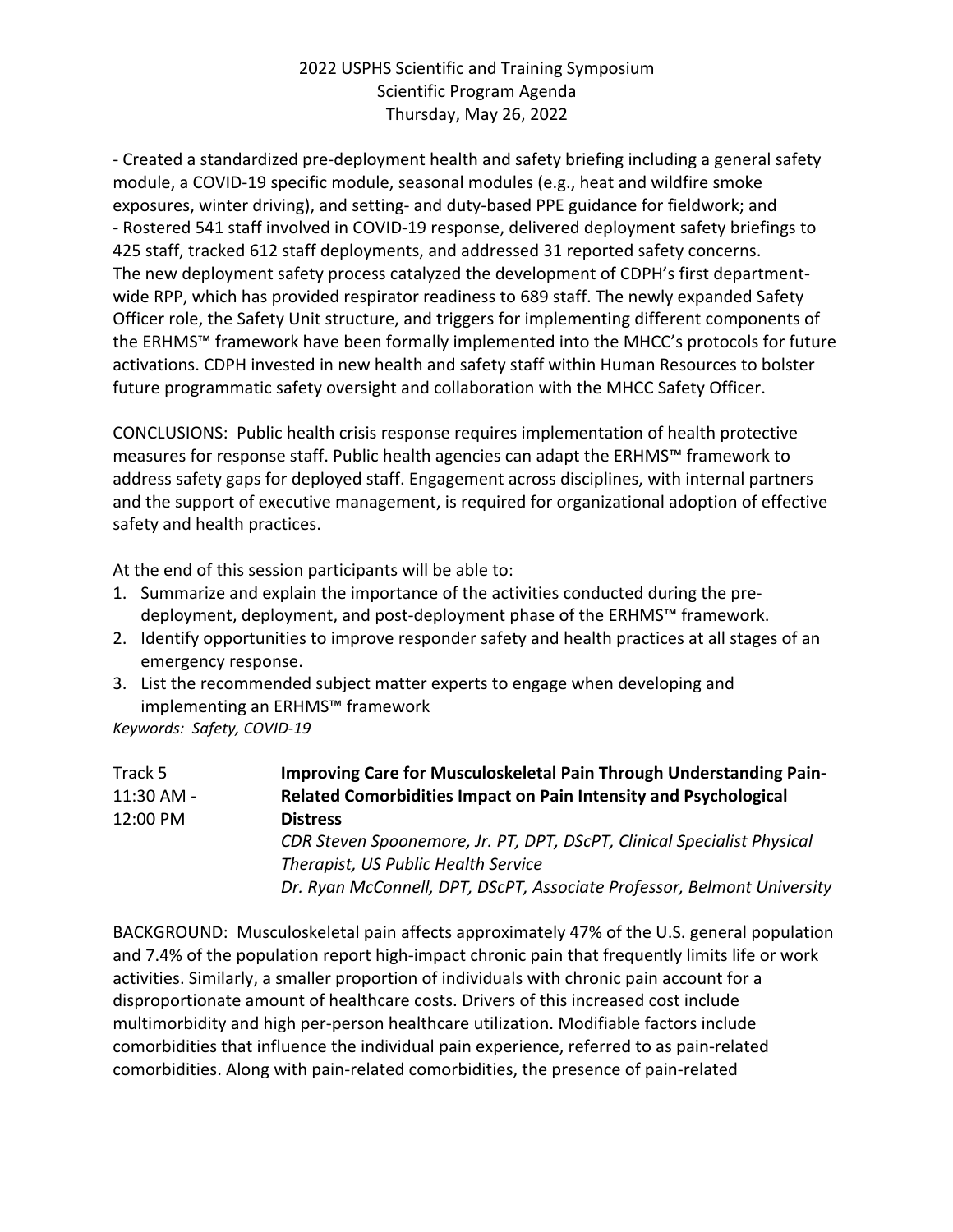- Created a standardized pre-deployment health and safety briefing including a general safety module, a COVID-19 specific module, seasonal modules (e.g., heat and wildfire smoke exposures, winter driving), and setting- and duty-based PPE guidance for fieldwork; and
- Rostered 541 staff involved in COVID-19 response, delivered deployment safety briefings to 425 staff, tracked 612 staff deployments, and addressed 31 reported safety concerns.

The new deployment safety process catalyzed the development of CDPH's first department-wide RPP, which has provided respirator readiness to 689 staff. The newly expanded Safety Officer role, the Safety Unit structure, and triggers for implementing different components of the ERHMS™ framework have been formally implemented into the MHCC's protocols for future activations. CDPH invested in new health and safety staff within Human Resources to bolster future programmatic safety oversight and collaboration with the MHCC Safety Officer.

CONCLUSIONS: Public health crisis response requires implementation of health protective measures for response staff. Public health agencies can adapt the ERHMS™ framework to address safety gaps for deployed staff. Engagement across disciplines, with internal partners and the support of executive management, is required for organizational adoption of effective safety and health practices.

At the end of this session participants will be able to:

1. Summarize and explain the importance of the activities conducted during the pre-deployment, deployment, and post-deployment phase of the ERHMS™ framework.
2. Identify opportunities to improve responder safety and health practices at all stages of an emergency response.
3. List the recommended subject matter experts to engage when developing and implementing an ERHMS™ framework

*Keywords: Safety, COVID-19*

Track 5
11:30 AM - 12:00 PM

**Improving Care for Musculoskeletal Pain Through Understanding Pain-Related Comorbidities Impact on Pain Intensity and Psychological Distress**

*CDR Steven Spoonemore, Jr. PT, DPT, DScPT, Clinical Specialist Physical Therapist, US Public Health Service*
*Dr. Ryan McConnell, DPT, DScPT, Associate Professor, Belmont University*

BACKGROUND: Musculoskeletal pain affects approximately 47% of the U.S. general population and 7.4% of the population report high-impact chronic pain that frequently limits life or work activities. Similarly, a smaller proportion of individuals with chronic pain account for a disproportionate amount of healthcare costs. Drivers of this increased cost include multimorbidity and high per-person healthcare utilization. Modifiable factors include comorbidities that influence the individual pain experience, referred to as pain-related comorbidities. Along with pain-related comorbidities, the presence of pain-related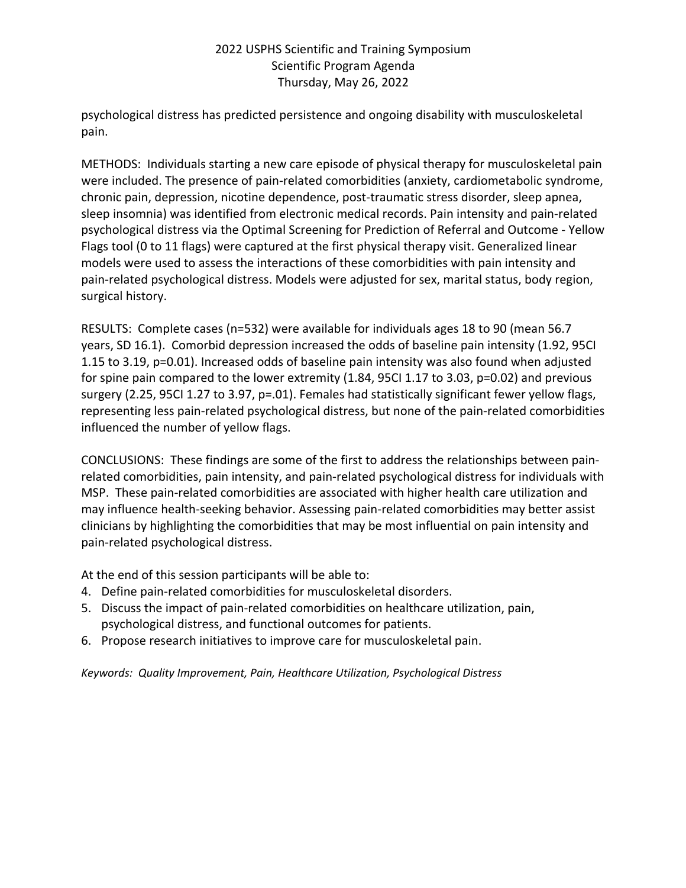psychological distress has predicted persistence and ongoing disability with musculoskeletal pain.

METHODS: Individuals starting a new care episode of physical therapy for musculoskeletal pain were included. The presence of pain-related comorbidities (anxiety, cardiometabolic syndrome, chronic pain, depression, nicotine dependence, post-traumatic stress disorder, sleep apnea, sleep insomnia) was identified from electronic medical records. Pain intensity and pain-related psychological distress via the Optimal Screening for Prediction of Referral and Outcome - Yellow Flags tool (0 to 11 flags) were captured at the first physical therapy visit. Generalized linear models were used to assess the interactions of these comorbidities with pain intensity and pain-related psychological distress. Models were adjusted for sex, marital status, body region, surgical history.

RESULTS: Complete cases (n=532) were available for individuals ages 18 to 90 (mean 56.7 years, SD 16.1). Comorbid depression increased the odds of baseline pain intensity (1.92, 95CI 1.15 to 3.19, p=0.01). Increased odds of baseline pain intensity was also found when adjusted for spine pain compared to the lower extremity (1.84, 95CI 1.17 to 3.03, p=0.02) and previous surgery (2.25, 95CI 1.27 to 3.97, p=.01). Females had statistically significant fewer yellow flags, representing less pain-related psychological distress, but none of the pain-related comorbidities influenced the number of yellow flags.

CONCLUSIONS: These findings are some of the first to address the relationships between pain-related comorbidities, pain intensity, and pain-related psychological distress for individuals with MSP. These pain-related comorbidities are associated with higher health care utilization and may influence health-seeking behavior. Assessing pain-related comorbidities may better assist clinicians by highlighting the comorbidities that may be most influential on pain intensity and pain-related psychological distress.

At the end of this session participants will be able to:

4. Define pain-related comorbidities for musculoskeletal disorders.
5. Discuss the impact of pain-related comorbidities on healthcare utilization, pain, psychological distress, and functional outcomes for patients.
6. Propose research initiatives to improve care for musculoskeletal pain.

*Keywords: Quality Improvement, Pain, Healthcare Utilization, Psychological Distress*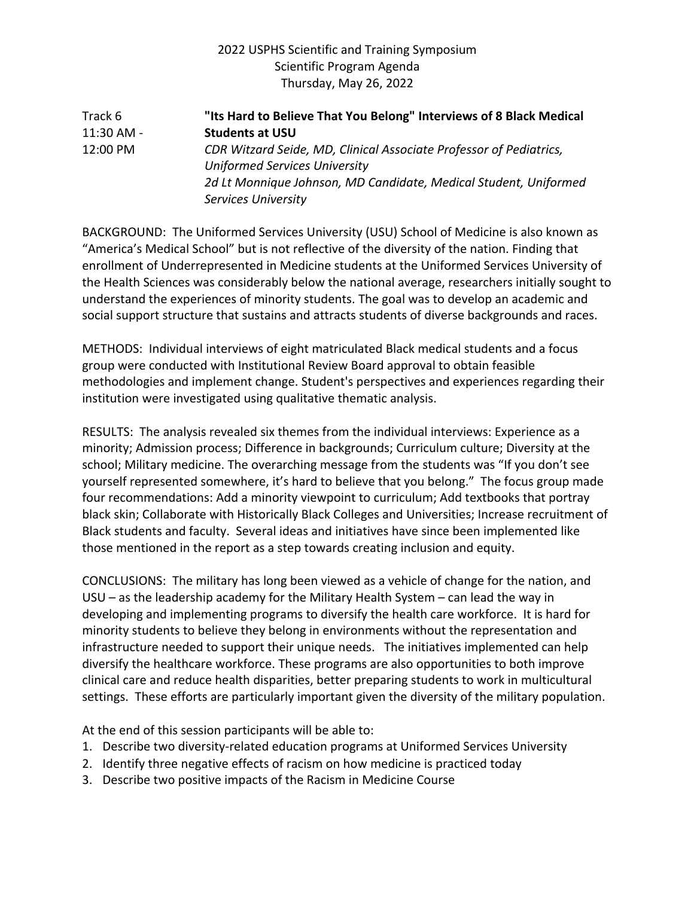2022 USPHS Scientific and Training Symposium
Scientific Program Agenda
Thursday, May 26, 2022

Track 6
11:30 AM - 12:00 PM

**"Its Hard to Believe That You Belong" Interviews of 8 Black Medical Students at USU**

*CDR Witzard Seide, MD, Clinical Associate Professor of Pediatrics, Uniformed Services University*
*2d Lt Monnique Johnson, MD Candidate, Medical Student, Uniformed Services University*

BACKGROUND: The Uniformed Services University (USU) School of Medicine is also known as "America's Medical School" but is not reflective of the diversity of the nation. Finding that enrollment of Underrepresented in Medicine students at the Uniformed Services University of the Health Sciences was considerably below the national average, researchers initially sought to understand the experiences of minority students. The goal was to develop an academic and social support structure that sustains and attracts students of diverse backgrounds and races.

METHODS: Individual interviews of eight matriculated Black medical students and a focus group were conducted with Institutional Review Board approval to obtain feasible methodologies and implement change. Student's perspectives and experiences regarding their institution were investigated using qualitative thematic analysis.

RESULTS: The analysis revealed six themes from the individual interviews: Experience as a minority; Admission process; Difference in backgrounds; Curriculum culture; Diversity at the school; Military medicine. The overarching message from the students was "If you don't see yourself represented somewhere, it's hard to believe that you belong." The focus group made four recommendations: Add a minority viewpoint to curriculum; Add textbooks that portray black skin; Collaborate with Historically Black Colleges and Universities; Increase recruitment of Black students and faculty. Several ideas and initiatives have since been implemented like those mentioned in the report as a step towards creating inclusion and equity.

CONCLUSIONS: The military has long been viewed as a vehicle of change for the nation, and USU – as the leadership academy for the Military Health System – can lead the way in developing and implementing programs to diversify the health care workforce. It is hard for minority students to believe they belong in environments without the representation and infrastructure needed to support their unique needs. The initiatives implemented can help diversify the healthcare workforce. These programs are also opportunities to both improve clinical care and reduce health disparities, better preparing students to work in multicultural settings. These efforts are particularly important given the diversity of the military population.

At the end of this session participants will be able to:

1. Describe two diversity-related education programs at Uniformed Services University
2. Identify three negative effects of racism on how medicine is practiced today
3. Describe two positive impacts of the Racism in Medicine Course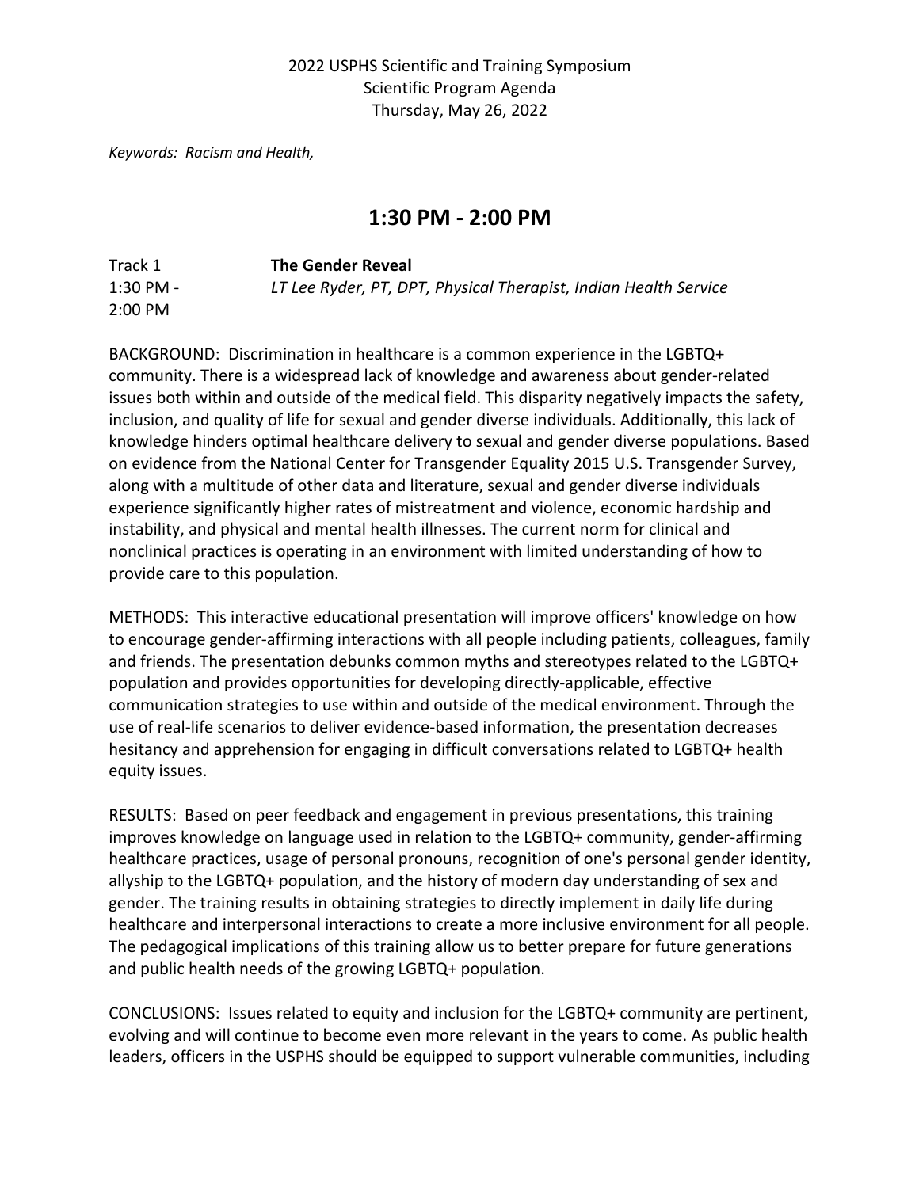*Keywords: Racism and Health,*

## 1:30 PM - 2:00 PM

Track 1
1:30 PM - 2:00 PM

**The Gender Reveal**
*LT Lee Ryder, PT, DPT, Physical Therapist, Indian Health Service*

BACKGROUND: Discrimination in healthcare is a common experience in the LGBTQ+ community. There is a widespread lack of knowledge and awareness about gender-related issues both within and outside of the medical field. This disparity negatively impacts the safety, inclusion, and quality of life for sexual and gender diverse individuals. Additionally, this lack of knowledge hinders optimal healthcare delivery to sexual and gender diverse populations. Based on evidence from the National Center for Transgender Equality 2015 U.S. Transgender Survey, along with a multitude of other data and literature, sexual and gender diverse individuals experience significantly higher rates of mistreatment and violence, economic hardship and instability, and physical and mental health illnesses. The current norm for clinical and nonclinical practices is operating in an environment with limited understanding of how to provide care to this population.

METHODS: This interactive educational presentation will improve officers' knowledge on how to encourage gender-affirming interactions with all people including patients, colleagues, family and friends. The presentation debunks common myths and stereotypes related to the LGBTQ+ population and provides opportunities for developing directly-applicable, effective communication strategies to use within and outside of the medical environment. Through the use of real-life scenarios to deliver evidence-based information, the presentation decreases hesitancy and apprehension for engaging in difficult conversations related to LGBTQ+ health equity issues.

RESULTS: Based on peer feedback and engagement in previous presentations, this training improves knowledge on language used in relation to the LGBTQ+ community, gender-affirming healthcare practices, usage of personal pronouns, recognition of one's personal gender identity, allyship to the LGBTQ+ population, and the history of modern day understanding of sex and gender. The training results in obtaining strategies to directly implement in daily life during healthcare and interpersonal interactions to create a more inclusive environment for all people. The pedagogical implications of this training allow us to better prepare for future generations and public health needs of the growing LGBTQ+ population.

CONCLUSIONS: Issues related to equity and inclusion for the LGBTQ+ community are pertinent, evolving and will continue to become even more relevant in the years to come. As public health leaders, officers in the USPHS should be equipped to support vulnerable communities, including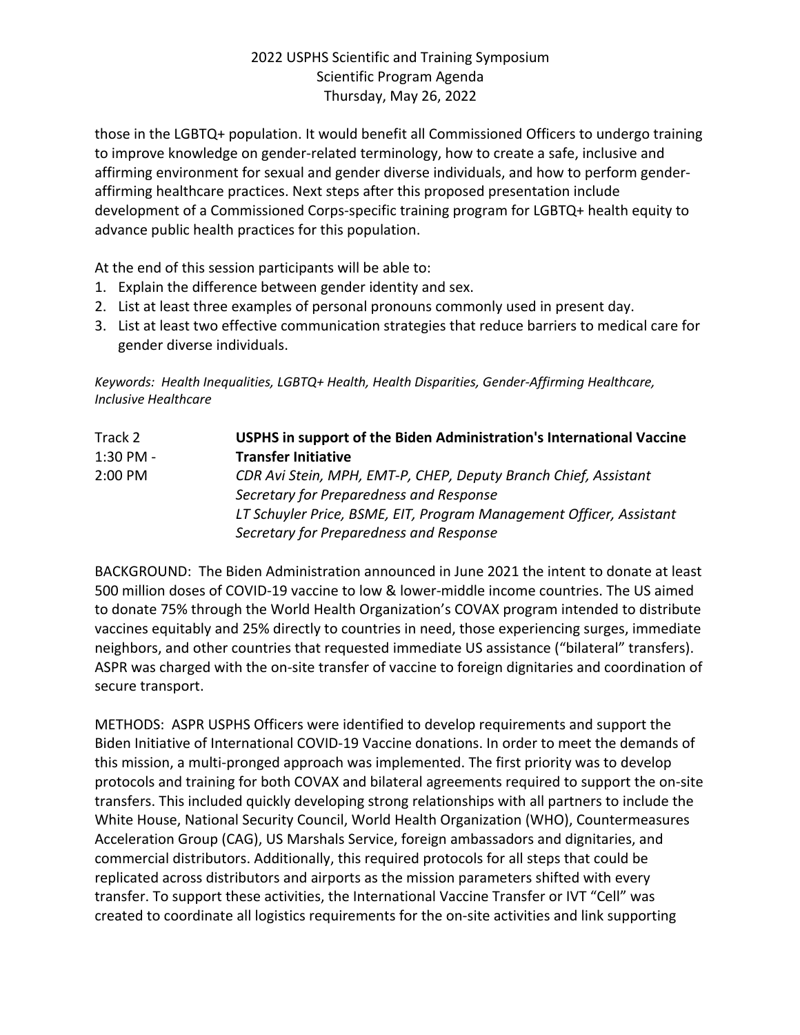those in the LGBTQ+ population. It would benefit all Commissioned Officers to undergo training to improve knowledge on gender-related terminology, how to create a safe, inclusive and affirming environment for sexual and gender diverse individuals, and how to perform gender-affirming healthcare practices. Next steps after this proposed presentation include development of a Commissioned Corps-specific training program for LGBTQ+ health equity to advance public health practices for this population.

At the end of this session participants will be able to:

1. Explain the difference between gender identity and sex.
2. List at least three examples of personal pronouns commonly used in present day.
3. List at least two effective communication strategies that reduce barriers to medical care for gender diverse individuals.

*Keywords: Health Inequalities, LGBTQ+ Health, Health Disparities, Gender-Affirming Healthcare, Inclusive Healthcare*

Track 2
1:30 PM - 2:00 PM

**USPHS in support of the Biden Administration's International Vaccine Transfer Initiative**

*CDR Avi Stein, MPH, EMT-P, CHEP, Deputy Branch Chief, Assistant Secretary for Preparedness and Response*
*LT Schuyler Price, BSME, EIT, Program Management Officer, Assistant Secretary for Preparedness and Response*

BACKGROUND: The Biden Administration announced in June 2021 the intent to donate at least 500 million doses of COVID-19 vaccine to low & lower-middle income countries. The US aimed to donate 75% through the World Health Organization's COVAX program intended to distribute vaccines equitably and 25% directly to countries in need, those experiencing surges, immediate neighbors, and other countries that requested immediate US assistance ("bilateral" transfers). ASPR was charged with the on-site transfer of vaccine to foreign dignitaries and coordination of secure transport.

METHODS: ASPR USPHS Officers were identified to develop requirements and support the Biden Initiative of International COVID-19 Vaccine donations. In order to meet the demands of this mission, a multi-pronged approach was implemented. The first priority was to develop protocols and training for both COVAX and bilateral agreements required to support the on-site transfers. This included quickly developing strong relationships with all partners to include the White House, National Security Council, World Health Organization (WHO), Countermeasures Acceleration Group (CAG), US Marshals Service, foreign ambassadors and dignitaries, and commercial distributors. Additionally, this required protocols for all steps that could be replicated across distributors and airports as the mission parameters shifted with every transfer. To support these activities, the International Vaccine Transfer or IVT "Cell" was created to coordinate all logistics requirements for the on-site activities and link supporting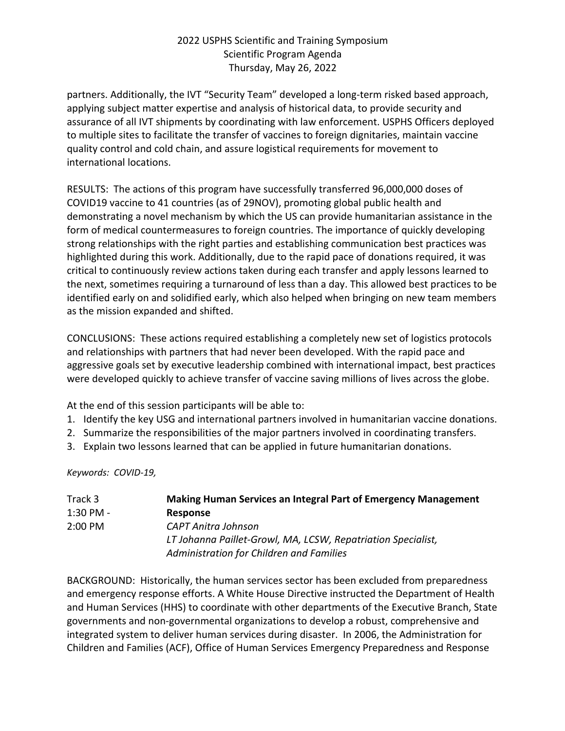partners. Additionally, the IVT "Security Team" developed a long-term risked based approach, applying subject matter expertise and analysis of historical data, to provide security and assurance of all IVT shipments by coordinating with law enforcement. USPHS Officers deployed to multiple sites to facilitate the transfer of vaccines to foreign dignitaries, maintain vaccine quality control and cold chain, and assure logistical requirements for movement to international locations.

RESULTS: The actions of this program have successfully transferred 96,000,000 doses of COVID19 vaccine to 41 countries (as of 29NOV), promoting global public health and demonstrating a novel mechanism by which the US can provide humanitarian assistance in the form of medical countermeasures to foreign countries. The importance of quickly developing strong relationships with the right parties and establishing communication best practices was highlighted during this work. Additionally, due to the rapid pace of donations required, it was critical to continuously review actions taken during each transfer and apply lessons learned to the next, sometimes requiring a turnaround of less than a day. This allowed best practices to be identified early on and solidified early, which also helped when bringing on new team members as the mission expanded and shifted.

CONCLUSIONS: These actions required establishing a completely new set of logistics protocols and relationships with partners that had never been developed. With the rapid pace and aggressive goals set by executive leadership combined with international impact, best practices were developed quickly to achieve transfer of vaccine saving millions of lives across the globe.

At the end of this session participants will be able to:

1. Identify the key USG and international partners involved in humanitarian vaccine donations.
2. Summarize the responsibilities of the major partners involved in coordinating transfers.
3. Explain two lessons learned that can be applied in future humanitarian donations.

*Keywords: COVID-19,*

Track 3
1:30 PM - 2:00 PM

**Making Human Services an Integral Part of Emergency Management Response**

*CAPT Anitra Johnson*
*LT Johanna Paillet-Growl, MA, LCSW, Repatriation Specialist, Administration for Children and Families*

BACKGROUND: Historically, the human services sector has been excluded from preparedness and emergency response efforts. A White House Directive instructed the Department of Health and Human Services (HHS) to coordinate with other departments of the Executive Branch, State governments and non-governmental organizations to develop a robust, comprehensive and integrated system to deliver human services during disaster. In 2006, the Administration for Children and Families (ACF), Office of Human Services Emergency Preparedness and Response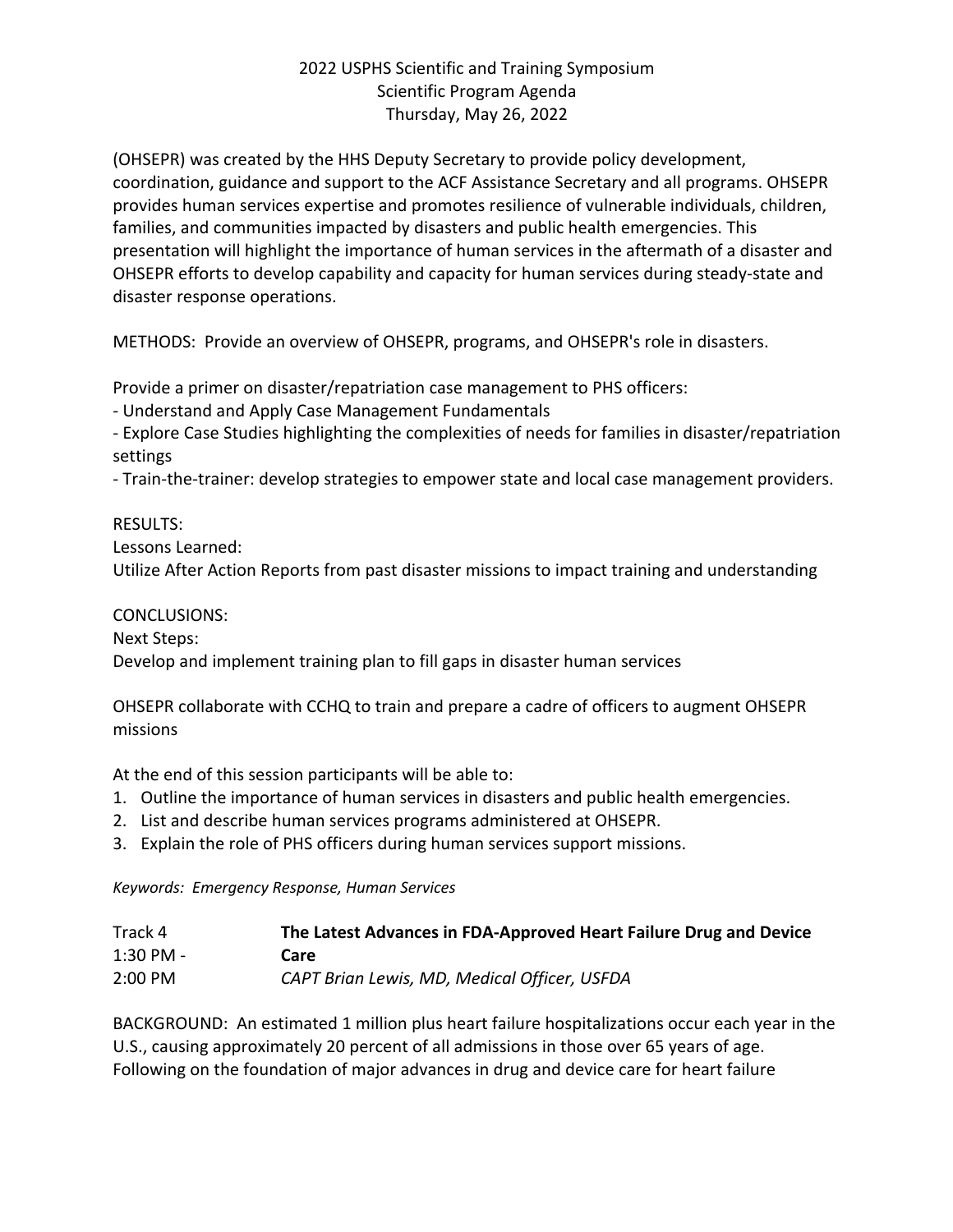(OHSEPR) was created by the HHS Deputy Secretary to provide policy development, coordination, guidance and support to the ACF Assistance Secretary and all programs. OHSEPR provides human services expertise and promotes resilience of vulnerable individuals, children, families, and communities impacted by disasters and public health emergencies. This presentation will highlight the importance of human services in the aftermath of a disaster and OHSEPR efforts to develop capability and capacity for human services during steady-state and disaster response operations.

METHODS: Provide an overview of OHSEPR, programs, and OHSEPR's role in disasters.

Provide a primer on disaster/repatriation case management to PHS officers:
- Understand and Apply Case Management Fundamentals
- Explore Case Studies highlighting the complexities of needs for families in disaster/repatriation settings
- Train-the-trainer: develop strategies to empower state and local case management providers.

RESULTS:
Lessons Learned:
Utilize After Action Reports from past disaster missions to impact training and understanding

CONCLUSIONS:
Next Steps:
Develop and implement training plan to fill gaps in disaster human services

OHSEPR collaborate with CCHQ to train and prepare a cadre of officers to augment OHSEPR missions

At the end of this session participants will be able to:
1. Outline the importance of human services in disasters and public health emergencies.
2. List and describe human services programs administered at OHSEPR.
3. Explain the role of PHS officers during human services support missions.

*Keywords: Emergency Response, Human Services*

Track 4
1:30 PM - 2:00 PM

**The Latest Advances in FDA-Approved Heart Failure Drug and Device Care**
*CAPT Brian Lewis, MD, Medical Officer, USFDA*

BACKGROUND: An estimated 1 million plus heart failure hospitalizations occur each year in the U.S., causing approximately 20 percent of all admissions in those over 65 years of age. Following on the foundation of major advances in drug and device care for heart failure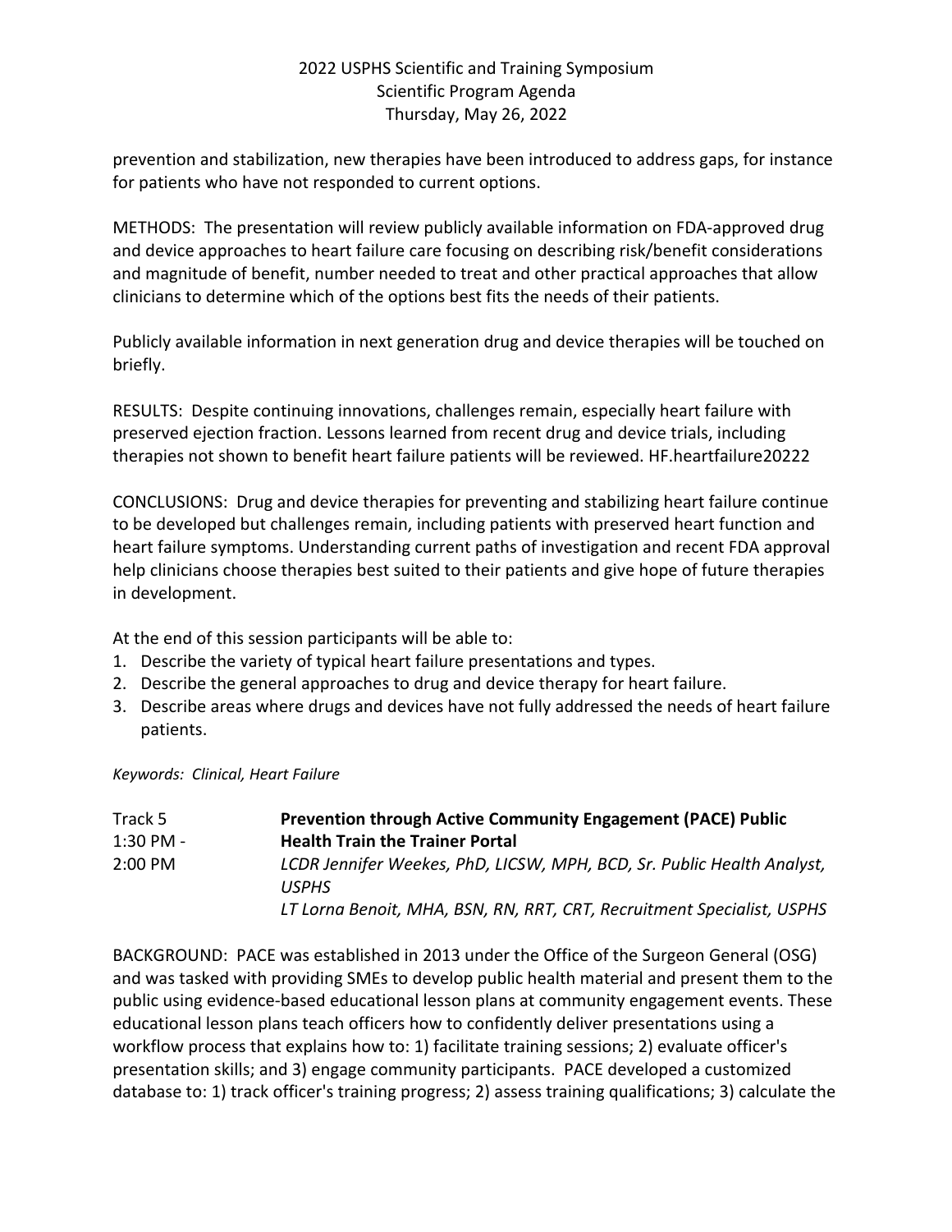prevention and stabilization, new therapies have been introduced to address gaps, for instance for patients who have not responded to current options.

METHODS: The presentation will review publicly available information on FDA-approved drug and device approaches to heart failure care focusing on describing risk/benefit considerations and magnitude of benefit, number needed to treat and other practical approaches that allow clinicians to determine which of the options best fits the needs of their patients.

Publicly available information in next generation drug and device therapies will be touched on briefly.

RESULTS: Despite continuing innovations, challenges remain, especially heart failure with preserved ejection fraction. Lessons learned from recent drug and device trials, including therapies not shown to benefit heart failure patients will be reviewed. HF.heartfailure20222

CONCLUSIONS: Drug and device therapies for preventing and stabilizing heart failure continue to be developed but challenges remain, including patients with preserved heart function and heart failure symptoms. Understanding current paths of investigation and recent FDA approval help clinicians choose therapies best suited to their patients and give hope of future therapies in development.

At the end of this session participants will be able to:

1. Describe the variety of typical heart failure presentations and types.
2. Describe the general approaches to drug and device therapy for heart failure.
3. Describe areas where drugs and devices have not fully addressed the needs of heart failure patients.

*Keywords: Clinical, Heart Failure*

Track 5
1:30 PM - 2:00 PM

**Prevention through Active Community Engagement (PACE) Public Health Train the Trainer Portal**

*LCDR Jennifer Weekes, PhD, LICSW, MPH, BCD, Sr. Public Health Analyst, USPHS*
*LT Lorna Benoit, MHA, BSN, RN, RRT, CRT, Recruitment Specialist, USPHS*

BACKGROUND: PACE was established in 2013 under the Office of the Surgeon General (OSG) and was tasked with providing SMEs to develop public health material and present them to the public using evidence-based educational lesson plans at community engagement events. These educational lesson plans teach officers how to confidently deliver presentations using a workflow process that explains how to: 1) facilitate training sessions; 2) evaluate officer's presentation skills; and 3) engage community participants. PACE developed a customized database to: 1) track officer's training progress; 2) assess training qualifications; 3) calculate the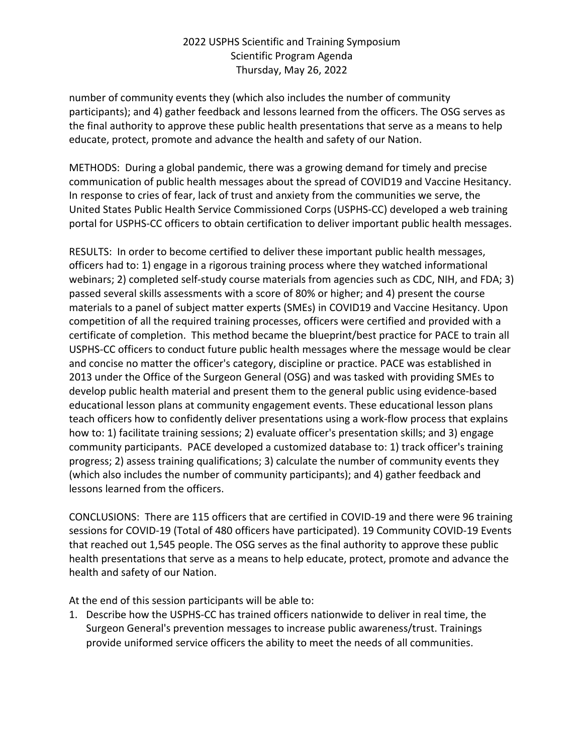number of community events they (which also includes the number of community participants); and 4) gather feedback and lessons learned from the officers. The OSG serves as the final authority to approve these public health presentations that serve as a means to help educate, protect, promote and advance the health and safety of our Nation.

METHODS: During a global pandemic, there was a growing demand for timely and precise communication of public health messages about the spread of COVID19 and Vaccine Hesitancy. In response to cries of fear, lack of trust and anxiety from the communities we serve, the United States Public Health Service Commissioned Corps (USPHS-CC) developed a web training portal for USPHS-CC officers to obtain certification to deliver important public health messages.

RESULTS: In order to become certified to deliver these important public health messages, officers had to: 1) engage in a rigorous training process where they watched informational webinars; 2) completed self-study course materials from agencies such as CDC, NIH, and FDA; 3) passed several skills assessments with a score of 80% or higher; and 4) present the course materials to a panel of subject matter experts (SMEs) in COVID19 and Vaccine Hesitancy. Upon competition of all the required training processes, officers were certified and provided with a certificate of completion. This method became the blueprint/best practice for PACE to train all USPHS-CC officers to conduct future public health messages where the message would be clear and concise no matter the officer's category, discipline or practice. PACE was established in 2013 under the Office of the Surgeon General (OSG) and was tasked with providing SMEs to develop public health material and present them to the general public using evidence-based educational lesson plans at community engagement events. These educational lesson plans teach officers how to confidently deliver presentations using a work-flow process that explains how to: 1) facilitate training sessions; 2) evaluate officer's presentation skills; and 3) engage community participants. PACE developed a customized database to: 1) track officer's training progress; 2) assess training qualifications; 3) calculate the number of community events they (which also includes the number of community participants); and 4) gather feedback and lessons learned from the officers.

CONCLUSIONS: There are 115 officers that are certified in COVID-19 and there were 96 training sessions for COVID-19 (Total of 480 officers have participated). 19 Community COVID-19 Events that reached out 1,545 people. The OSG serves as the final authority to approve these public health presentations that serve as a means to help educate, protect, promote and advance the health and safety of our Nation.

At the end of this session participants will be able to:

1. Describe how the USPHS-CC has trained officers nationwide to deliver in real time, the Surgeon General's prevention messages to increase public awareness/trust. Trainings provide uniformed service officers the ability to meet the needs of all communities.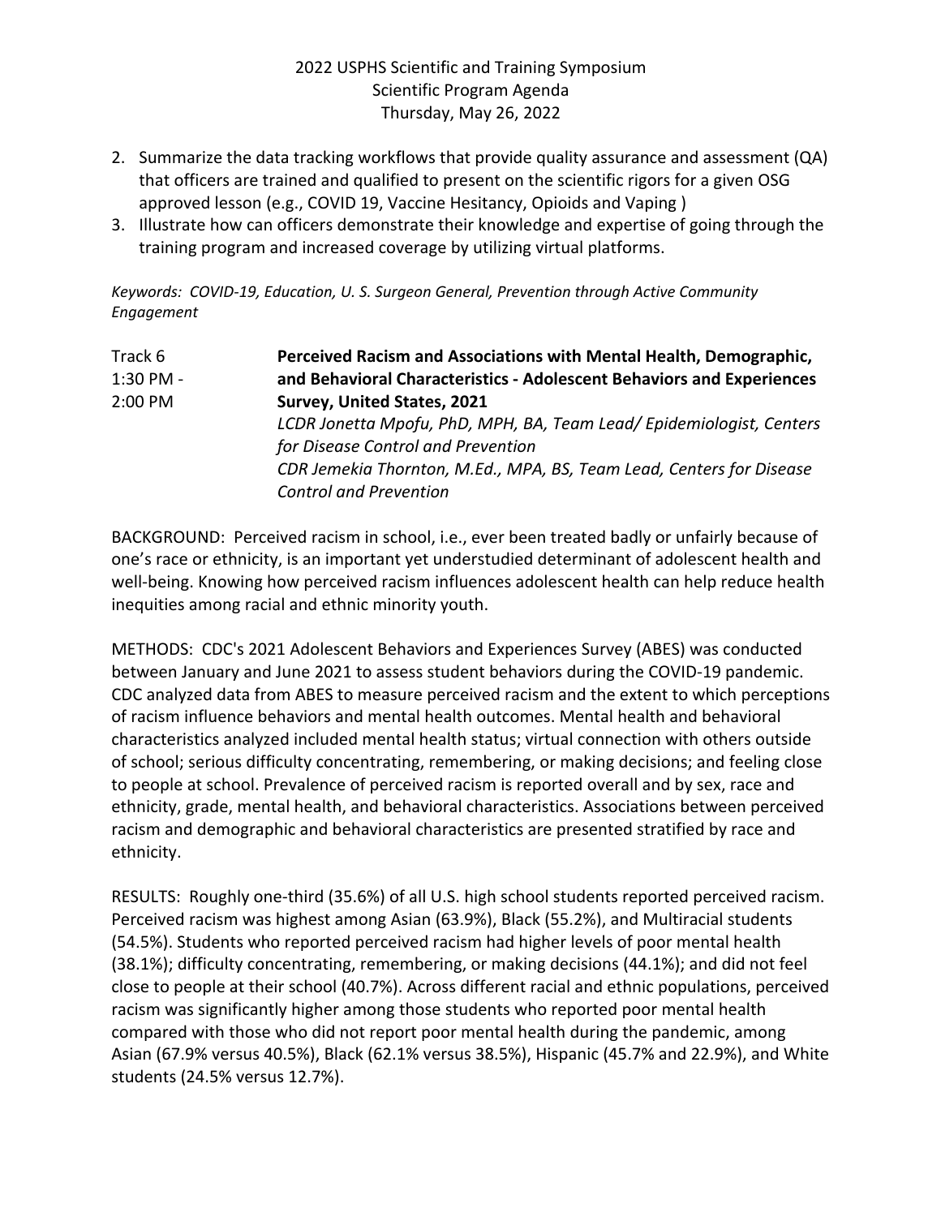2. Summarize the data tracking workflows that provide quality assurance and assessment (QA) that officers are trained and qualified to present on the scientific rigors for a given OSG approved lesson (e.g., COVID 19, Vaccine Hesitancy, Opioids and Vaping )
3. Illustrate how can officers demonstrate their knowledge and expertise of going through the training program and increased coverage by utilizing virtual platforms.

*Keywords: COVID-19, Education, U. S. Surgeon General, Prevention through Active Community Engagement*

Track 6
1:30 PM - 2:00 PM

**Perceived Racism and Associations with Mental Health, Demographic, and Behavioral Characteristics - Adolescent Behaviors and Experiences Survey, United States, 2021**

*LCDR Jonetta Mpofu, PhD, MPH, BA, Team Lead/ Epidemiologist, Centers for Disease Control and Prevention*

*CDR Jemekia Thornton, M.Ed., MPA, BS, Team Lead, Centers for Disease Control and Prevention*

BACKGROUND: Perceived racism in school, i.e., ever been treated badly or unfairly because of one's race or ethnicity, is an important yet understudied determinant of adolescent health and well-being. Knowing how perceived racism influences adolescent health can help reduce health inequities among racial and ethnic minority youth.

METHODS: CDC's 2021 Adolescent Behaviors and Experiences Survey (ABES) was conducted between January and June 2021 to assess student behaviors during the COVID-19 pandemic. CDC analyzed data from ABES to measure perceived racism and the extent to which perceptions of racism influence behaviors and mental health outcomes. Mental health and behavioral characteristics analyzed included mental health status; virtual connection with others outside of school; serious difficulty concentrating, remembering, or making decisions; and feeling close to people at school. Prevalence of perceived racism is reported overall and by sex, race and ethnicity, grade, mental health, and behavioral characteristics. Associations between perceived racism and demographic and behavioral characteristics are presented stratified by race and ethnicity.

RESULTS: Roughly one-third (35.6%) of all U.S. high school students reported perceived racism. Perceived racism was highest among Asian (63.9%), Black (55.2%), and Multiracial students (54.5%). Students who reported perceived racism had higher levels of poor mental health (38.1%); difficulty concentrating, remembering, or making decisions (44.1%); and did not feel close to people at their school (40.7%). Across different racial and ethnic populations, perceived racism was significantly higher among those students who reported poor mental health compared with those who did not report poor mental health during the pandemic, among Asian (67.9% versus 40.5%), Black (62.1% versus 38.5%), Hispanic (45.7% and 22.9%), and White students (24.5% versus 12.7%).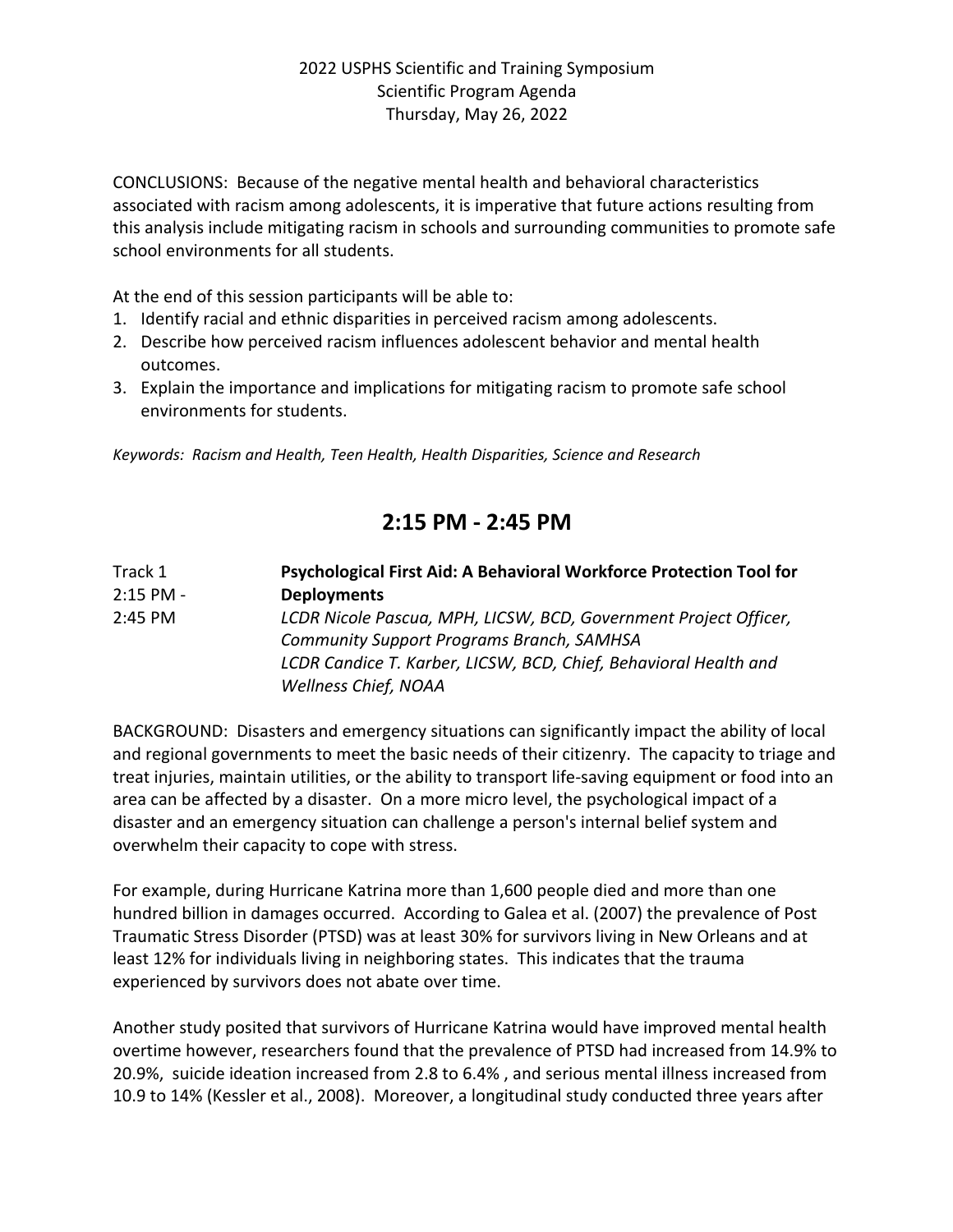CONCLUSIONS: Because of the negative mental health and behavioral characteristics associated with racism among adolescents, it is imperative that future actions resulting from this analysis include mitigating racism in schools and surrounding communities to promote safe school environments for all students.

At the end of this session participants will be able to:

1. Identify racial and ethnic disparities in perceived racism among adolescents.
2. Describe how perceived racism influences adolescent behavior and mental health outcomes.
3. Explain the importance and implications for mitigating racism to promote safe school environments for students.

*Keywords: Racism and Health, Teen Health, Health Disparities, Science and Research*

## 2:15 PM - 2:45 PM

Track 1
2:15 PM - 2:45 PM

**Psychological First Aid: A Behavioral Workforce Protection Tool for Deployments**

*LCDR Nicole Pascua, MPH, LICSW, BCD, Government Project Officer, Community Support Programs Branch, SAMHSA*
*LCDR Candice T. Karber, LICSW, BCD, Chief, Behavioral Health and Wellness Chief, NOAA*

BACKGROUND: Disasters and emergency situations can significantly impact the ability of local and regional governments to meet the basic needs of their citizenry. The capacity to triage and treat injuries, maintain utilities, or the ability to transport life-saving equipment or food into an area can be affected by a disaster. On a more micro level, the psychological impact of a disaster and an emergency situation can challenge a person's internal belief system and overwhelm their capacity to cope with stress.

For example, during Hurricane Katrina more than 1,600 people died and more than one hundred billion in damages occurred. According to Galea et al. (2007) the prevalence of Post Traumatic Stress Disorder (PTSD) was at least 30% for survivors living in New Orleans and at least 12% for individuals living in neighboring states. This indicates that the trauma experienced by survivors does not abate over time.

Another study posited that survivors of Hurricane Katrina would have improved mental health overtime however, researchers found that the prevalence of PTSD had increased from 14.9% to 20.9%, suicide ideation increased from 2.8 to 6.4% , and serious mental illness increased from 10.9 to 14% (Kessler et al., 2008). Moreover, a longitudinal study conducted three years after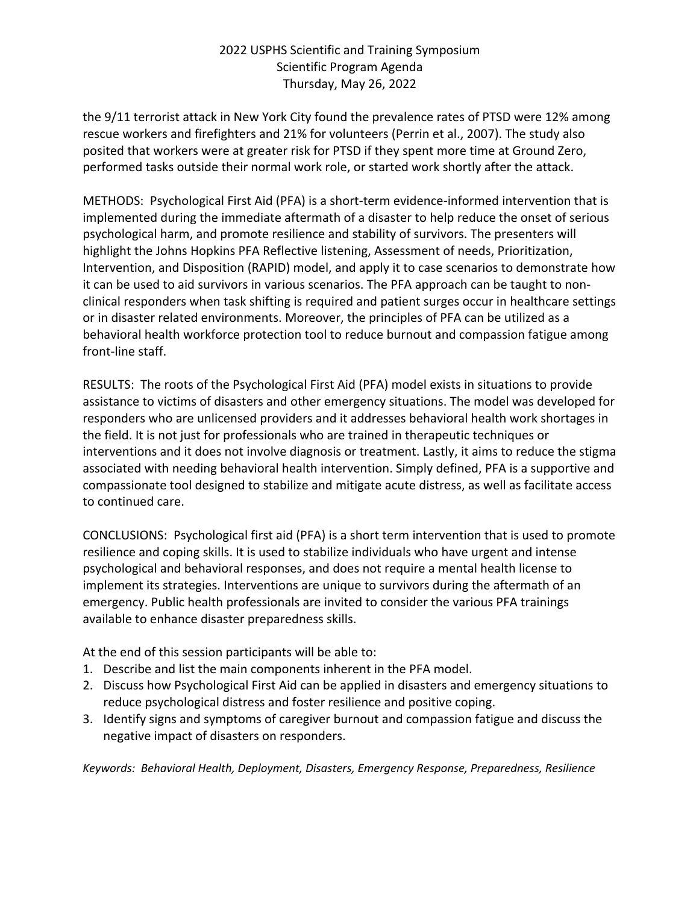the 9/11 terrorist attack in New York City found the prevalence rates of PTSD were 12% among rescue workers and firefighters and 21% for volunteers (Perrin et al., 2007). The study also posited that workers were at greater risk for PTSD if they spent more time at Ground Zero, performed tasks outside their normal work role, or started work shortly after the attack.

METHODS: Psychological First Aid (PFA) is a short-term evidence-informed intervention that is implemented during the immediate aftermath of a disaster to help reduce the onset of serious psychological harm, and promote resilience and stability of survivors. The presenters will highlight the Johns Hopkins PFA Reflective listening, Assessment of needs, Prioritization, Intervention, and Disposition (RAPID) model, and apply it to case scenarios to demonstrate how it can be used to aid survivors in various scenarios. The PFA approach can be taught to non-clinical responders when task shifting is required and patient surges occur in healthcare settings or in disaster related environments. Moreover, the principles of PFA can be utilized as a behavioral health workforce protection tool to reduce burnout and compassion fatigue among front-line staff.

RESULTS: The roots of the Psychological First Aid (PFA) model exists in situations to provide assistance to victims of disasters and other emergency situations. The model was developed for responders who are unlicensed providers and it addresses behavioral health work shortages in the field. It is not just for professionals who are trained in therapeutic techniques or interventions and it does not involve diagnosis or treatment. Lastly, it aims to reduce the stigma associated with needing behavioral health intervention. Simply defined, PFA is a supportive and compassionate tool designed to stabilize and mitigate acute distress, as well as facilitate access to continued care.

CONCLUSIONS: Psychological first aid (PFA) is a short term intervention that is used to promote resilience and coping skills. It is used to stabilize individuals who have urgent and intense psychological and behavioral responses, and does not require a mental health license to implement its strategies. Interventions are unique to survivors during the aftermath of an emergency. Public health professionals are invited to consider the various PFA trainings available to enhance disaster preparedness skills.

At the end of this session participants will be able to:

1. Describe and list the main components inherent in the PFA model.
2. Discuss how Psychological First Aid can be applied in disasters and emergency situations to reduce psychological distress and foster resilience and positive coping.
3. Identify signs and symptoms of caregiver burnout and compassion fatigue and discuss the negative impact of disasters on responders.

*Keywords: Behavioral Health, Deployment, Disasters, Emergency Response, Preparedness, Resilience*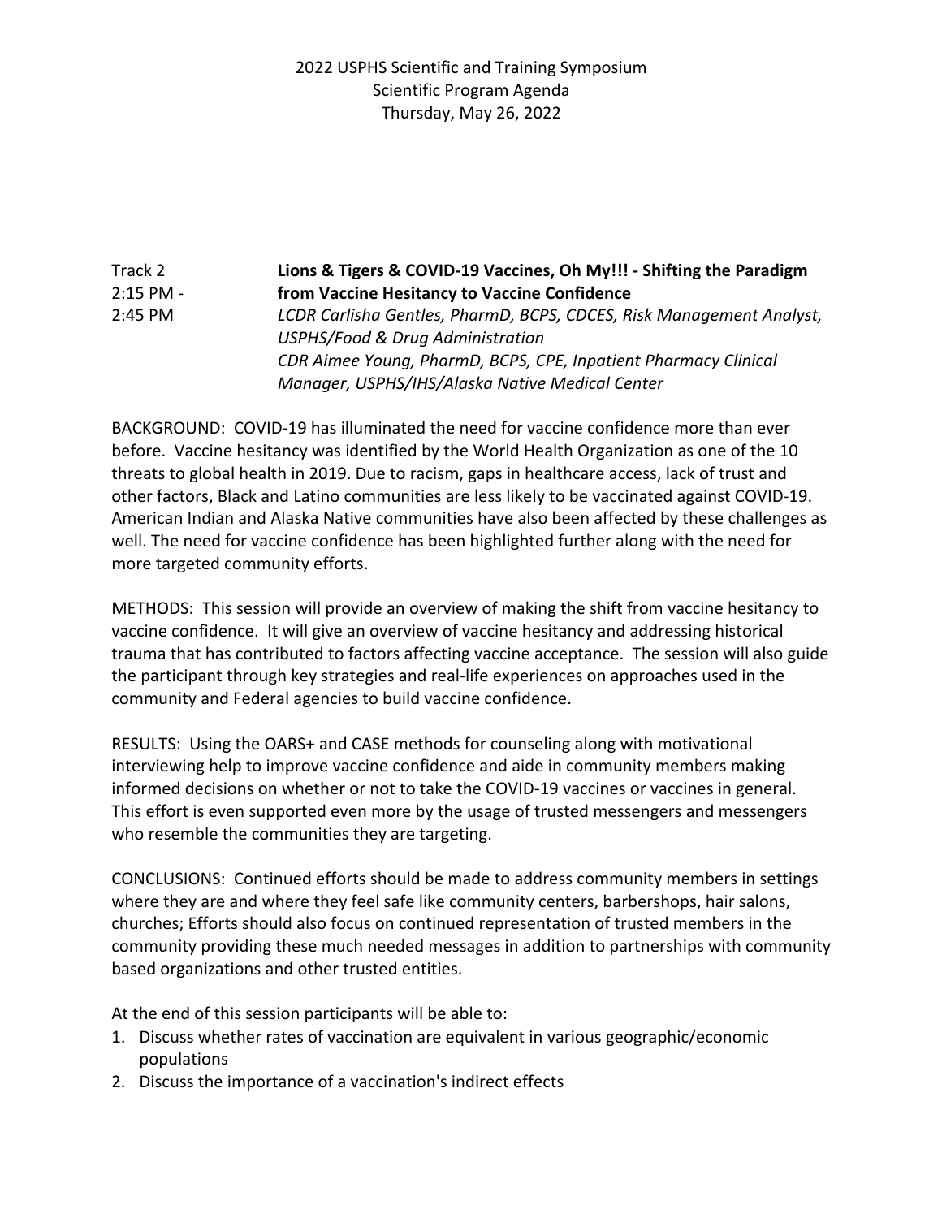Track 2
2:15 PM - 2:45 PM

**Lions & Tigers & COVID-19 Vaccines, Oh My!!! - Shifting the Paradigm from Vaccine Hesitancy to Vaccine Confidence**

*LCDR Carlisha Gentles, PharmD, BCPS, CDCES, Risk Management Analyst, USPHS/Food & Drug Administration*
*CDR Aimee Young, PharmD, BCPS, CPE, Inpatient Pharmacy Clinical Manager, USPHS/IHS/Alaska Native Medical Center*

BACKGROUND: COVID-19 has illuminated the need for vaccine confidence more than ever before. Vaccine hesitancy was identified by the World Health Organization as one of the 10 threats to global health in 2019. Due to racism, gaps in healthcare access, lack of trust and other factors, Black and Latino communities are less likely to be vaccinated against COVID-19. American Indian and Alaska Native communities have also been affected by these challenges as well. The need for vaccine confidence has been highlighted further along with the need for more targeted community efforts.

METHODS: This session will provide an overview of making the shift from vaccine hesitancy to vaccine confidence. It will give an overview of vaccine hesitancy and addressing historical trauma that has contributed to factors affecting vaccine acceptance. The session will also guide the participant through key strategies and real-life experiences on approaches used in the community and Federal agencies to build vaccine confidence.

RESULTS: Using the OARS+ and CASE methods for counseling along with motivational interviewing help to improve vaccine confidence and aide in community members making informed decisions on whether or not to take the COVID-19 vaccines or vaccines in general. This effort is even supported even more by the usage of trusted messengers and messengers who resemble the communities they are targeting.

CONCLUSIONS: Continued efforts should be made to address community members in settings where they are and where they feel safe like community centers, barbershops, hair salons, churches; Efforts should also focus on continued representation of trusted members in the community providing these much needed messages in addition to partnerships with community based organizations and other trusted entities.

At the end of this session participants will be able to:

1. Discuss whether rates of vaccination are equivalent in various geographic/economic populations
2. Discuss the importance of a vaccination's indirect effects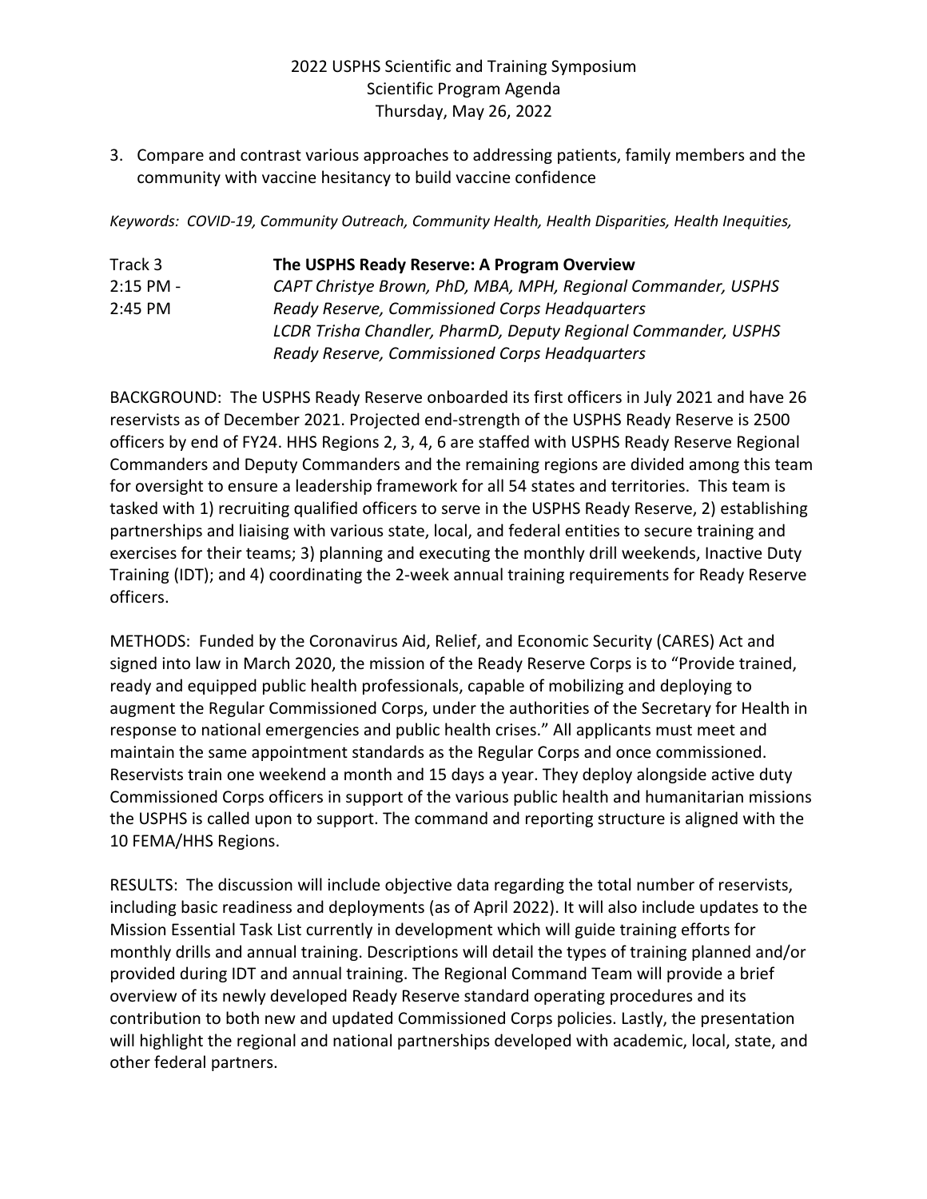3. Compare and contrast various approaches to addressing patients, family members and the community with vaccine hesitancy to build vaccine confidence

*Keywords: COVID-19, Community Outreach, Community Health, Health Disparities, Health Inequities,*

Track 3 — **The USPHS Ready Reserve: A Program Overview**

2:15 PM - 2:45 PM

*CAPT Christye Brown, PhD, MBA, MPH, Regional Commander, USPHS Ready Reserve, Commissioned Corps Headquarters*

*LCDR Trisha Chandler, PharmD, Deputy Regional Commander, USPHS Ready Reserve, Commissioned Corps Headquarters*

BACKGROUND: The USPHS Ready Reserve onboarded its first officers in July 2021 and have 26 reservists as of December 2021. Projected end-strength of the USPHS Ready Reserve is 2500 officers by end of FY24. HHS Regions 2, 3, 4, 6 are staffed with USPHS Ready Reserve Regional Commanders and Deputy Commanders and the remaining regions are divided among this team for oversight to ensure a leadership framework for all 54 states and territories. This team is tasked with 1) recruiting qualified officers to serve in the USPHS Ready Reserve, 2) establishing partnerships and liaising with various state, local, and federal entities to secure training and exercises for their teams; 3) planning and executing the monthly drill weekends, Inactive Duty Training (IDT); and 4) coordinating the 2-week annual training requirements for Ready Reserve officers.

METHODS: Funded by the Coronavirus Aid, Relief, and Economic Security (CARES) Act and signed into law in March 2020, the mission of the Ready Reserve Corps is to "Provide trained, ready and equipped public health professionals, capable of mobilizing and deploying to augment the Regular Commissioned Corps, under the authorities of the Secretary for Health in response to national emergencies and public health crises." All applicants must meet and maintain the same appointment standards as the Regular Corps and once commissioned. Reservists train one weekend a month and 15 days a year. They deploy alongside active duty Commissioned Corps officers in support of the various public health and humanitarian missions the USPHS is called upon to support. The command and reporting structure is aligned with the 10 FEMA/HHS Regions.

RESULTS: The discussion will include objective data regarding the total number of reservists, including basic readiness and deployments (as of April 2022). It will also include updates to the Mission Essential Task List currently in development which will guide training efforts for monthly drills and annual training. Descriptions will detail the types of training planned and/or provided during IDT and annual training. The Regional Command Team will provide a brief overview of its newly developed Ready Reserve standard operating procedures and its contribution to both new and updated Commissioned Corps policies. Lastly, the presentation will highlight the regional and national partnerships developed with academic, local, state, and other federal partners.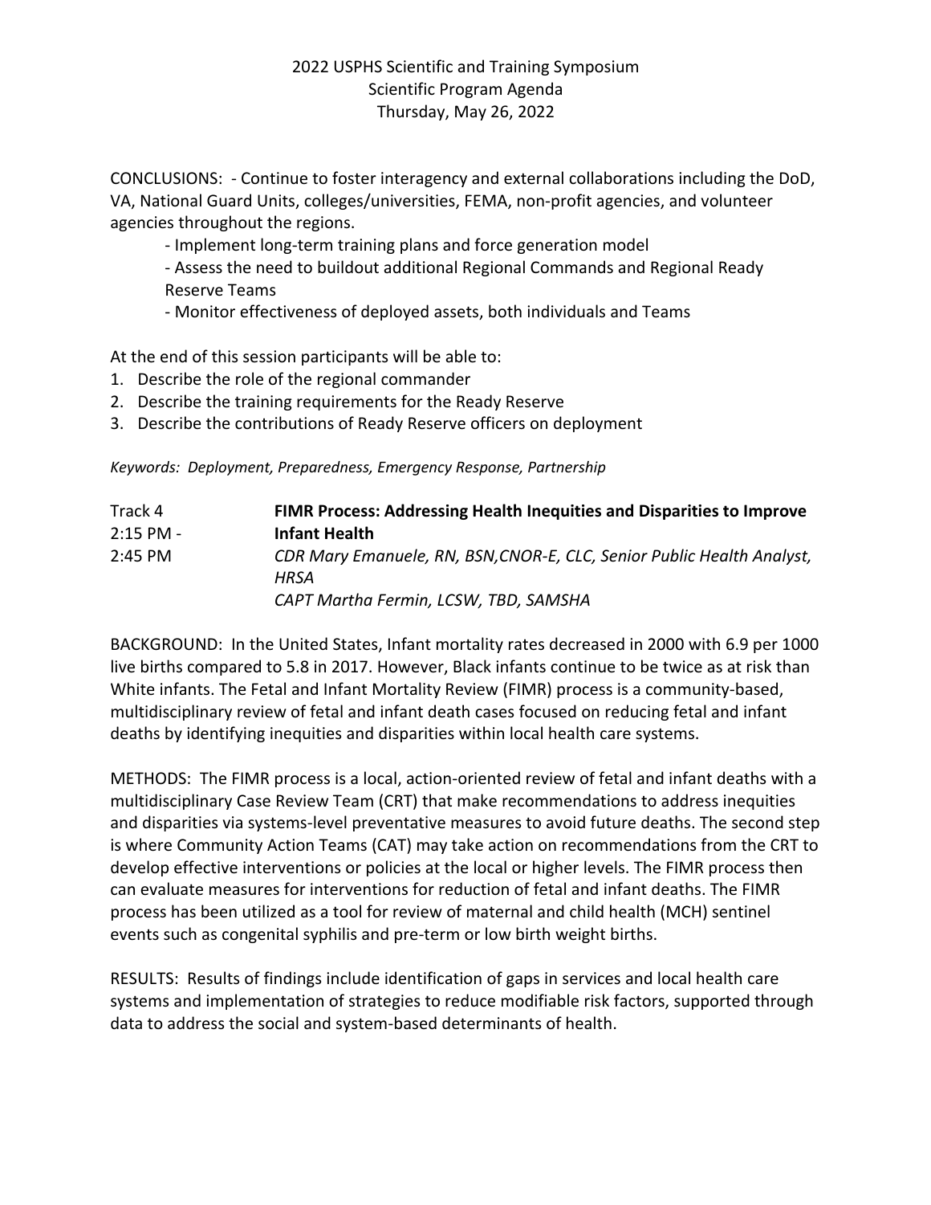CONCLUSIONS: - Continue to foster interagency and external collaborations including the DoD, VA, National Guard Units, colleges/universities, FEMA, non-profit agencies, and volunteer agencies throughout the regions.

- Implement long-term training plans and force generation model
- Assess the need to buildout additional Regional Commands and Regional Ready Reserve Teams
- Monitor effectiveness of deployed assets, both individuals and Teams

At the end of this session participants will be able to:

1. Describe the role of the regional commander
2. Describe the training requirements for the Ready Reserve
3. Describe the contributions of Ready Reserve officers on deployment

*Keywords: Deployment, Preparedness, Emergency Response, Partnership*

Track 4
2:15 PM - 2:45 PM

**FIMR Process: Addressing Health Inequities and Disparities to Improve Infant Health**

*CDR Mary Emanuele, RN, BSN,CNOR-E, CLC, Senior Public Health Analyst, HRSA*
*CAPT Martha Fermin, LCSW, TBD, SAMSHA*

BACKGROUND: In the United States, Infant mortality rates decreased in 2000 with 6.9 per 1000 live births compared to 5.8 in 2017. However, Black infants continue to be twice as at risk than White infants. The Fetal and Infant Mortality Review (FIMR) process is a community-based, multidisciplinary review of fetal and infant death cases focused on reducing fetal and infant deaths by identifying inequities and disparities within local health care systems.

METHODS: The FIMR process is a local, action-oriented review of fetal and infant deaths with a multidisciplinary Case Review Team (CRT) that make recommendations to address inequities and disparities via systems-level preventative measures to avoid future deaths. The second step is where Community Action Teams (CAT) may take action on recommendations from the CRT to develop effective interventions or policies at the local or higher levels. The FIMR process then can evaluate measures for interventions for reduction of fetal and infant deaths. The FIMR process has been utilized as a tool for review of maternal and child health (MCH) sentinel events such as congenital syphilis and pre-term or low birth weight births.

RESULTS: Results of findings include identification of gaps in services and local health care systems and implementation of strategies to reduce modifiable risk factors, supported through data to address the social and system-based determinants of health.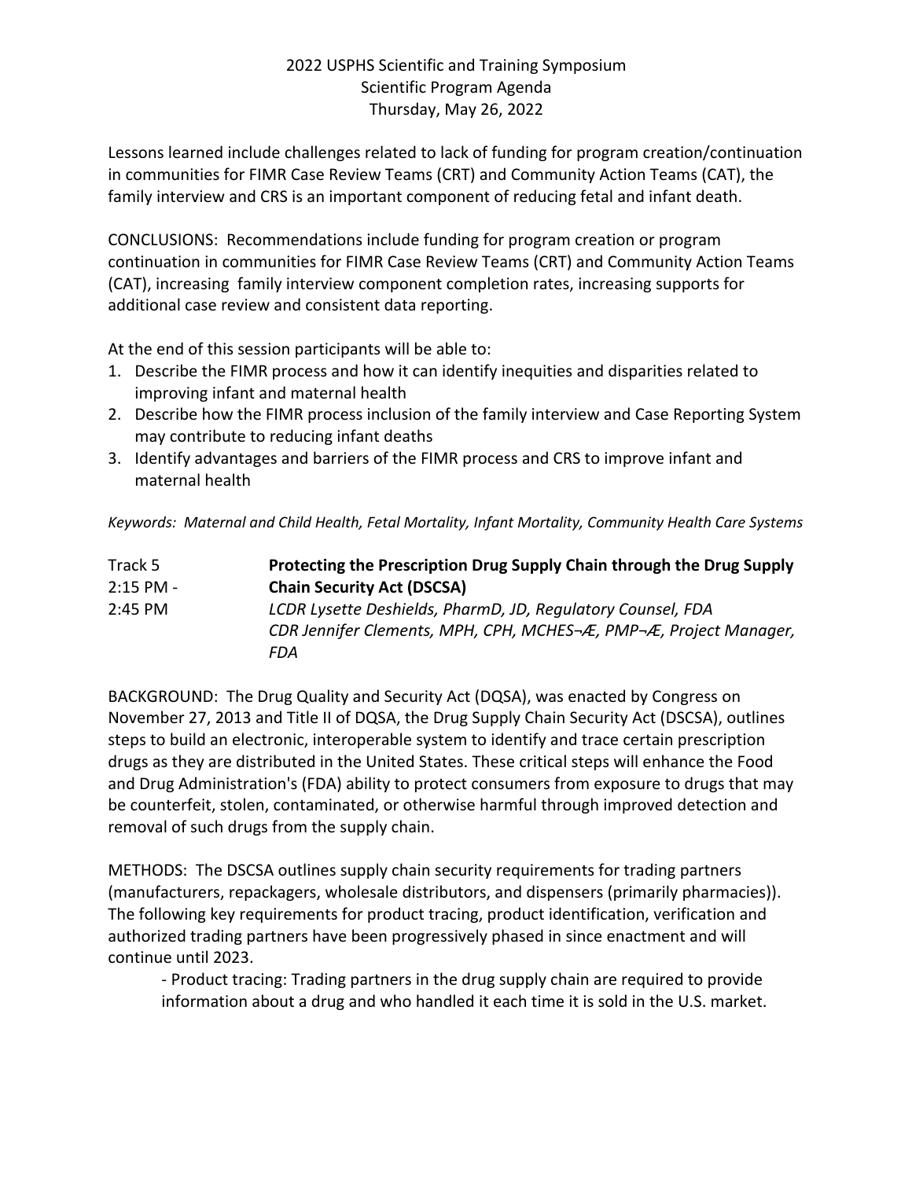Lessons learned include challenges related to lack of funding for program creation/continuation in communities for FIMR Case Review Teams (CRT) and Community Action Teams (CAT), the family interview and CRS is an important component of reducing fetal and infant death.

CONCLUSIONS: Recommendations include funding for program creation or program continuation in communities for FIMR Case Review Teams (CRT) and Community Action Teams (CAT), increasing family interview component completion rates, increasing supports for additional case review and consistent data reporting.

At the end of this session participants will be able to:

1. Describe the FIMR process and how it can identify inequities and disparities related to improving infant and maternal health
2. Describe how the FIMR process inclusion of the family interview and Case Reporting System may contribute to reducing infant deaths
3. Identify advantages and barriers of the FIMR process and CRS to improve infant and maternal health

*Keywords: Maternal and Child Health, Fetal Mortality, Infant Mortality, Community Health Care Systems*

Track 5
2:15 PM - 2:45 PM

**Protecting the Prescription Drug Supply Chain through the Drug Supply Chain Security Act (DSCSA)**

*LCDR Lysette Deshields, PharmD, JD, Regulatory Counsel, FDA*
*CDR Jennifer Clements, MPH, CPH, MCHES¬Æ, PMP¬Æ, Project Manager, FDA*

BACKGROUND: The Drug Quality and Security Act (DQSA), was enacted by Congress on November 27, 2013 and Title II of DQSA, the Drug Supply Chain Security Act (DSCSA), outlines steps to build an electronic, interoperable system to identify and trace certain prescription drugs as they are distributed in the United States. These critical steps will enhance the Food and Drug Administration's (FDA) ability to protect consumers from exposure to drugs that may be counterfeit, stolen, contaminated, or otherwise harmful through improved detection and removal of such drugs from the supply chain.

METHODS: The DSCSA outlines supply chain security requirements for trading partners (manufacturers, repackagers, wholesale distributors, and dispensers (primarily pharmacies)). The following key requirements for product tracing, product identification, verification and authorized trading partners have been progressively phased in since enactment and will continue until 2023.

- Product tracing: Trading partners in the drug supply chain are required to provide information about a drug and who handled it each time it is sold in the U.S. market.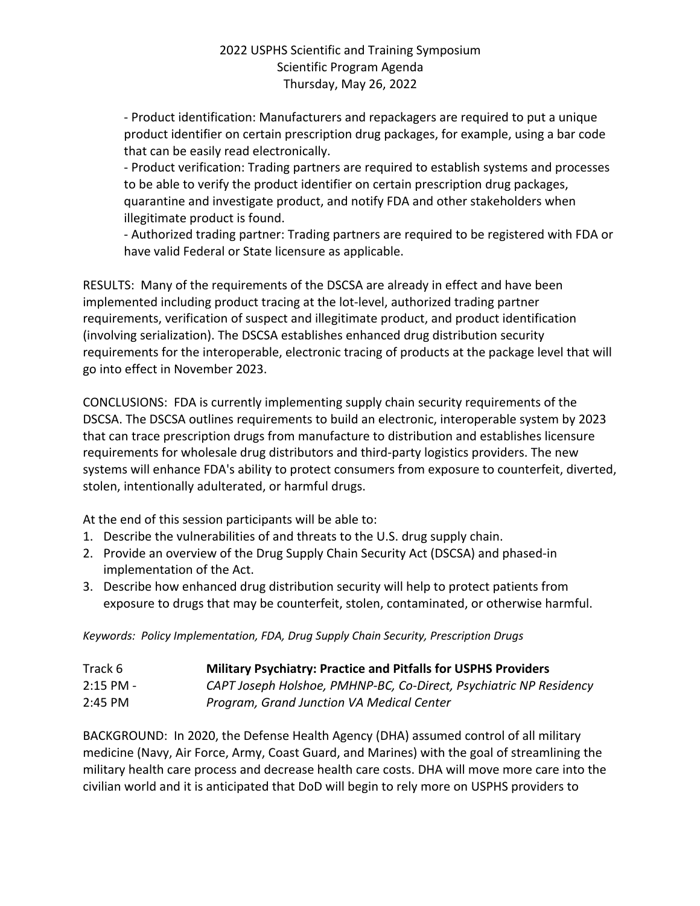- Product identification: Manufacturers and repackagers are required to put a unique product identifier on certain prescription drug packages, for example, using a bar code that can be easily read electronically.
- Product verification: Trading partners are required to establish systems and processes to be able to verify the product identifier on certain prescription drug packages, quarantine and investigate product, and notify FDA and other stakeholders when illegitimate product is found.
- Authorized trading partner: Trading partners are required to be registered with FDA or have valid Federal or State licensure as applicable.

RESULTS: Many of the requirements of the DSCSA are already in effect and have been implemented including product tracing at the lot-level, authorized trading partner requirements, verification of suspect and illegitimate product, and product identification (involving serialization). The DSCSA establishes enhanced drug distribution security requirements for the interoperable, electronic tracing of products at the package level that will go into effect in November 2023.

CONCLUSIONS: FDA is currently implementing supply chain security requirements of the DSCSA. The DSCSA outlines requirements to build an electronic, interoperable system by 2023 that can trace prescription drugs from manufacture to distribution and establishes licensure requirements for wholesale drug distributors and third-party logistics providers. The new systems will enhance FDA's ability to protect consumers from exposure to counterfeit, diverted, stolen, intentionally adulterated, or harmful drugs.

At the end of this session participants will be able to:

1. Describe the vulnerabilities of and threats to the U.S. drug supply chain.
2. Provide an overview of the Drug Supply Chain Security Act (DSCSA) and phased-in implementation of the Act.
3. Describe how enhanced drug distribution security will help to protect patients from exposure to drugs that may be counterfeit, stolen, contaminated, or otherwise harmful.

*Keywords: Policy Implementation, FDA, Drug Supply Chain Security, Prescription Drugs*

Track 6 — **Military Psychiatry: Practice and Pitfalls for USPHS Providers**
2:15 PM - 2:45 PM — *CAPT Joseph Holshoe, PMHNP-BC, Co-Direct, Psychiatric NP Residency Program, Grand Junction VA Medical Center*

BACKGROUND: In 2020, the Defense Health Agency (DHA) assumed control of all military medicine (Navy, Air Force, Army, Coast Guard, and Marines) with the goal of streamlining the military health care process and decrease health care costs. DHA will move more care into the civilian world and it is anticipated that DoD will begin to rely more on USPHS providers to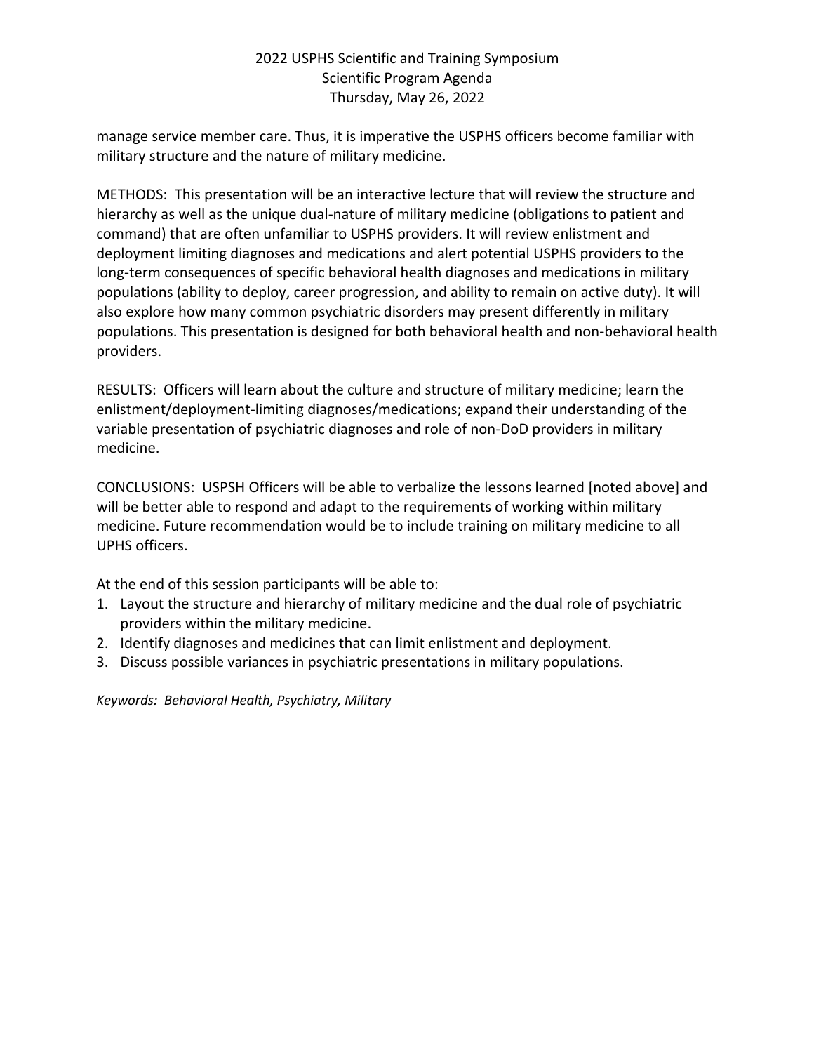manage service member care. Thus, it is imperative the USPHS officers become familiar with military structure and the nature of military medicine.

METHODS: This presentation will be an interactive lecture that will review the structure and hierarchy as well as the unique dual-nature of military medicine (obligations to patient and command) that are often unfamiliar to USPHS providers. It will review enlistment and deployment limiting diagnoses and medications and alert potential USPHS providers to the long-term consequences of specific behavioral health diagnoses and medications in military populations (ability to deploy, career progression, and ability to remain on active duty). It will also explore how many common psychiatric disorders may present differently in military populations. This presentation is designed for both behavioral health and non-behavioral health providers.

RESULTS: Officers will learn about the culture and structure of military medicine; learn the enlistment/deployment-limiting diagnoses/medications; expand their understanding of the variable presentation of psychiatric diagnoses and role of non-DoD providers in military medicine.

CONCLUSIONS: USPSH Officers will be able to verbalize the lessons learned [noted above] and will be better able to respond and adapt to the requirements of working within military medicine. Future recommendation would be to include training on military medicine to all UPHS officers.

At the end of this session participants will be able to:

1. Layout the structure and hierarchy of military medicine and the dual role of psychiatric providers within the military medicine.
2. Identify diagnoses and medicines that can limit enlistment and deployment.
3. Discuss possible variances in psychiatric presentations in military populations.

*Keywords: Behavioral Health, Psychiatry, Military*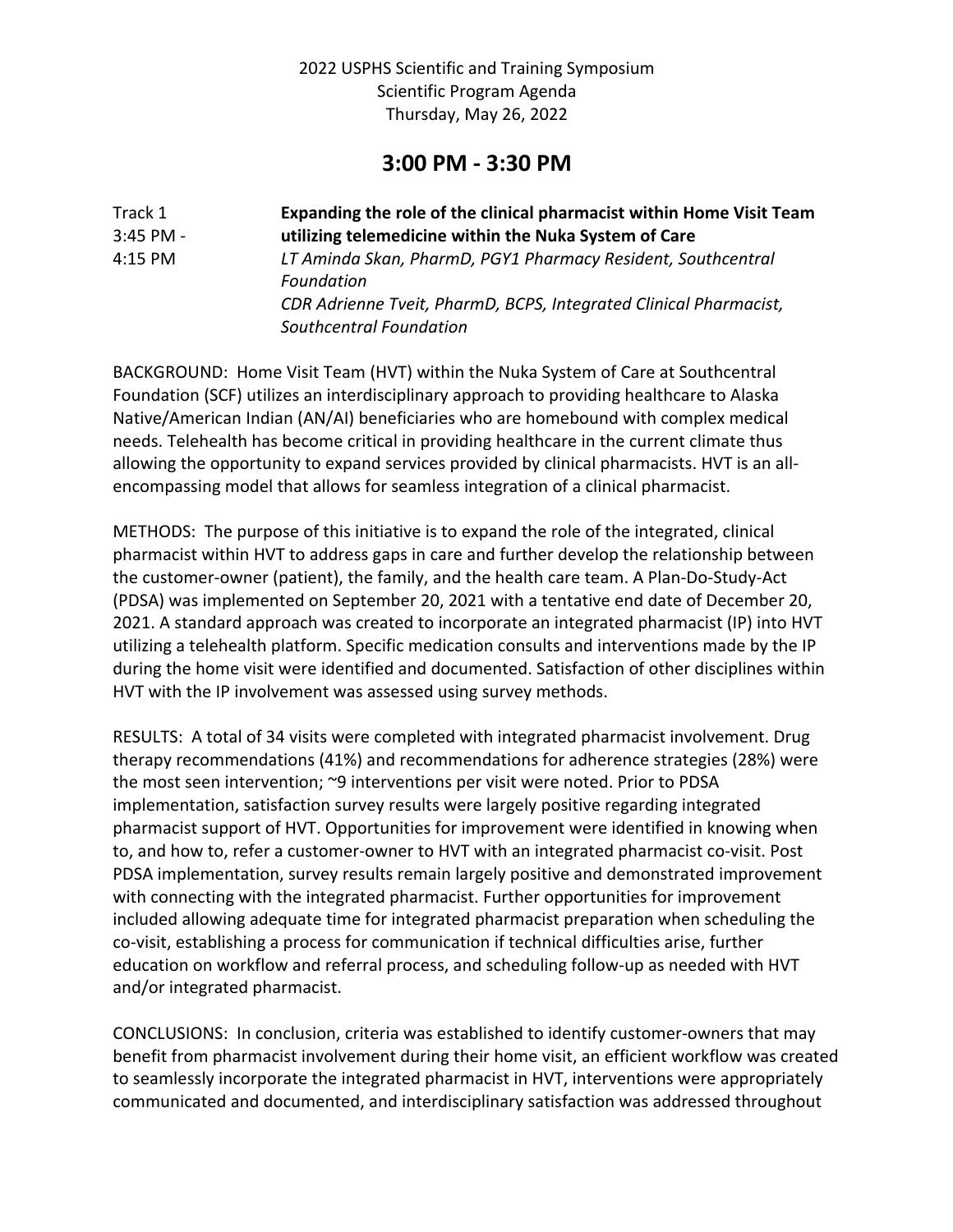2022 USPHS Scientific and Training Symposium
Scientific Program Agenda
Thursday, May 26, 2022

## 3:00 PM - 3:30 PM

Track 1
3:45 PM - 4:15 PM

**Expanding the role of the clinical pharmacist within Home Visit Team utilizing telemedicine within the Nuka System of Care**

*LT Aminda Skan, PharmD, PGY1 Pharmacy Resident, Southcentral Foundation*
*CDR Adrienne Tveit, PharmD, BCPS, Integrated Clinical Pharmacist, Southcentral Foundation*

BACKGROUND: Home Visit Team (HVT) within the Nuka System of Care at Southcentral Foundation (SCF) utilizes an interdisciplinary approach to providing healthcare to Alaska Native/American Indian (AN/AI) beneficiaries who are homebound with complex medical needs. Telehealth has become critical in providing healthcare in the current climate thus allowing the opportunity to expand services provided by clinical pharmacists. HVT is an all-encompassing model that allows for seamless integration of a clinical pharmacist.

METHODS: The purpose of this initiative is to expand the role of the integrated, clinical pharmacist within HVT to address gaps in care and further develop the relationship between the customer-owner (patient), the family, and the health care team. A Plan-Do-Study-Act (PDSA) was implemented on September 20, 2021 with a tentative end date of December 20, 2021. A standard approach was created to incorporate an integrated pharmacist (IP) into HVT utilizing a telehealth platform. Specific medication consults and interventions made by the IP during the home visit were identified and documented. Satisfaction of other disciplines within HVT with the IP involvement was assessed using survey methods.

RESULTS: A total of 34 visits were completed with integrated pharmacist involvement. Drug therapy recommendations (41%) and recommendations for adherence strategies (28%) were the most seen intervention; ~9 interventions per visit were noted. Prior to PDSA implementation, satisfaction survey results were largely positive regarding integrated pharmacist support of HVT. Opportunities for improvement were identified in knowing when to, and how to, refer a customer-owner to HVT with an integrated pharmacist co-visit. Post PDSA implementation, survey results remain largely positive and demonstrated improvement with connecting with the integrated pharmacist. Further opportunities for improvement included allowing adequate time for integrated pharmacist preparation when scheduling the co-visit, establishing a process for communication if technical difficulties arise, further education on workflow and referral process, and scheduling follow-up as needed with HVT and/or integrated pharmacist.

CONCLUSIONS: In conclusion, criteria was established to identify customer-owners that may benefit from pharmacist involvement during their home visit, an efficient workflow was created to seamlessly incorporate the integrated pharmacist in HVT, interventions were appropriately communicated and documented, and interdisciplinary satisfaction was addressed throughout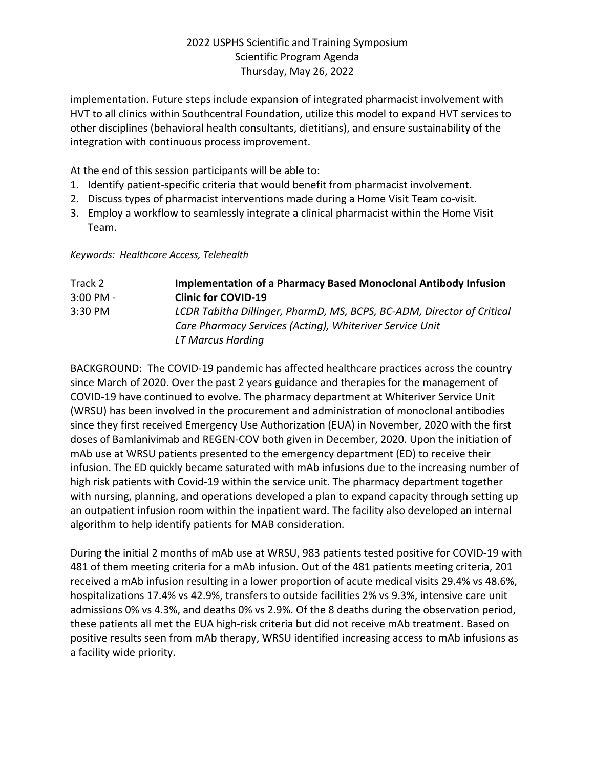implementation. Future steps include expansion of integrated pharmacist involvement with HVT to all clinics within Southcentral Foundation, utilize this model to expand HVT services to other disciplines (behavioral health consultants, dietitians), and ensure sustainability of the integration with continuous process improvement.

At the end of this session participants will be able to:

1. Identify patient-specific criteria that would benefit from pharmacist involvement.
2. Discuss types of pharmacist interventions made during a Home Visit Team co-visit.
3. Employ a workflow to seamlessly integrate a clinical pharmacist within the Home Visit Team.

*Keywords: Healthcare Access, Telehealth*

Track 2
3:00 PM - 3:30 PM

**Implementation of a Pharmacy Based Monoclonal Antibody Infusion Clinic for COVID-19**

*LCDR Tabitha Dillinger, PharmD, MS, BCPS, BC-ADM, Director of Critical Care Pharmacy Services (Acting), Whiteriver Service Unit*
*LT Marcus Harding*

BACKGROUND: The COVID-19 pandemic has affected healthcare practices across the country since March of 2020. Over the past 2 years guidance and therapies for the management of COVID-19 have continued to evolve. The pharmacy department at Whiteriver Service Unit (WRSU) has been involved in the procurement and administration of monoclonal antibodies since they first received Emergency Use Authorization (EUA) in November, 2020 with the first doses of Bamlanivimab and REGEN-COV both given in December, 2020. Upon the initiation of mAb use at WRSU patients presented to the emergency department (ED) to receive their infusion. The ED quickly became saturated with mAb infusions due to the increasing number of high risk patients with Covid-19 within the service unit. The pharmacy department together with nursing, planning, and operations developed a plan to expand capacity through setting up an outpatient infusion room within the inpatient ward. The facility also developed an internal algorithm to help identify patients for MAB consideration.

During the initial 2 months of mAb use at WRSU, 983 patients tested positive for COVID-19 with 481 of them meeting criteria for a mAb infusion. Out of the 481 patients meeting criteria, 201 received a mAb infusion resulting in a lower proportion of acute medical visits 29.4% vs 48.6%, hospitalizations 17.4% vs 42.9%, transfers to outside facilities 2% vs 9.3%, intensive care unit admissions 0% vs 4.3%, and deaths 0% vs 2.9%. Of the 8 deaths during the observation period, these patients all met the EUA high-risk criteria but did not receive mAb treatment. Based on positive results seen from mAb therapy, WRSU identified increasing access to mAb infusions as a facility wide priority.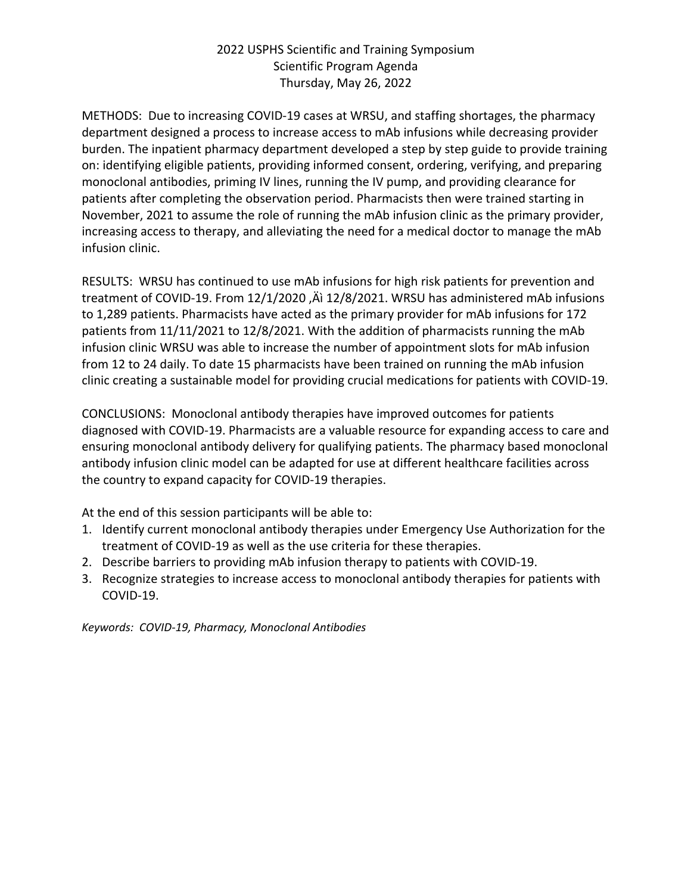METHODS: Due to increasing COVID-19 cases at WRSU, and staffing shortages, the pharmacy department designed a process to increase access to mAb infusions while decreasing provider burden. The inpatient pharmacy department developed a step by step guide to provide training on: identifying eligible patients, providing informed consent, ordering, verifying, and preparing monoclonal antibodies, priming IV lines, running the IV pump, and providing clearance for patients after completing the observation period. Pharmacists then were trained starting in November, 2021 to assume the role of running the mAb infusion clinic as the primary provider, increasing access to therapy, and alleviating the need for a medical doctor to manage the mAb infusion clinic.

RESULTS: WRSU has continued to use mAb infusions for high risk patients for prevention and treatment of COVID-19. From 12/1/2020 ,Äì 12/8/2021. WRSU has administered mAb infusions to 1,289 patients. Pharmacists have acted as the primary provider for mAb infusions for 172 patients from 11/11/2021 to 12/8/2021. With the addition of pharmacists running the mAb infusion clinic WRSU was able to increase the number of appointment slots for mAb infusion from 12 to 24 daily. To date 15 pharmacists have been trained on running the mAb infusion clinic creating a sustainable model for providing crucial medications for patients with COVID-19.

CONCLUSIONS: Monoclonal antibody therapies have improved outcomes for patients diagnosed with COVID-19. Pharmacists are a valuable resource for expanding access to care and ensuring monoclonal antibody delivery for qualifying patients. The pharmacy based monoclonal antibody infusion clinic model can be adapted for use at different healthcare facilities across the country to expand capacity for COVID-19 therapies.

At the end of this session participants will be able to:

1. Identify current monoclonal antibody therapies under Emergency Use Authorization for the treatment of COVID-19 as well as the use criteria for these therapies.
2. Describe barriers to providing mAb infusion therapy to patients with COVID-19.
3. Recognize strategies to increase access to monoclonal antibody therapies for patients with COVID-19.

*Keywords: COVID-19, Pharmacy, Monoclonal Antibodies*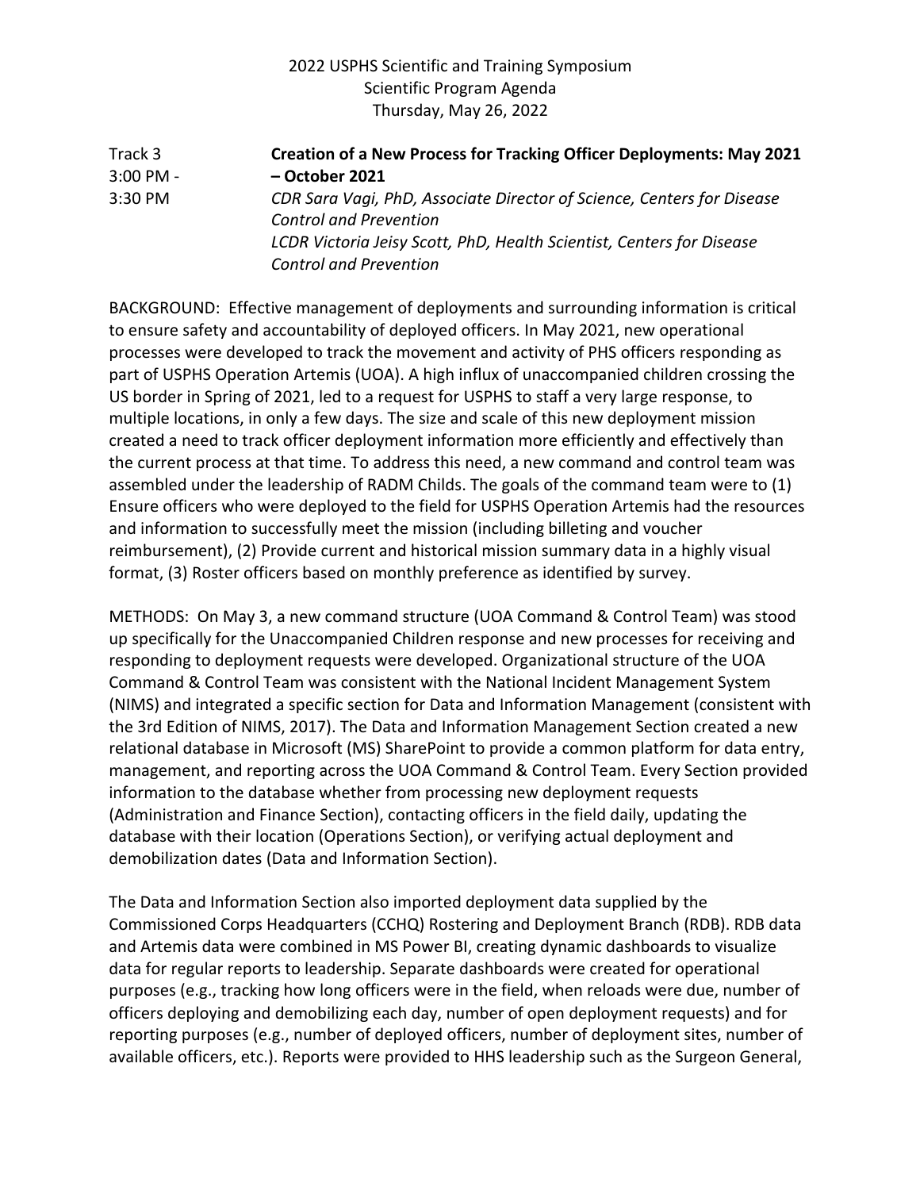2022 USPHS Scientific and Training Symposium
Scientific Program Agenda
Thursday, May 26, 2022

Track 3
3:00 PM - 3:30 PM

**Creation of a New Process for Tracking Officer Deployments: May 2021 – October 2021**

*CDR Sara Vagi, PhD, Associate Director of Science, Centers for Disease Control and Prevention*
*LCDR Victoria Jeisy Scott, PhD, Health Scientist, Centers for Disease Control and Prevention*

BACKGROUND: Effective management of deployments and surrounding information is critical to ensure safety and accountability of deployed officers. In May 2021, new operational processes were developed to track the movement and activity of PHS officers responding as part of USPHS Operation Artemis (UOA). A high influx of unaccompanied children crossing the US border in Spring of 2021, led to a request for USPHS to staff a very large response, to multiple locations, in only a few days. The size and scale of this new deployment mission created a need to track officer deployment information more efficiently and effectively than the current process at that time. To address this need, a new command and control team was assembled under the leadership of RADM Childs. The goals of the command team were to (1) Ensure officers who were deployed to the field for USPHS Operation Artemis had the resources and information to successfully meet the mission (including billeting and voucher reimbursement), (2) Provide current and historical mission summary data in a highly visual format, (3) Roster officers based on monthly preference as identified by survey.

METHODS: On May 3, a new command structure (UOA Command & Control Team) was stood up specifically for the Unaccompanied Children response and new processes for receiving and responding to deployment requests were developed. Organizational structure of the UOA Command & Control Team was consistent with the National Incident Management System (NIMS) and integrated a specific section for Data and Information Management (consistent with the 3rd Edition of NIMS, 2017). The Data and Information Management Section created a new relational database in Microsoft (MS) SharePoint to provide a common platform for data entry, management, and reporting across the UOA Command & Control Team. Every Section provided information to the database whether from processing new deployment requests (Administration and Finance Section), contacting officers in the field daily, updating the database with their location (Operations Section), or verifying actual deployment and demobilization dates (Data and Information Section).

The Data and Information Section also imported deployment data supplied by the Commissioned Corps Headquarters (CCHQ) Rostering and Deployment Branch (RDB). RDB data and Artemis data were combined in MS Power BI, creating dynamic dashboards to visualize data for regular reports to leadership. Separate dashboards were created for operational purposes (e.g., tracking how long officers were in the field, when reloads were due, number of officers deploying and demobilizing each day, number of open deployment requests) and for reporting purposes (e.g., number of deployed officers, number of deployment sites, number of available officers, etc.). Reports were provided to HHS leadership such as the Surgeon General,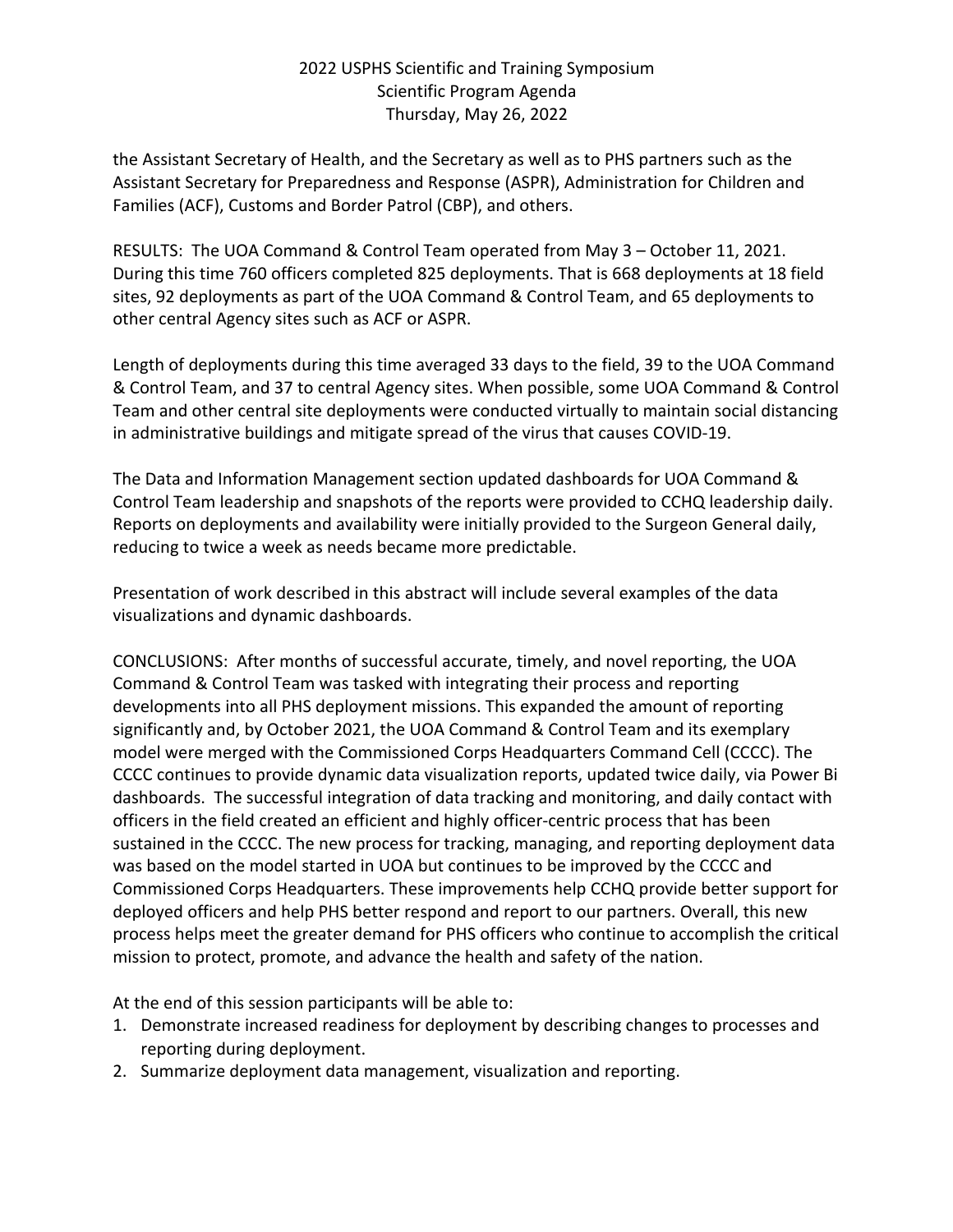the Assistant Secretary of Health, and the Secretary as well as to PHS partners such as the Assistant Secretary for Preparedness and Response (ASPR), Administration for Children and Families (ACF), Customs and Border Patrol (CBP), and others.

RESULTS: The UOA Command & Control Team operated from May 3 – October 11, 2021. During this time 760 officers completed 825 deployments. That is 668 deployments at 18 field sites, 92 deployments as part of the UOA Command & Control Team, and 65 deployments to other central Agency sites such as ACF or ASPR.

Length of deployments during this time averaged 33 days to the field, 39 to the UOA Command & Control Team, and 37 to central Agency sites. When possible, some UOA Command & Control Team and other central site deployments were conducted virtually to maintain social distancing in administrative buildings and mitigate spread of the virus that causes COVID-19.

The Data and Information Management section updated dashboards for UOA Command & Control Team leadership and snapshots of the reports were provided to CCHQ leadership daily. Reports on deployments and availability were initially provided to the Surgeon General daily, reducing to twice a week as needs became more predictable.

Presentation of work described in this abstract will include several examples of the data visualizations and dynamic dashboards.

CONCLUSIONS: After months of successful accurate, timely, and novel reporting, the UOA Command & Control Team was tasked with integrating their process and reporting developments into all PHS deployment missions. This expanded the amount of reporting significantly and, by October 2021, the UOA Command & Control Team and its exemplary model were merged with the Commissioned Corps Headquarters Command Cell (CCCC). The CCCC continues to provide dynamic data visualization reports, updated twice daily, via Power Bi dashboards. The successful integration of data tracking and monitoring, and daily contact with officers in the field created an efficient and highly officer-centric process that has been sustained in the CCCC. The new process for tracking, managing, and reporting deployment data was based on the model started in UOA but continues to be improved by the CCCC and Commissioned Corps Headquarters. These improvements help CCHQ provide better support for deployed officers and help PHS better respond and report to our partners. Overall, this new process helps meet the greater demand for PHS officers who continue to accomplish the critical mission to protect, promote, and advance the health and safety of the nation.

At the end of this session participants will be able to:

1. Demonstrate increased readiness for deployment by describing changes to processes and reporting during deployment.
2. Summarize deployment data management, visualization and reporting.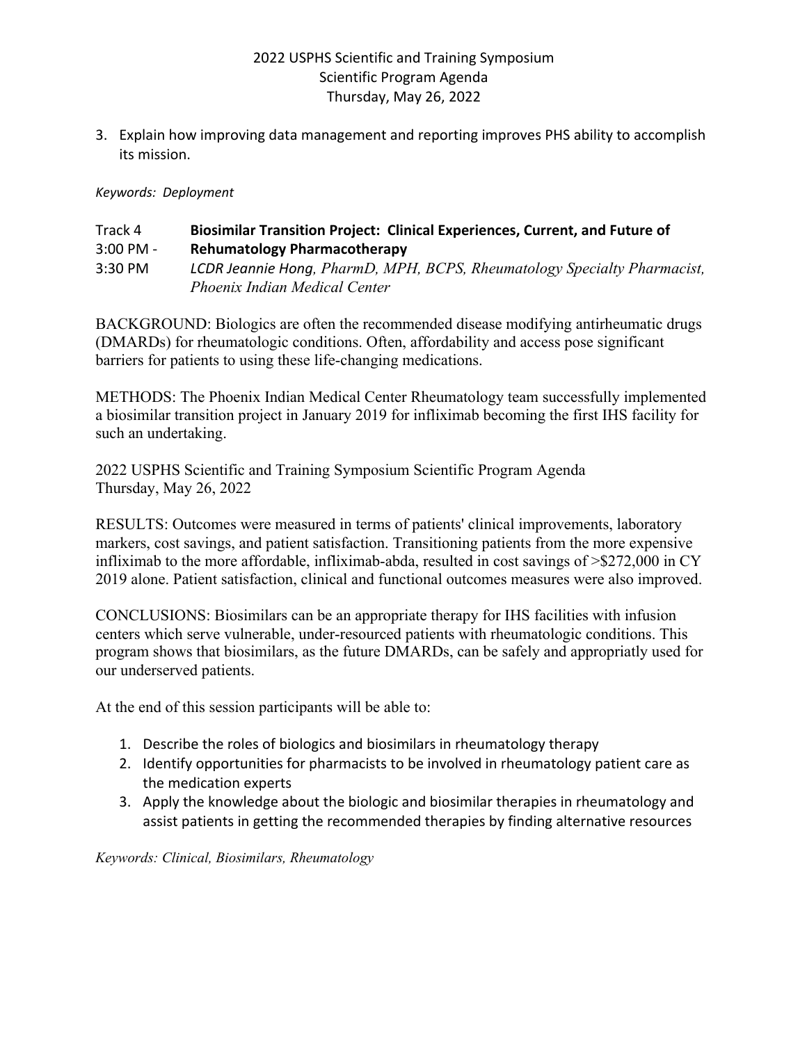3. Explain how improving data management and reporting improves PHS ability to accomplish its mission.

*Keywords: Deployment*

Track 4
3:00 PM - 3:30 PM

**Biosimilar Transition Project: Clinical Experiences, Current, and Future of Rehumatology Pharmacotherapy**

*LCDR Jeannie Hong, PharmD, MPH, BCPS, Rheumatology Specialty Pharmacist, Phoenix Indian Medical Center*

BACKGROUND: Biologics are often the recommended disease modifying antirheumatic drugs (DMARDs) for rheumatologic conditions. Often, affordability and access pose significant barriers for patients to using these life-changing medications.

METHODS: The Phoenix Indian Medical Center Rheumatology team successfully implemented a biosimilar transition project in January 2019 for infliximab becoming the first IHS facility for such an undertaking.

2022 USPHS Scientific and Training Symposium Scientific Program Agenda
Thursday, May 26, 2022

RESULTS: Outcomes were measured in terms of patients' clinical improvements, laboratory markers, cost savings, and patient satisfaction. Transitioning patients from the more expensive infliximab to the more affordable, infliximab-abda, resulted in cost savings of >$272,000 in CY 2019 alone. Patient satisfaction, clinical and functional outcomes measures were also improved.

CONCLUSIONS: Biosimilars can be an appropriate therapy for IHS facilities with infusion centers which serve vulnerable, under-resourced patients with rheumatologic conditions. This program shows that biosimilars, as the future DMARDs, can be safely and appropriatly used for our underserved patients.

At the end of this session participants will be able to:

1. Describe the roles of biologics and biosimilars in rheumatology therapy
2. Identify opportunities for pharmacists to be involved in rheumatology patient care as the medication experts
3. Apply the knowledge about the biologic and biosimilar therapies in rheumatology and assist patients in getting the recommended therapies by finding alternative resources

*Keywords: Clinical, Biosimilars, Rheumatology*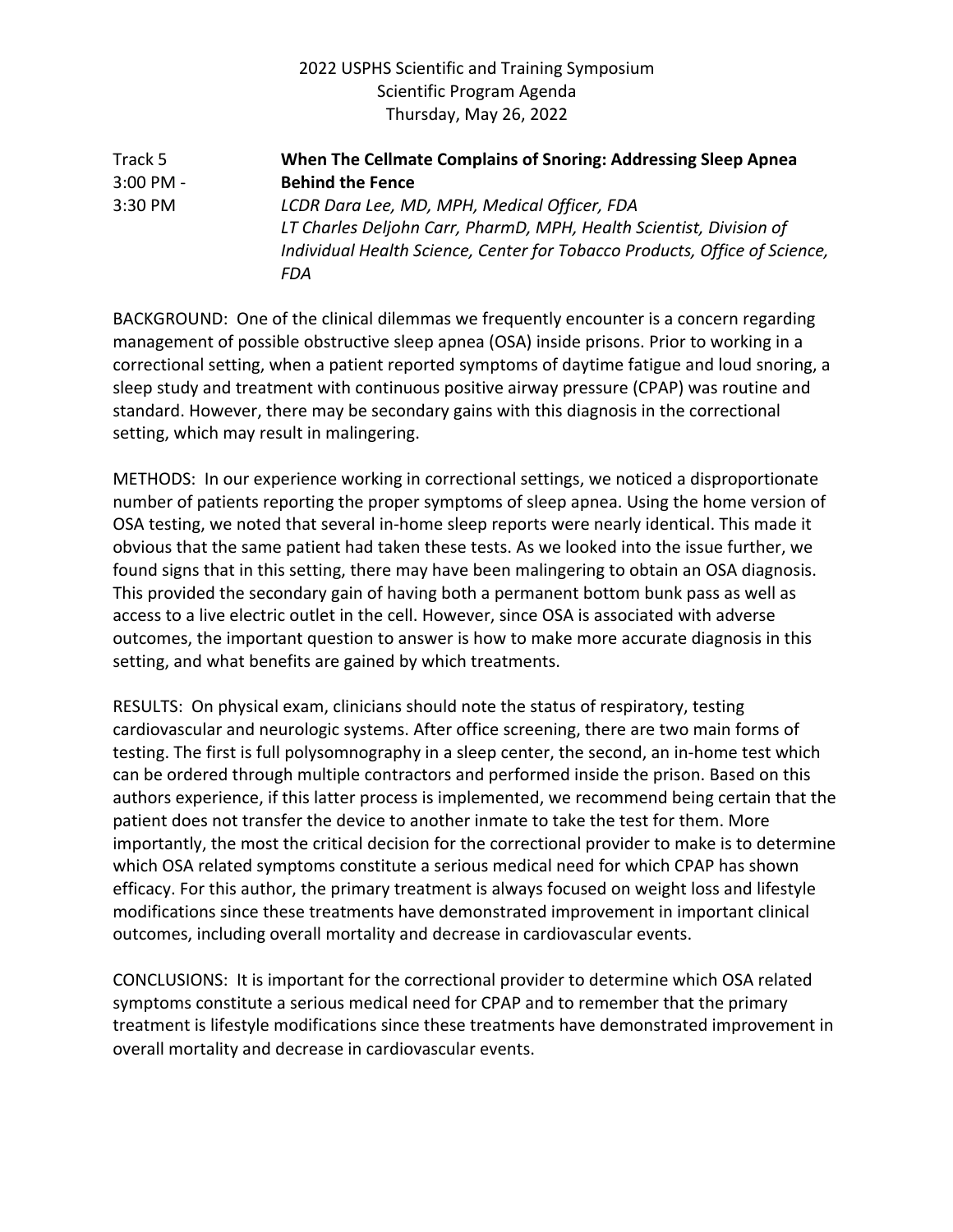2022 USPHS Scientific and Training Symposium
Scientific Program Agenda
Thursday, May 26, 2022

Track 5
3:00 PM - 3:30 PM

**When The Cellmate Complains of Snoring: Addressing Sleep Apnea Behind the Fence**

*LCDR Dara Lee, MD, MPH, Medical Officer, FDA*
*LT Charles Deljohn Carr, PharmD, MPH, Health Scientist, Division of Individual Health Science, Center for Tobacco Products, Office of Science, FDA*

BACKGROUND: One of the clinical dilemmas we frequently encounter is a concern regarding management of possible obstructive sleep apnea (OSA) inside prisons. Prior to working in a correctional setting, when a patient reported symptoms of daytime fatigue and loud snoring, a sleep study and treatment with continuous positive airway pressure (CPAP) was routine and standard. However, there may be secondary gains with this diagnosis in the correctional setting, which may result in malingering.

METHODS: In our experience working in correctional settings, we noticed a disproportionate number of patients reporting the proper symptoms of sleep apnea. Using the home version of OSA testing, we noted that several in-home sleep reports were nearly identical. This made it obvious that the same patient had taken these tests. As we looked into the issue further, we found signs that in this setting, there may have been malingering to obtain an OSA diagnosis. This provided the secondary gain of having both a permanent bottom bunk pass as well as access to a live electric outlet in the cell. However, since OSA is associated with adverse outcomes, the important question to answer is how to make more accurate diagnosis in this setting, and what benefits are gained by which treatments.

RESULTS: On physical exam, clinicians should note the status of respiratory, testing cardiovascular and neurologic systems. After office screening, there are two main forms of testing. The first is full polysomnography in a sleep center, the second, an in-home test which can be ordered through multiple contractors and performed inside the prison. Based on this authors experience, if this latter process is implemented, we recommend being certain that the patient does not transfer the device to another inmate to take the test for them. More importantly, the most the critical decision for the correctional provider to make is to determine which OSA related symptoms constitute a serious medical need for which CPAP has shown efficacy. For this author, the primary treatment is always focused on weight loss and lifestyle modifications since these treatments have demonstrated improvement in important clinical outcomes, including overall mortality and decrease in cardiovascular events.

CONCLUSIONS: It is important for the correctional provider to determine which OSA related symptoms constitute a serious medical need for CPAP and to remember that the primary treatment is lifestyle modifications since these treatments have demonstrated improvement in overall mortality and decrease in cardiovascular events.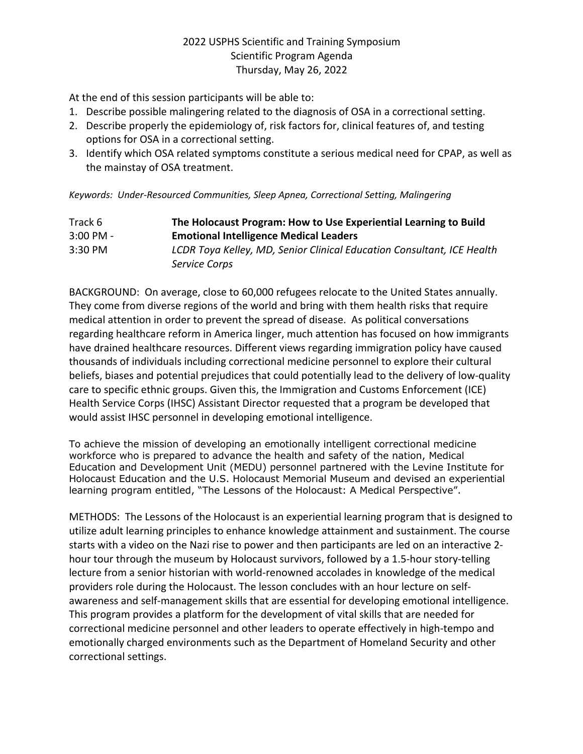At the end of this session participants will be able to:

1. Describe possible malingering related to the diagnosis of OSA in a correctional setting.
2. Describe properly the epidemiology of, risk factors for, clinical features of, and testing options for OSA in a correctional setting.
3. Identify which OSA related symptoms constitute a serious medical need for CPAP, as well as the mainstay of OSA treatment.

*Keywords: Under-Resourced Communities, Sleep Apnea, Correctional Setting, Malingering*

| | |
|---|---|
| Track 6<br>3:00 PM - 3:30 PM | **The Holocaust Program: How to Use Experiential Learning to Build Emotional Intelligence Medical Leaders**<br>*LCDR Toya Kelley, MD, Senior Clinical Education Consultant, ICE Health Service Corps* |

BACKGROUND: On average, close to 60,000 refugees relocate to the United States annually. They come from diverse regions of the world and bring with them health risks that require medical attention in order to prevent the spread of disease. As political conversations regarding healthcare reform in America linger, much attention has focused on how immigrants have drained healthcare resources. Different views regarding immigration policy have caused thousands of individuals including correctional medicine personnel to explore their cultural beliefs, biases and potential prejudices that could potentially lead to the delivery of low-quality care to specific ethnic groups. Given this, the Immigration and Customs Enforcement (ICE) Health Service Corps (IHSC) Assistant Director requested that a program be developed that would assist IHSC personnel in developing emotional intelligence.

To achieve the mission of developing an emotionally intelligent correctional medicine workforce who is prepared to advance the health and safety of the nation, Medical Education and Development Unit (MEDU) personnel partnered with the Levine Institute for Holocaust Education and the U.S. Holocaust Memorial Museum and devised an experiential learning program entitled, "The Lessons of the Holocaust: A Medical Perspective".

METHODS: The Lessons of the Holocaust is an experiential learning program that is designed to utilize adult learning principles to enhance knowledge attainment and sustainment. The course starts with a video on the Nazi rise to power and then participants are led on an interactive 2-hour tour through the museum by Holocaust survivors, followed by a 1.5-hour story-telling lecture from a senior historian with world-renowned accolades in knowledge of the medical providers role during the Holocaust. The lesson concludes with an hour lecture on self-awareness and self-management skills that are essential for developing emotional intelligence. This program provides a platform for the development of vital skills that are needed for correctional medicine personnel and other leaders to operate effectively in high-tempo and emotionally charged environments such as the Department of Homeland Security and other correctional settings.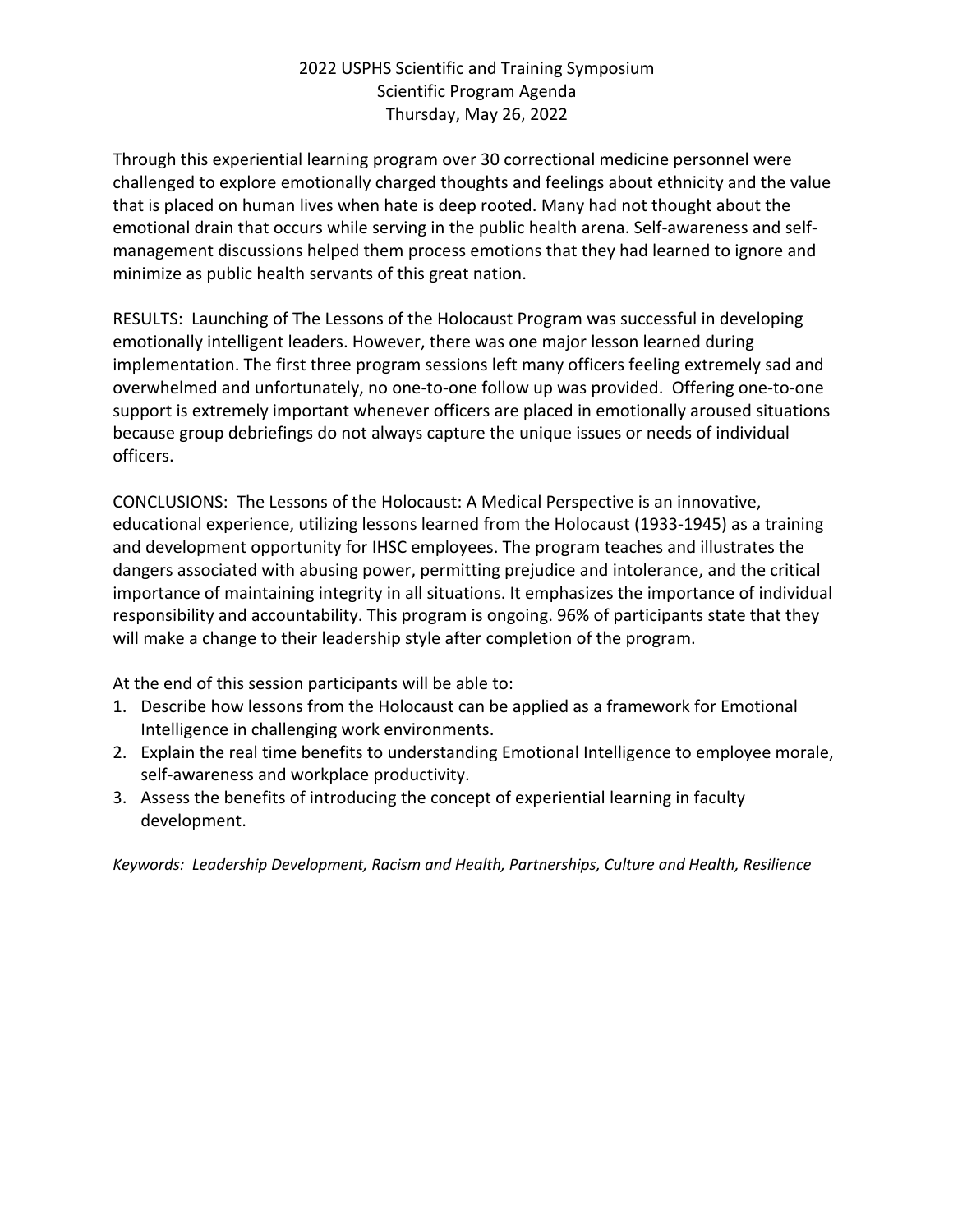Through this experiential learning program over 30 correctional medicine personnel were challenged to explore emotionally charged thoughts and feelings about ethnicity and the value that is placed on human lives when hate is deep rooted. Many had not thought about the emotional drain that occurs while serving in the public health arena. Self-awareness and self-management discussions helped them process emotions that they had learned to ignore and minimize as public health servants of this great nation.

RESULTS: Launching of The Lessons of the Holocaust Program was successful in developing emotionally intelligent leaders. However, there was one major lesson learned during implementation. The first three program sessions left many officers feeling extremely sad and overwhelmed and unfortunately, no one-to-one follow up was provided. Offering one-to-one support is extremely important whenever officers are placed in emotionally aroused situations because group debriefings do not always capture the unique issues or needs of individual officers.

CONCLUSIONS: The Lessons of the Holocaust: A Medical Perspective is an innovative, educational experience, utilizing lessons learned from the Holocaust (1933-1945) as a training and development opportunity for IHSC employees. The program teaches and illustrates the dangers associated with abusing power, permitting prejudice and intolerance, and the critical importance of maintaining integrity in all situations. It emphasizes the importance of individual responsibility and accountability. This program is ongoing. 96% of participants state that they will make a change to their leadership style after completion of the program.

At the end of this session participants will be able to:

1. Describe how lessons from the Holocaust can be applied as a framework for Emotional Intelligence in challenging work environments.
2. Explain the real time benefits to understanding Emotional Intelligence to employee morale, self-awareness and workplace productivity.
3. Assess the benefits of introducing the concept of experiential learning in faculty development.

*Keywords: Leadership Development, Racism and Health, Partnerships, Culture and Health, Resilience*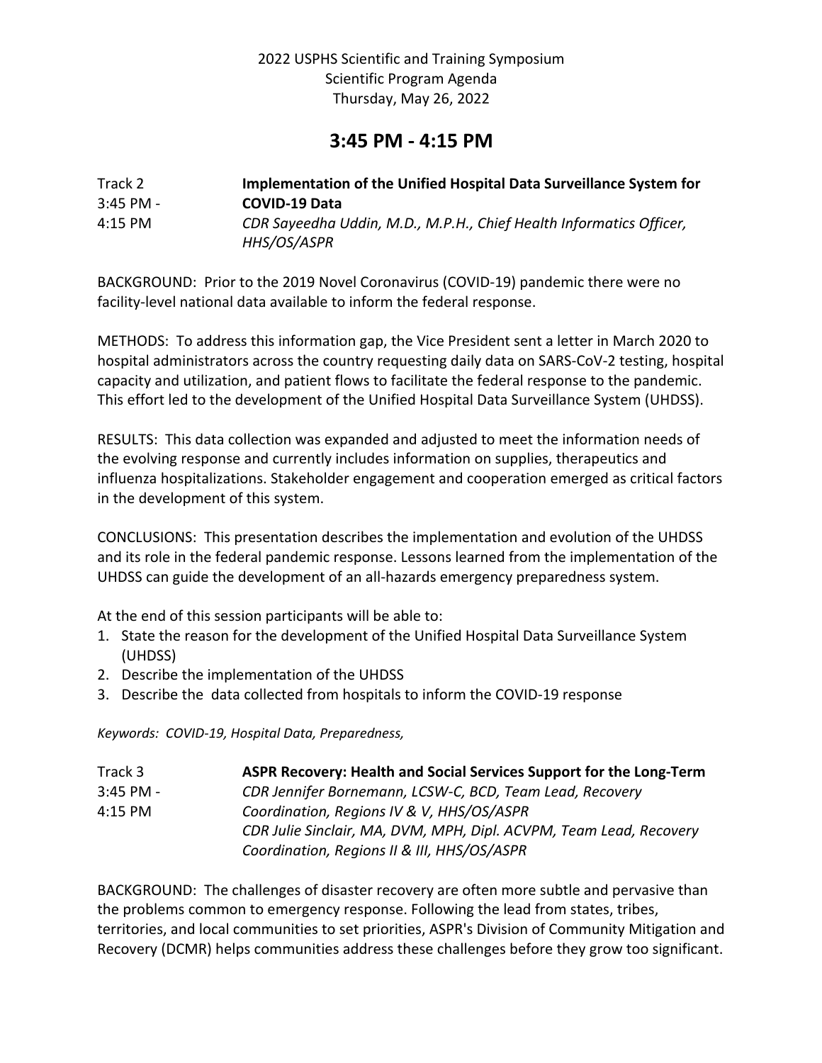2022 USPHS Scientific and Training Symposium
Scientific Program Agenda
Thursday, May 26, 2022

## 3:45 PM - 4:15 PM

Track 2
3:45 PM - 4:15 PM

**Implementation of the Unified Hospital Data Surveillance System for COVID-19 Data**
*CDR Sayeedha Uddin, M.D., M.P.H., Chief Health Informatics Officer, HHS/OS/ASPR*

BACKGROUND: Prior to the 2019 Novel Coronavirus (COVID-19) pandemic there were no facility-level national data available to inform the federal response.

METHODS: To address this information gap, the Vice President sent a letter in March 2020 to hospital administrators across the country requesting daily data on SARS-CoV-2 testing, hospital capacity and utilization, and patient flows to facilitate the federal response to the pandemic. This effort led to the development of the Unified Hospital Data Surveillance System (UHDSS).

RESULTS: This data collection was expanded and adjusted to meet the information needs of the evolving response and currently includes information on supplies, therapeutics and influenza hospitalizations. Stakeholder engagement and cooperation emerged as critical factors in the development of this system.

CONCLUSIONS: This presentation describes the implementation and evolution of the UHDSS and its role in the federal pandemic response. Lessons learned from the implementation of the UHDSS can guide the development of an all-hazards emergency preparedness system.

At the end of this session participants will be able to:

1. State the reason for the development of the Unified Hospital Data Surveillance System (UHDSS)
2. Describe the implementation of the UHDSS
3. Describe the data collected from hospitals to inform the COVID-19 response

*Keywords: COVID-19, Hospital Data, Preparedness,*

Track 3
3:45 PM - 4:15 PM

**ASPR Recovery: Health and Social Services Support for the Long-Term**
*CDR Jennifer Bornemann, LCSW-C, BCD, Team Lead, Recovery Coordination, Regions IV & V, HHS/OS/ASPR*
*CDR Julie Sinclair, MA, DVM, MPH, Dipl. ACVPM, Team Lead, Recovery Coordination, Regions II & III, HHS/OS/ASPR*

BACKGROUND: The challenges of disaster recovery are often more subtle and pervasive than the problems common to emergency response. Following the lead from states, tribes, territories, and local communities to set priorities, ASPR's Division of Community Mitigation and Recovery (DCMR) helps communities address these challenges before they grow too significant.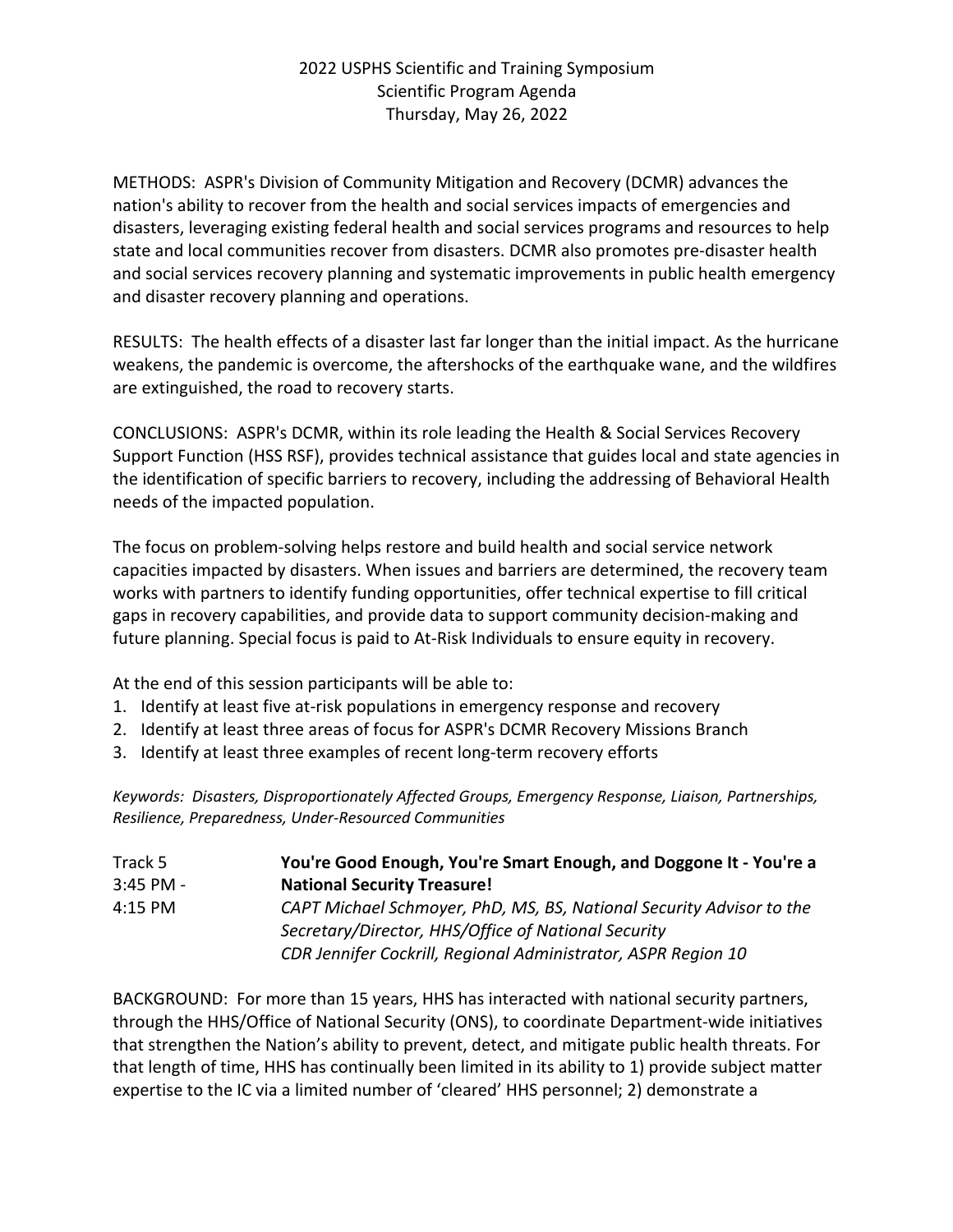METHODS: ASPR's Division of Community Mitigation and Recovery (DCMR) advances the nation's ability to recover from the health and social services impacts of emergencies and disasters, leveraging existing federal health and social services programs and resources to help state and local communities recover from disasters. DCMR also promotes pre-disaster health and social services recovery planning and systematic improvements in public health emergency and disaster recovery planning and operations.

RESULTS: The health effects of a disaster last far longer than the initial impact. As the hurricane weakens, the pandemic is overcome, the aftershocks of the earthquake wane, and the wildfires are extinguished, the road to recovery starts.

CONCLUSIONS: ASPR's DCMR, within its role leading the Health & Social Services Recovery Support Function (HSS RSF), provides technical assistance that guides local and state agencies in the identification of specific barriers to recovery, including the addressing of Behavioral Health needs of the impacted population.

The focus on problem-solving helps restore and build health and social service network capacities impacted by disasters. When issues and barriers are determined, the recovery team works with partners to identify funding opportunities, offer technical expertise to fill critical gaps in recovery capabilities, and provide data to support community decision-making and future planning. Special focus is paid to At-Risk Individuals to ensure equity in recovery.

At the end of this session participants will be able to:

1. Identify at least five at-risk populations in emergency response and recovery
2. Identify at least three areas of focus for ASPR's DCMR Recovery Missions Branch
3. Identify at least three examples of recent long-term recovery efforts

*Keywords: Disasters, Disproportionately Affected Groups, Emergency Response, Liaison, Partnerships, Resilience, Preparedness, Under-Resourced Communities*

Track 5
3:45 PM - 4:15 PM

**You're Good Enough, You're Smart Enough, and Doggone It - You're a National Security Treasure!**

*CAPT Michael Schmoyer, PhD, MS, BS, National Security Advisor to the Secretary/Director, HHS/Office of National Security*
*CDR Jennifer Cockrill, Regional Administrator, ASPR Region 10*

BACKGROUND: For more than 15 years, HHS has interacted with national security partners, through the HHS/Office of National Security (ONS), to coordinate Department-wide initiatives that strengthen the Nation's ability to prevent, detect, and mitigate public health threats. For that length of time, HHS has continually been limited in its ability to 1) provide subject matter expertise to the IC via a limited number of 'cleared' HHS personnel; 2) demonstrate a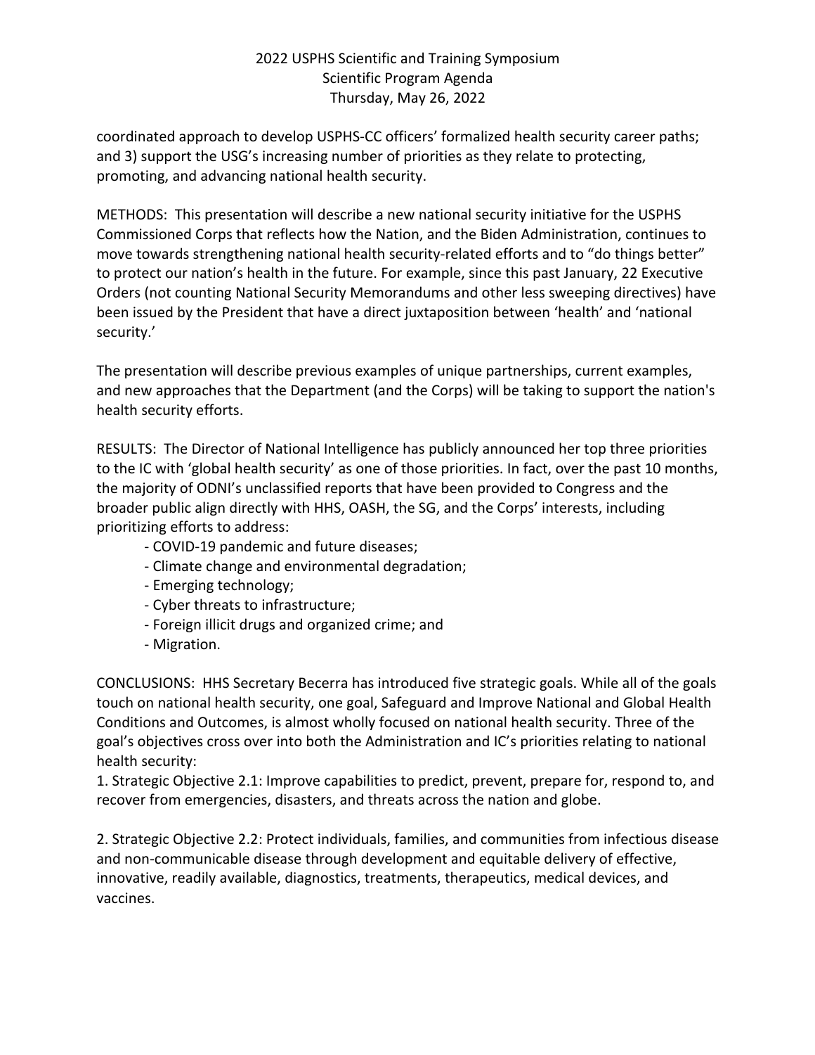coordinated approach to develop USPHS-CC officers' formalized health security career paths; and 3) support the USG's increasing number of priorities as they relate to protecting, promoting, and advancing national health security.

METHODS: This presentation will describe a new national security initiative for the USPHS Commissioned Corps that reflects how the Nation, and the Biden Administration, continues to move towards strengthening national health security-related efforts and to "do things better" to protect our nation's health in the future. For example, since this past January, 22 Executive Orders (not counting National Security Memorandums and other less sweeping directives) have been issued by the President that have a direct juxtaposition between 'health' and 'national security.'

The presentation will describe previous examples of unique partnerships, current examples, and new approaches that the Department (and the Corps) will be taking to support the nation's health security efforts.

RESULTS: The Director of National Intelligence has publicly announced her top three priorities to the IC with 'global health security' as one of those priorities. In fact, over the past 10 months, the majority of ODNI's unclassified reports that have been provided to Congress and the broader public align directly with HHS, OASH, the SG, and the Corps' interests, including prioritizing efforts to address:

- COVID-19 pandemic and future diseases;
- Climate change and environmental degradation;
- Emerging technology;
- Cyber threats to infrastructure;
- Foreign illicit drugs and organized crime; and
- Migration.

CONCLUSIONS: HHS Secretary Becerra has introduced five strategic goals. While all of the goals touch on national health security, one goal, Safeguard and Improve National and Global Health Conditions and Outcomes, is almost wholly focused on national health security. Three of the goal's objectives cross over into both the Administration and IC's priorities relating to national health security:

1. Strategic Objective 2.1: Improve capabilities to predict, prevent, prepare for, respond to, and recover from emergencies, disasters, and threats across the nation and globe.

2. Strategic Objective 2.2: Protect individuals, families, and communities from infectious disease and non-communicable disease through development and equitable delivery of effective, innovative, readily available, diagnostics, treatments, therapeutics, medical devices, and vaccines.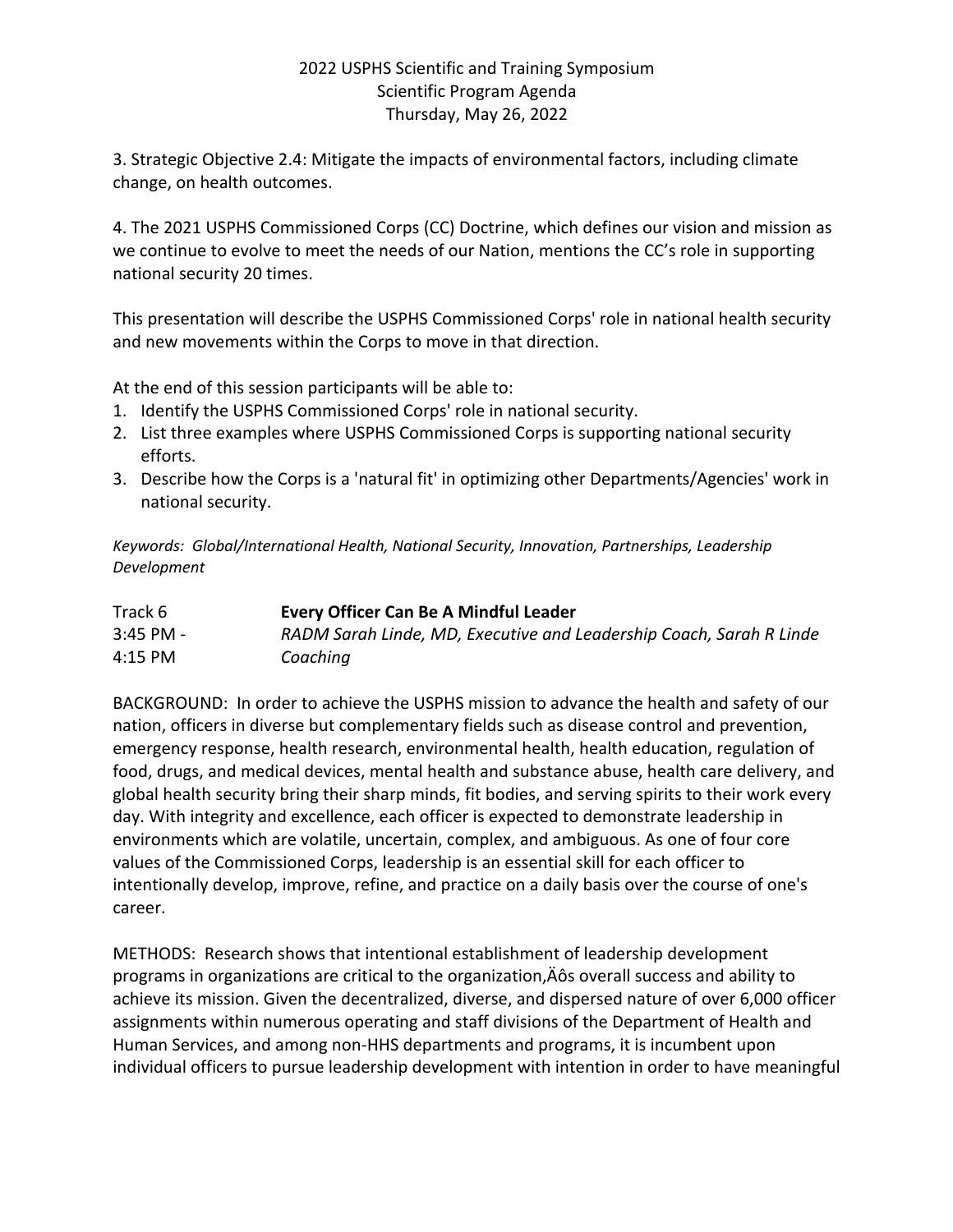3. Strategic Objective 2.4: Mitigate the impacts of environmental factors, including climate change, on health outcomes.

4. The 2021 USPHS Commissioned Corps (CC) Doctrine, which defines our vision and mission as we continue to evolve to meet the needs of our Nation, mentions the CC's role in supporting national security 20 times.

This presentation will describe the USPHS Commissioned Corps' role in national health security and new movements within the Corps to move in that direction.

At the end of this session participants will be able to:

1. Identify the USPHS Commissioned Corps' role in national security.
2. List three examples where USPHS Commissioned Corps is supporting national security efforts.
3. Describe how the Corps is a 'natural fit' in optimizing other Departments/Agencies' work in national security.

*Keywords: Global/International Health, National Security, Innovation, Partnerships, Leadership Development*

| Track 6 | **Every Officer Can Be A Mindful Leader** |
|---|---|
| 3:45 PM - 4:15 PM | *RADM Sarah Linde, MD, Executive and Leadership Coach, Sarah R Linde Coaching* |

BACKGROUND: In order to achieve the USPHS mission to advance the health and safety of our nation, officers in diverse but complementary fields such as disease control and prevention, emergency response, health research, environmental health, health education, regulation of food, drugs, and medical devices, mental health and substance abuse, health care delivery, and global health security bring their sharp minds, fit bodies, and serving spirits to their work every day. With integrity and excellence, each officer is expected to demonstrate leadership in environments which are volatile, uncertain, complex, and ambiguous. As one of four core values of the Commissioned Corps, leadership is an essential skill for each officer to intentionally develop, improve, refine, and practice on a daily basis over the course of one's career.

METHODS: Research shows that intentional establishment of leadership development programs in organizations are critical to the organization‚Äôs overall success and ability to achieve its mission. Given the decentralized, diverse, and dispersed nature of over 6,000 officer assignments within numerous operating and staff divisions of the Department of Health and Human Services, and among non-HHS departments and programs, it is incumbent upon individual officers to pursue leadership development with intention in order to have meaningful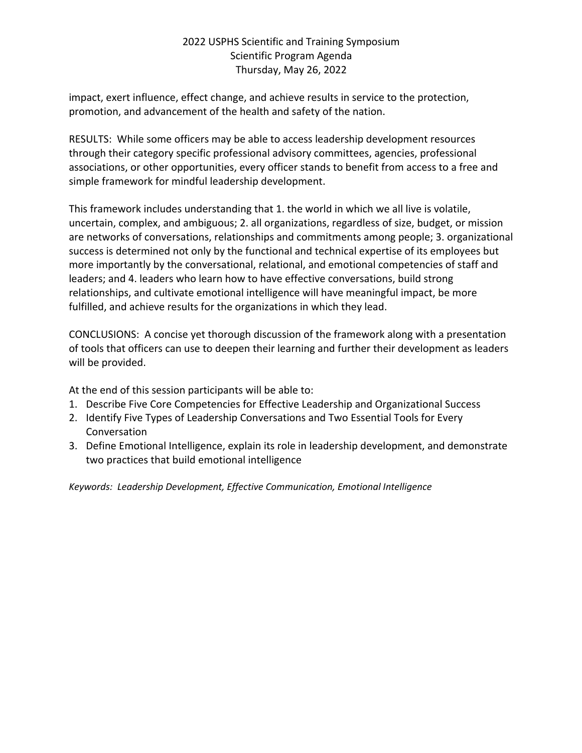impact, exert influence, effect change, and achieve results in service to the protection, promotion, and advancement of the health and safety of the nation.

RESULTS: While some officers may be able to access leadership development resources through their category specific professional advisory committees, agencies, professional associations, or other opportunities, every officer stands to benefit from access to a free and simple framework for mindful leadership development.

This framework includes understanding that 1. the world in which we all live is volatile, uncertain, complex, and ambiguous; 2. all organizations, regardless of size, budget, or mission are networks of conversations, relationships and commitments among people; 3. organizational success is determined not only by the functional and technical expertise of its employees but more importantly by the conversational, relational, and emotional competencies of staff and leaders; and 4. leaders who learn how to have effective conversations, build strong relationships, and cultivate emotional intelligence will have meaningful impact, be more fulfilled, and achieve results for the organizations in which they lead.

CONCLUSIONS: A concise yet thorough discussion of the framework along with a presentation of tools that officers can use to deepen their learning and further their development as leaders will be provided.

At the end of this session participants will be able to:

1. Describe Five Core Competencies for Effective Leadership and Organizational Success
2. Identify Five Types of Leadership Conversations and Two Essential Tools for Every Conversation
3. Define Emotional Intelligence, explain its role in leadership development, and demonstrate two practices that build emotional intelligence

*Keywords: Leadership Development, Effective Communication, Emotional Intelligence*